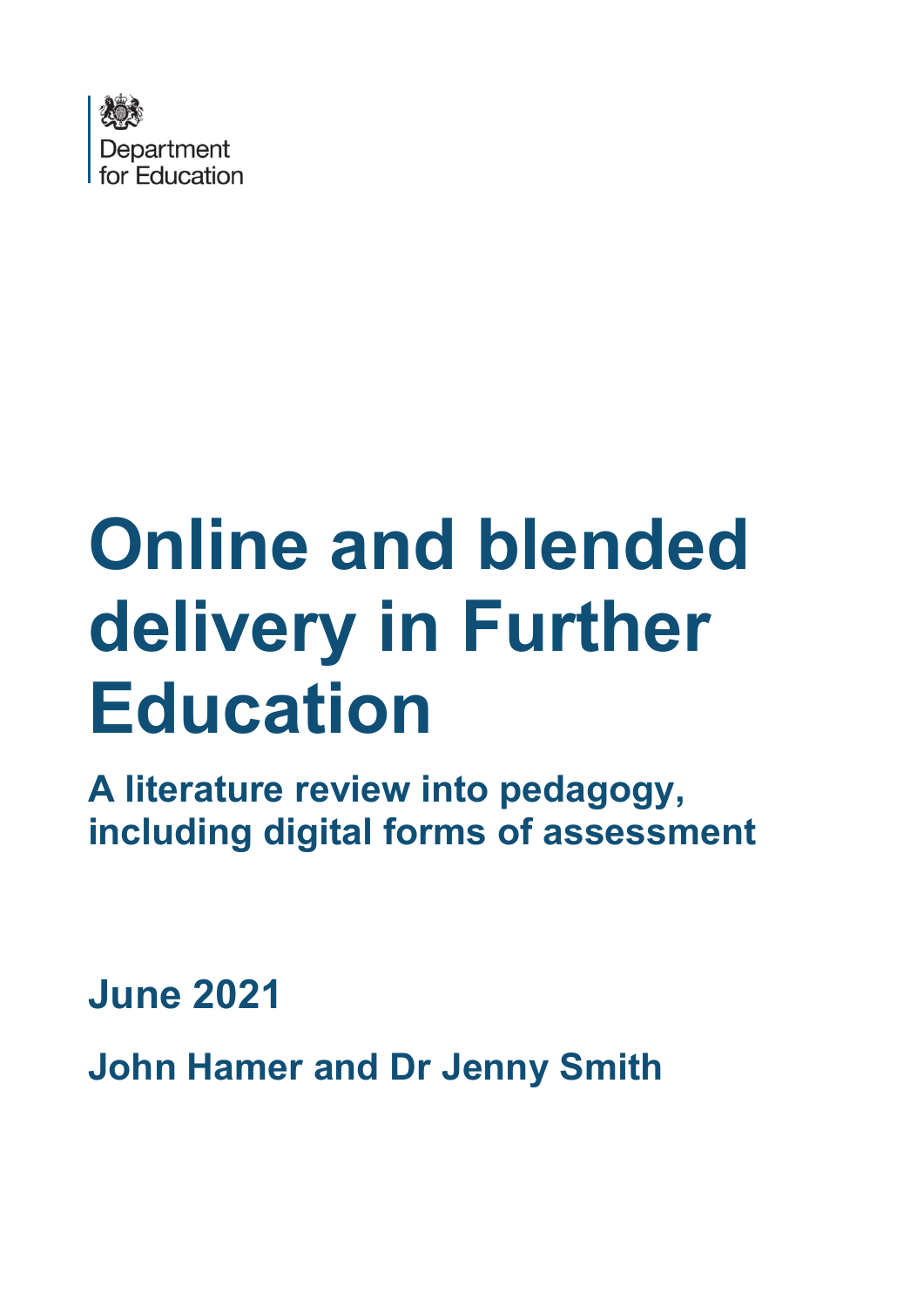Department for Education

# Online and blended delivery in Further Education

## A literature review into pedagogy, including digital forms of assessment

**June 2021**

**John Hamer and Dr Jenny Smith**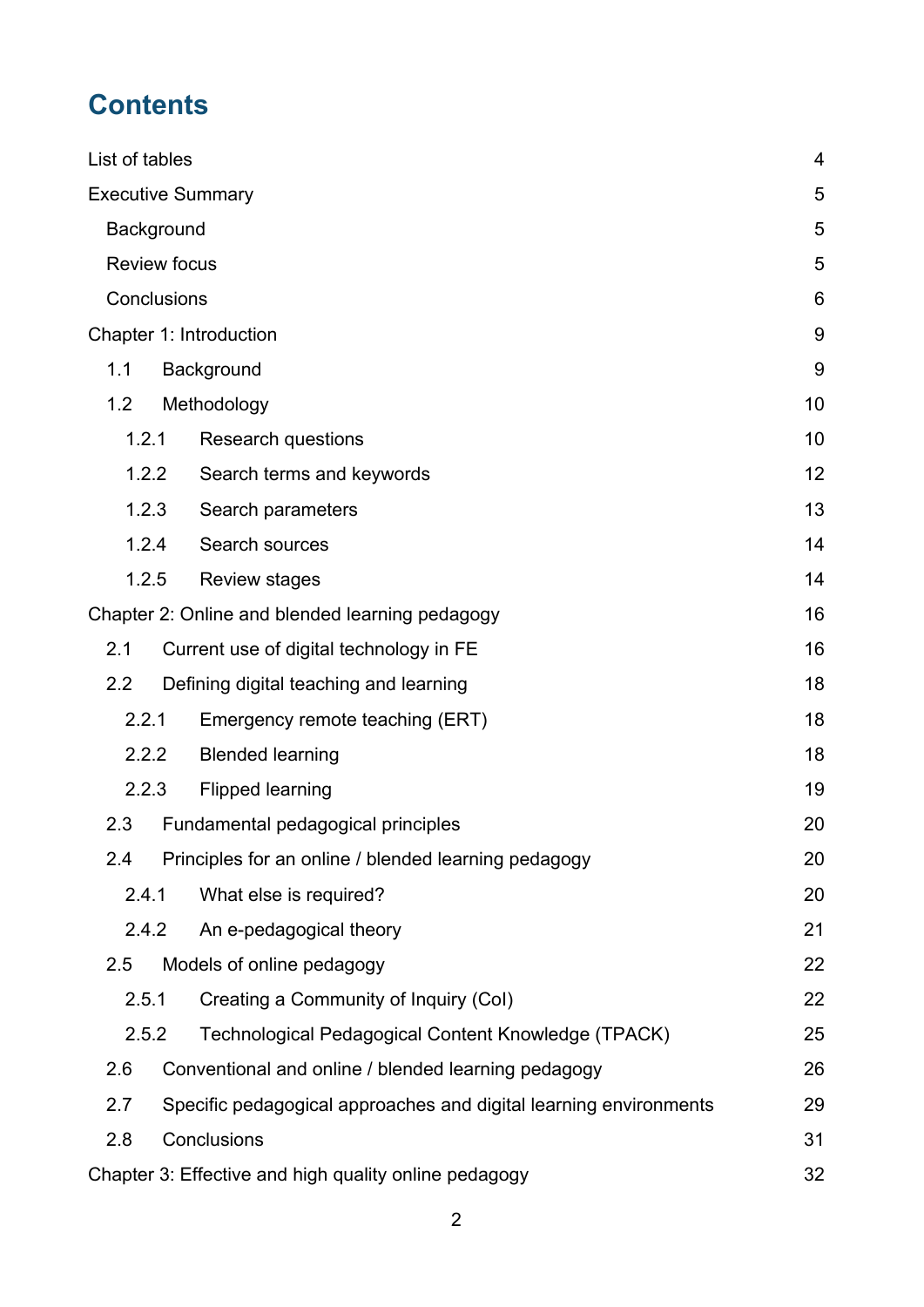# Contents

List of tables 4

Executive Summary 5

- Background 5
- Review focus 5
- Conclusions 6

Chapter 1: Introduction 9

- 1.1 Background 9
- 1.2 Methodology 10
  - 1.2.1 Research questions 10
  - 1.2.2 Search terms and keywords 12
  - 1.2.3 Search parameters 13
  - 1.2.4 Search sources 14
  - 1.2.5 Review stages 14

Chapter 2: Online and blended learning pedagogy 16

- 2.1 Current use of digital technology in FE 16
- 2.2 Defining digital teaching and learning 18
  - 2.2.1 Emergency remote teaching (ERT) 18
  - 2.2.2 Blended learning 18
  - 2.2.3 Flipped learning 19
- 2.3 Fundamental pedagogical principles 20
- 2.4 Principles for an online / blended learning pedagogy 20
  - 2.4.1 What else is required? 20
  - 2.4.2 An e-pedagogical theory 21
- 2.5 Models of online pedagogy 22
  - 2.5.1 Creating a Community of Inquiry (CoI) 22
  - 2.5.2 Technological Pedagogical Content Knowledge (TPACK) 25
- 2.6 Conventional and online / blended learning pedagogy 26
- 2.7 Specific pedagogical approaches and digital learning environments 29
- 2.8 Conclusions 31

Chapter 3: Effective and high quality online pedagogy 32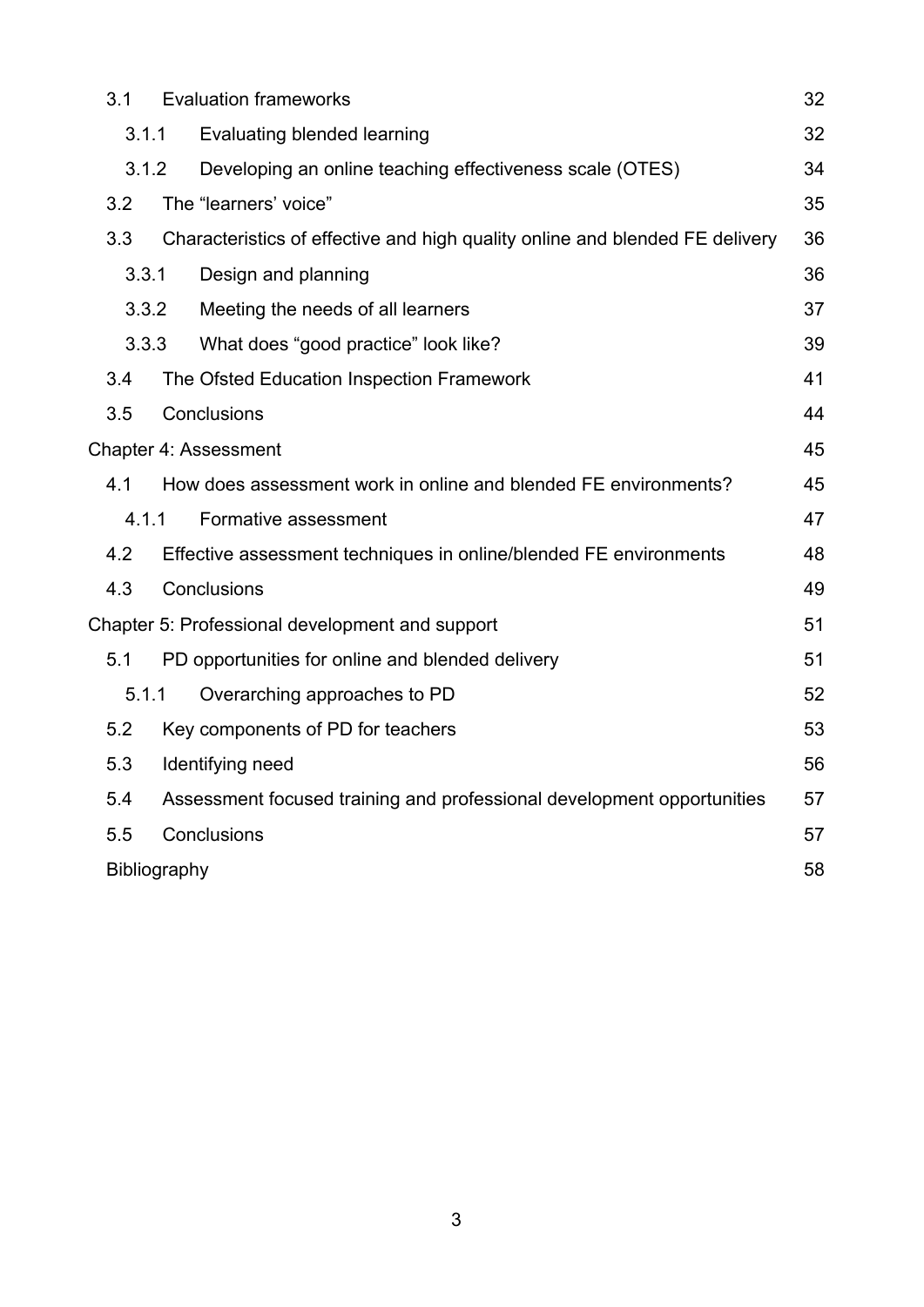| | | |
|---|---|---|
| 3.1 | Evaluation frameworks | 32 |
| 3.1.1 | Evaluating blended learning | 32 |
| 3.1.2 | Developing an online teaching effectiveness scale (OTES) | 34 |
| 3.2 | The "learners' voice" | 35 |
| 3.3 | Characteristics of effective and high quality online and blended FE delivery | 36 |
| 3.3.1 | Design and planning | 36 |
| 3.3.2 | Meeting the needs of all learners | 37 |
| 3.3.3 | What does "good practice" look like? | 39 |
| 3.4 | The Ofsted Education Inspection Framework | 41 |
| 3.5 | Conclusions | 44 |
| Chapter 4: Assessment | | 45 |
| 4.1 | How does assessment work in online and blended FE environments? | 45 |
| 4.1.1 | Formative assessment | 47 |
| 4.2 | Effective assessment techniques in online/blended FE environments | 48 |
| 4.3 | Conclusions | 49 |
| Chapter 5: Professional development and support | | 51 |
| 5.1 | PD opportunities for online and blended delivery | 51 |
| 5.1.1 | Overarching approaches to PD | 52 |
| 5.2 | Key components of PD for teachers | 53 |
| 5.3 | Identifying need | 56 |
| 5.4 | Assessment focused training and professional development opportunities | 57 |
| 5.5 | Conclusions | 57 |
| Bibliography | | 58 |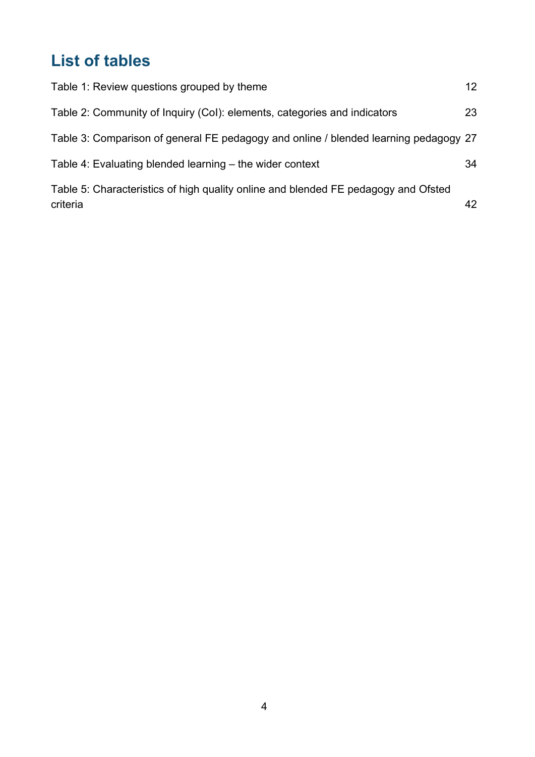## List of tables

Table 1: Review questions grouped by theme 12

Table 2: Community of Inquiry (CoI): elements, categories and indicators 23

Table 3: Comparison of general FE pedagogy and online / blended learning pedagogy 27

Table 4: Evaluating blended learning – the wider context 34

Table 5: Characteristics of high quality online and blended FE pedagogy and Ofsted criteria 42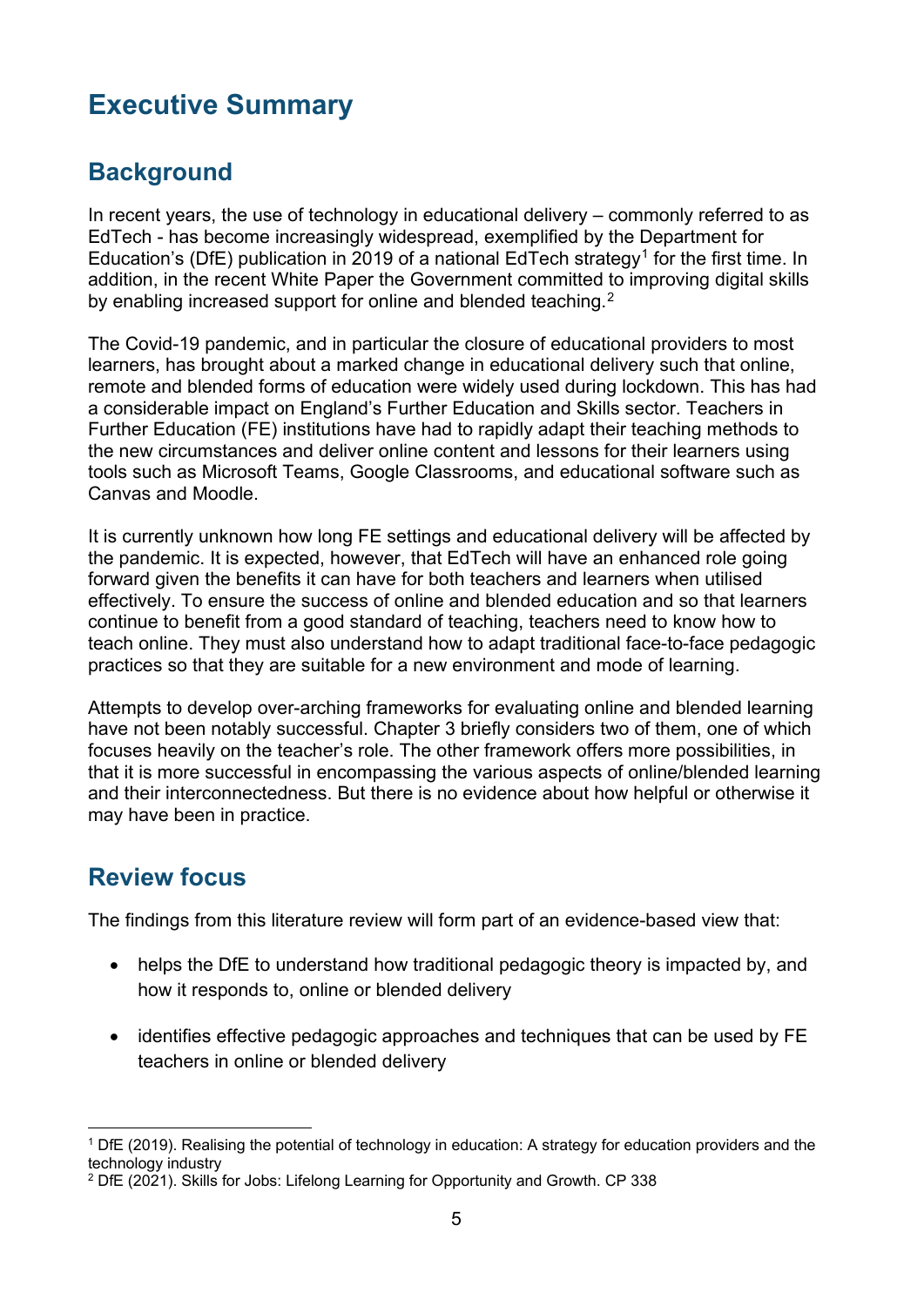# Executive Summary

## Background

In recent years, the use of technology in educational delivery – commonly referred to as EdTech - has become increasingly widespread, exemplified by the Department for Education's (DfE) publication in 2019 of a national EdTech strategy[1] for the first time. In addition, in the recent White Paper the Government committed to improving digital skills by enabling increased support for online and blended teaching.[2]

The Covid-19 pandemic, and in particular the closure of educational providers to most learners, has brought about a marked change in educational delivery such that online, remote and blended forms of education were widely used during lockdown. This has had a considerable impact on England's Further Education and Skills sector. Teachers in Further Education (FE) institutions have had to rapidly adapt their teaching methods to the new circumstances and deliver online content and lessons for their learners using tools such as Microsoft Teams, Google Classrooms, and educational software such as Canvas and Moodle.

It is currently unknown how long FE settings and educational delivery will be affected by the pandemic. It is expected, however, that EdTech will have an enhanced role going forward given the benefits it can have for both teachers and learners when utilised effectively. To ensure the success of online and blended education and so that learners continue to benefit from a good standard of teaching, teachers need to know how to teach online. They must also understand how to adapt traditional face-to-face pedagogic practices so that they are suitable for a new environment and mode of learning.

Attempts to develop over-arching frameworks for evaluating online and blended learning have not been notably successful. Chapter 3 briefly considers two of them, one of which focuses heavily on the teacher's role. The other framework offers more possibilities, in that it is more successful in encompassing the various aspects of online/blended learning and their interconnectedness. But there is no evidence about how helpful or otherwise it may have been in practice.

## Review focus

The findings from this literature review will form part of an evidence-based view that:

- helps the DfE to understand how traditional pedagogic theory is impacted by, and how it responds to, online or blended delivery
- identifies effective pedagogic approaches and techniques that can be used by FE teachers in online or blended delivery

[1] DfE (2019). Realising the potential of technology in education: A strategy for education providers and the technology industry

[2] DfE (2021). Skills for Jobs: Lifelong Learning for Opportunity and Growth. CP 338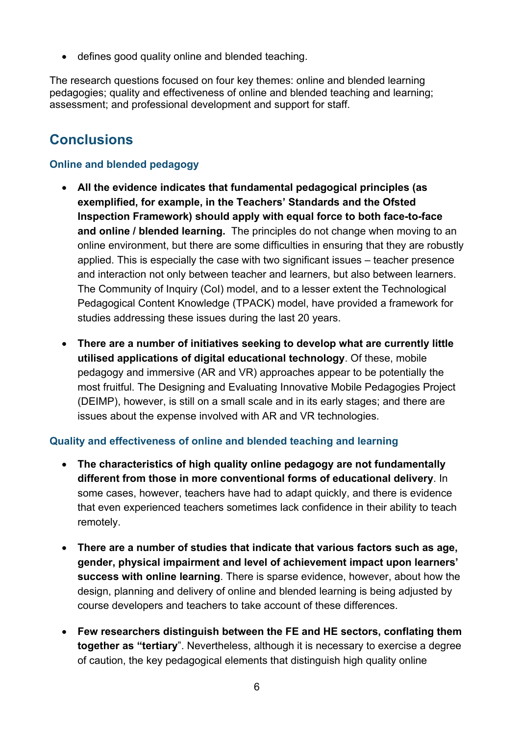- defines good quality online and blended teaching.

The research questions focused on four key themes: online and blended learning pedagogies; quality and effectiveness of online and blended teaching and learning; assessment; and professional development and support for staff.

## Conclusions

### Online and blended pedagogy

- **All the evidence indicates that fundamental pedagogical principles (as exemplified, for example, in the Teachers' Standards and the Ofsted Inspection Framework) should apply with equal force to both face-to-face and online / blended learning.** The principles do not change when moving to an online environment, but there are some difficulties in ensuring that they are robustly applied. This is especially the case with two significant issues – teacher presence and interaction not only between teacher and learners, but also between learners. The Community of Inquiry (CoI) model, and to a lesser extent the Technological Pedagogical Content Knowledge (TPACK) model, have provided a framework for studies addressing these issues during the last 20 years.

- **There are a number of initiatives seeking to develop what are currently little utilised applications of digital educational technology**. Of these, mobile pedagogy and immersive (AR and VR) approaches appear to be potentially the most fruitful. The Designing and Evaluating Innovative Mobile Pedagogies Project (DEIMP), however, is still on a small scale and in its early stages; and there are issues about the expense involved with AR and VR technologies.

### Quality and effectiveness of online and blended teaching and learning

- **The characteristics of high quality online pedagogy are not fundamentally different from those in more conventional forms of educational delivery**. In some cases, however, teachers have had to adapt quickly, and there is evidence that even experienced teachers sometimes lack confidence in their ability to teach remotely.

- **There are a number of studies that indicate that various factors such as age, gender, physical impairment and level of achievement impact upon learners' success with online learning**. There is sparse evidence, however, about how the design, planning and delivery of online and blended learning is being adjusted by course developers and teachers to take account of these differences.

- **Few researchers distinguish between the FE and HE sectors, conflating them together as "tertiary"**. Nevertheless, although it is necessary to exercise a degree of caution, the key pedagogical elements that distinguish high quality online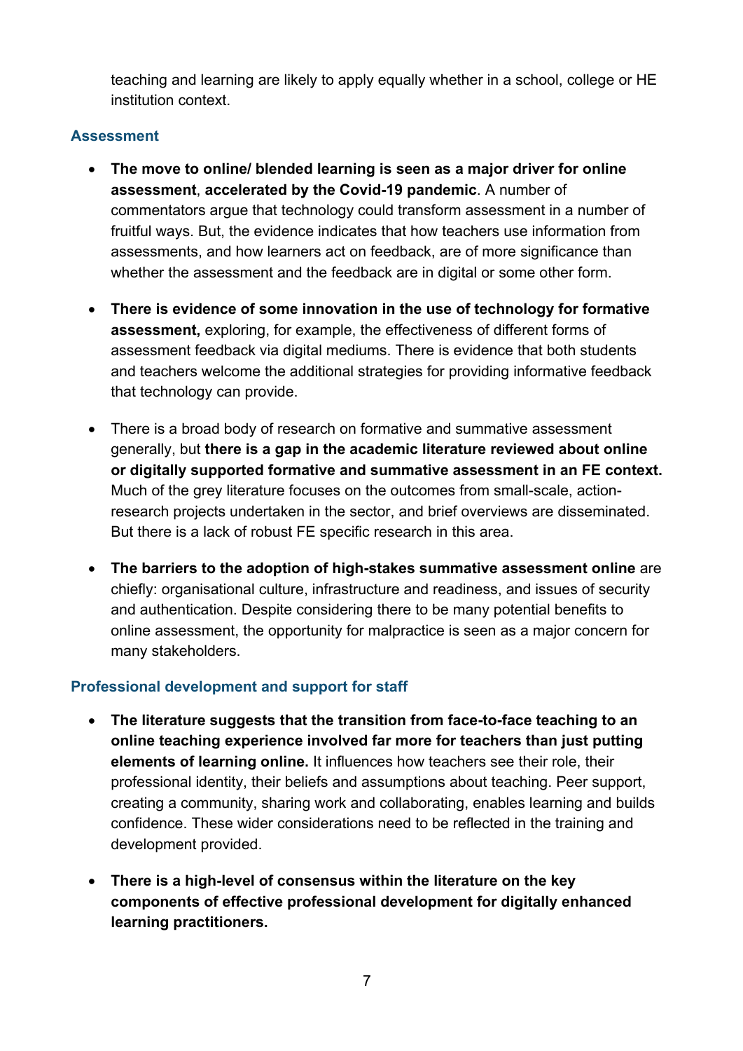teaching and learning are likely to apply equally whether in a school, college or HE institution context.

### Assessment

- **The move to online/ blended learning is seen as a major driver for online assessment**, **accelerated by the Covid-19 pandemic**. A number of commentators argue that technology could transform assessment in a number of fruitful ways. But, the evidence indicates that how teachers use information from assessments, and how learners act on feedback, are of more significance than whether the assessment and the feedback are in digital or some other form.

- **There is evidence of some innovation in the use of technology for formative assessment,** exploring, for example, the effectiveness of different forms of assessment feedback via digital mediums. There is evidence that both students and teachers welcome the additional strategies for providing informative feedback that technology can provide.

- There is a broad body of research on formative and summative assessment generally, but **there is a gap in the academic literature reviewed about online or digitally supported formative and summative assessment in an FE context.** Much of the grey literature focuses on the outcomes from small-scale, action-research projects undertaken in the sector, and brief overviews are disseminated. But there is a lack of robust FE specific research in this area.

- **The barriers to the adoption of high-stakes summative assessment online** are chiefly: organisational culture, infrastructure and readiness, and issues of security and authentication. Despite considering there to be many potential benefits to online assessment, the opportunity for malpractice is seen as a major concern for many stakeholders.

### Professional development and support for staff

- **The literature suggests that the transition from face-to-face teaching to an online teaching experience involved far more for teachers than just putting elements of learning online.** It influences how teachers see their role, their professional identity, their beliefs and assumptions about teaching. Peer support, creating a community, sharing work and collaborating, enables learning and builds confidence. These wider considerations need to be reflected in the training and development provided.

- **There is a high-level of consensus within the literature on the key components of effective professional development for digitally enhanced learning practitioners.**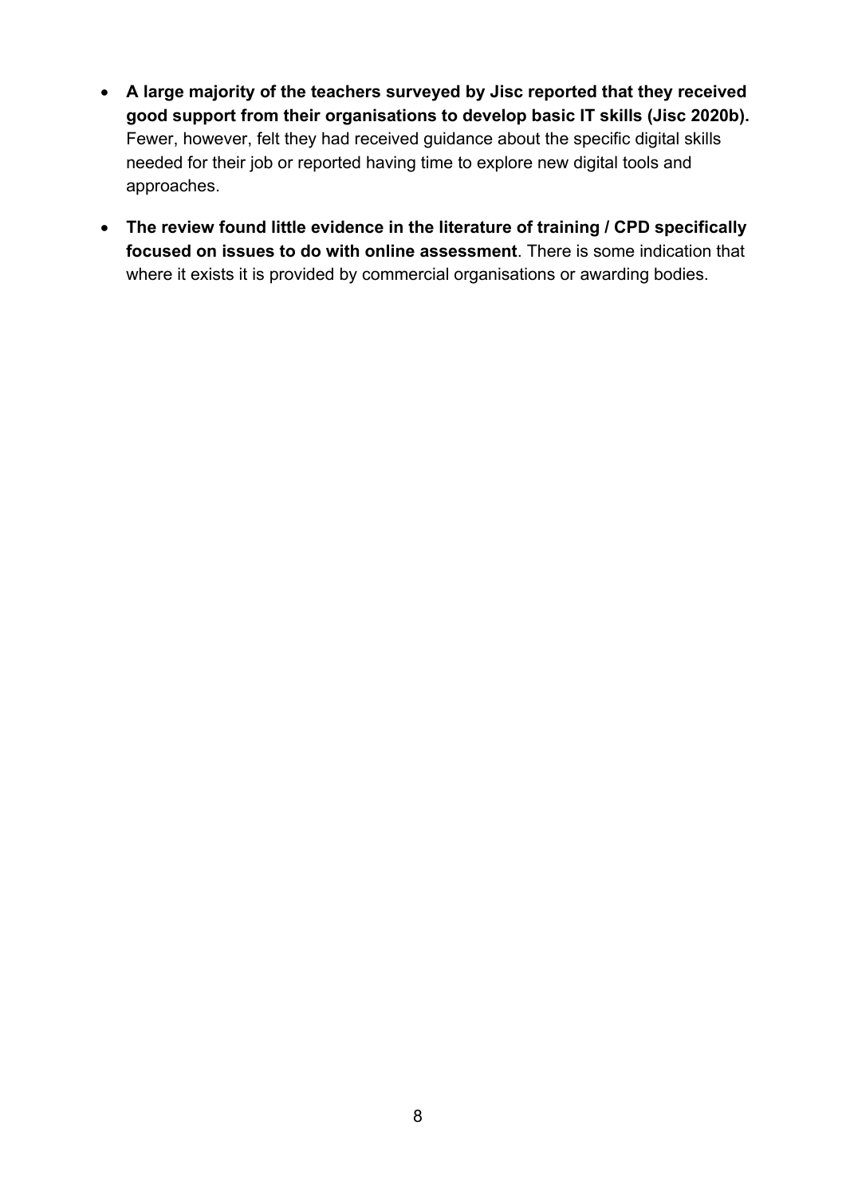- **A large majority of the teachers surveyed by Jisc reported that they received good support from their organisations to develop basic IT skills (Jisc 2020b).** Fewer, however, felt they had received guidance about the specific digital skills needed for their job or reported having time to explore new digital tools and approaches.
- **The review found little evidence in the literature of training / CPD specifically focused on issues to do with online assessment**. There is some indication that where it exists it is provided by commercial organisations or awarding bodies.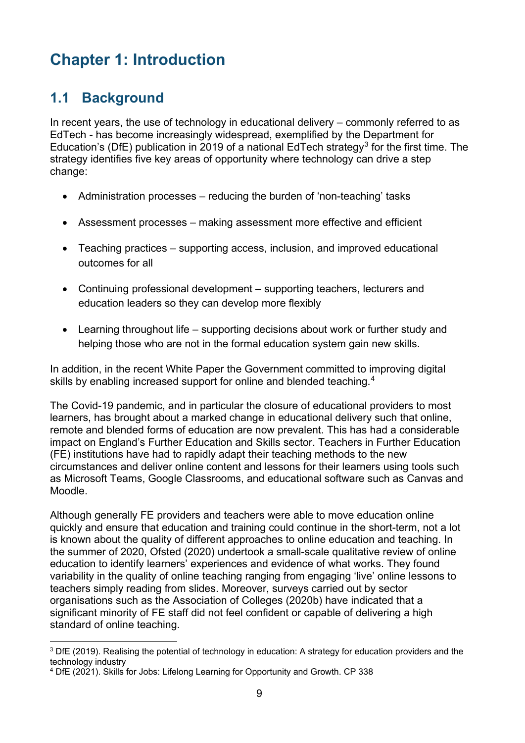# Chapter 1: Introduction

## 1.1 Background

In recent years, the use of technology in educational delivery – commonly referred to as EdTech - has become increasingly widespread, exemplified by the Department for Education's (DfE) publication in 2019 of a national EdTech strategy[3] for the first time. The strategy identifies five key areas of opportunity where technology can drive a step change:

- Administration processes – reducing the burden of 'non-teaching' tasks
- Assessment processes – making assessment more effective and efficient
- Teaching practices – supporting access, inclusion, and improved educational outcomes for all
- Continuing professional development – supporting teachers, lecturers and education leaders so they can develop more flexibly
- Learning throughout life – supporting decisions about work or further study and helping those who are not in the formal education system gain new skills.

In addition, in the recent White Paper the Government committed to improving digital skills by enabling increased support for online and blended teaching.[4]

The Covid-19 pandemic, and in particular the closure of educational providers to most learners, has brought about a marked change in educational delivery such that online, remote and blended forms of education are now prevalent. This has had a considerable impact on England's Further Education and Skills sector. Teachers in Further Education (FE) institutions have had to rapidly adapt their teaching methods to the new circumstances and deliver online content and lessons for their learners using tools such as Microsoft Teams, Google Classrooms, and educational software such as Canvas and Moodle.

Although generally FE providers and teachers were able to move education online quickly and ensure that education and training could continue in the short-term, not a lot is known about the quality of different approaches to online education and teaching. In the summer of 2020, Ofsted (2020) undertook a small-scale qualitative review of online education to identify learners' experiences and evidence of what works. They found variability in the quality of online teaching ranging from engaging 'live' online lessons to teachers simply reading from slides. Moreover, surveys carried out by sector organisations such as the Association of Colleges (2020b) have indicated that a significant minority of FE staff did not feel confident or capable of delivering a high standard of online teaching.

[3] DfE (2019). Realising the potential of technology in education: A strategy for education providers and the technology industry

[4] DfE (2021). Skills for Jobs: Lifelong Learning for Opportunity and Growth. CP 338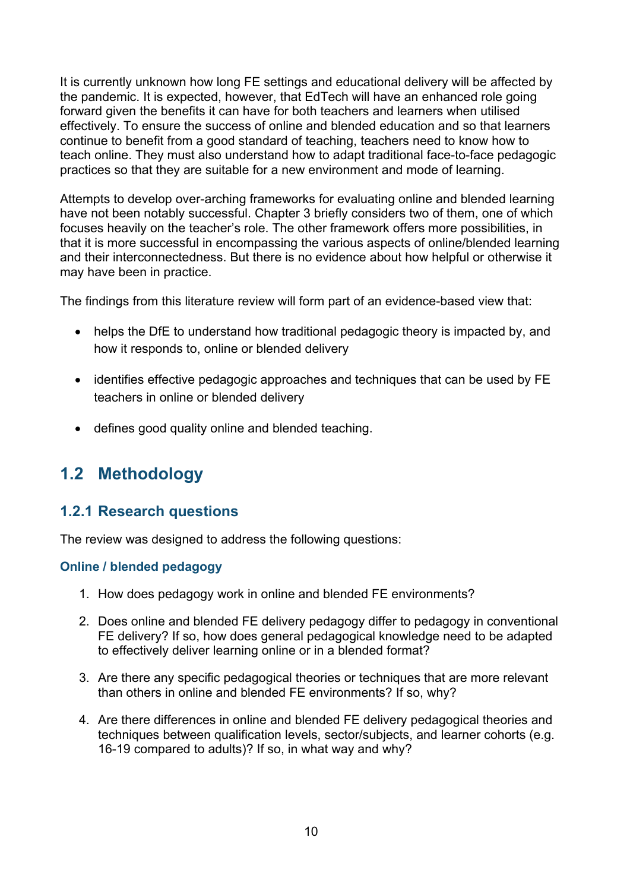It is currently unknown how long FE settings and educational delivery will be affected by the pandemic. It is expected, however, that EdTech will have an enhanced role going forward given the benefits it can have for both teachers and learners when utilised effectively. To ensure the success of online and blended education and so that learners continue to benefit from a good standard of teaching, teachers need to know how to teach online. They must also understand how to adapt traditional face-to-face pedagogic practices so that they are suitable for a new environment and mode of learning.

Attempts to develop over-arching frameworks for evaluating online and blended learning have not been notably successful. Chapter 3 briefly considers two of them, one of which focuses heavily on the teacher's role. The other framework offers more possibilities, in that it is more successful in encompassing the various aspects of online/blended learning and their interconnectedness. But there is no evidence about how helpful or otherwise it may have been in practice.

The findings from this literature review will form part of an evidence-based view that:

- helps the DfE to understand how traditional pedagogic theory is impacted by, and how it responds to, online or blended delivery
- identifies effective pedagogic approaches and techniques that can be used by FE teachers in online or blended delivery
- defines good quality online and blended teaching.

## 1.2 Methodology

### 1.2.1 Research questions

The review was designed to address the following questions:

#### Online / blended pedagogy

1. How does pedagogy work in online and blended FE environments?
2. Does online and blended FE delivery pedagogy differ to pedagogy in conventional FE delivery? If so, how does general pedagogical knowledge need to be adapted to effectively deliver learning online or in a blended format?
3. Are there any specific pedagogical theories or techniques that are more relevant than others in online and blended FE environments? If so, why?
4. Are there differences in online and blended FE delivery pedagogical theories and techniques between qualification levels, sector/subjects, and learner cohorts (e.g. 16-19 compared to adults)? If so, in what way and why?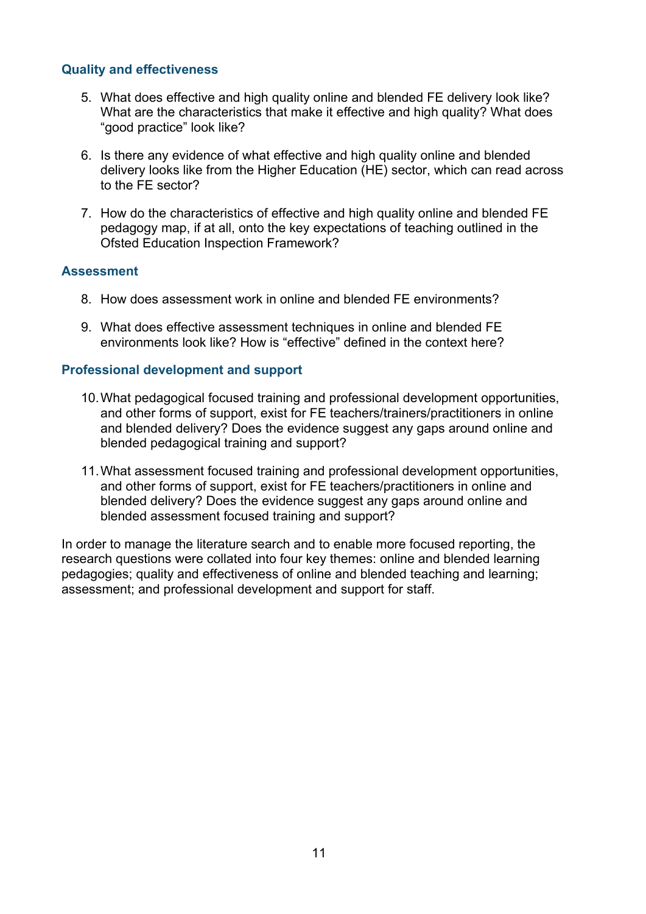### Quality and effectiveness

5. What does effective and high quality online and blended FE delivery look like? What are the characteristics that make it effective and high quality? What does "good practice" look like?

6. Is there any evidence of what effective and high quality online and blended delivery looks like from the Higher Education (HE) sector, which can read across to the FE sector?

7. How do the characteristics of effective and high quality online and blended FE pedagogy map, if at all, onto the key expectations of teaching outlined in the Ofsted Education Inspection Framework?

### Assessment

8. How does assessment work in online and blended FE environments?

9. What does effective assessment techniques in online and blended FE environments look like? How is "effective" defined in the context here?

### Professional development and support

10. What pedagogical focused training and professional development opportunities, and other forms of support, exist for FE teachers/trainers/practitioners in online and blended delivery? Does the evidence suggest any gaps around online and blended pedagogical training and support?

11. What assessment focused training and professional development opportunities, and other forms of support, exist for FE teachers/practitioners in online and blended delivery? Does the evidence suggest any gaps around online and blended assessment focused training and support?

In order to manage the literature search and to enable more focused reporting, the research questions were collated into four key themes: online and blended learning pedagogies; quality and effectiveness of online and blended teaching and learning; assessment; and professional development and support for staff.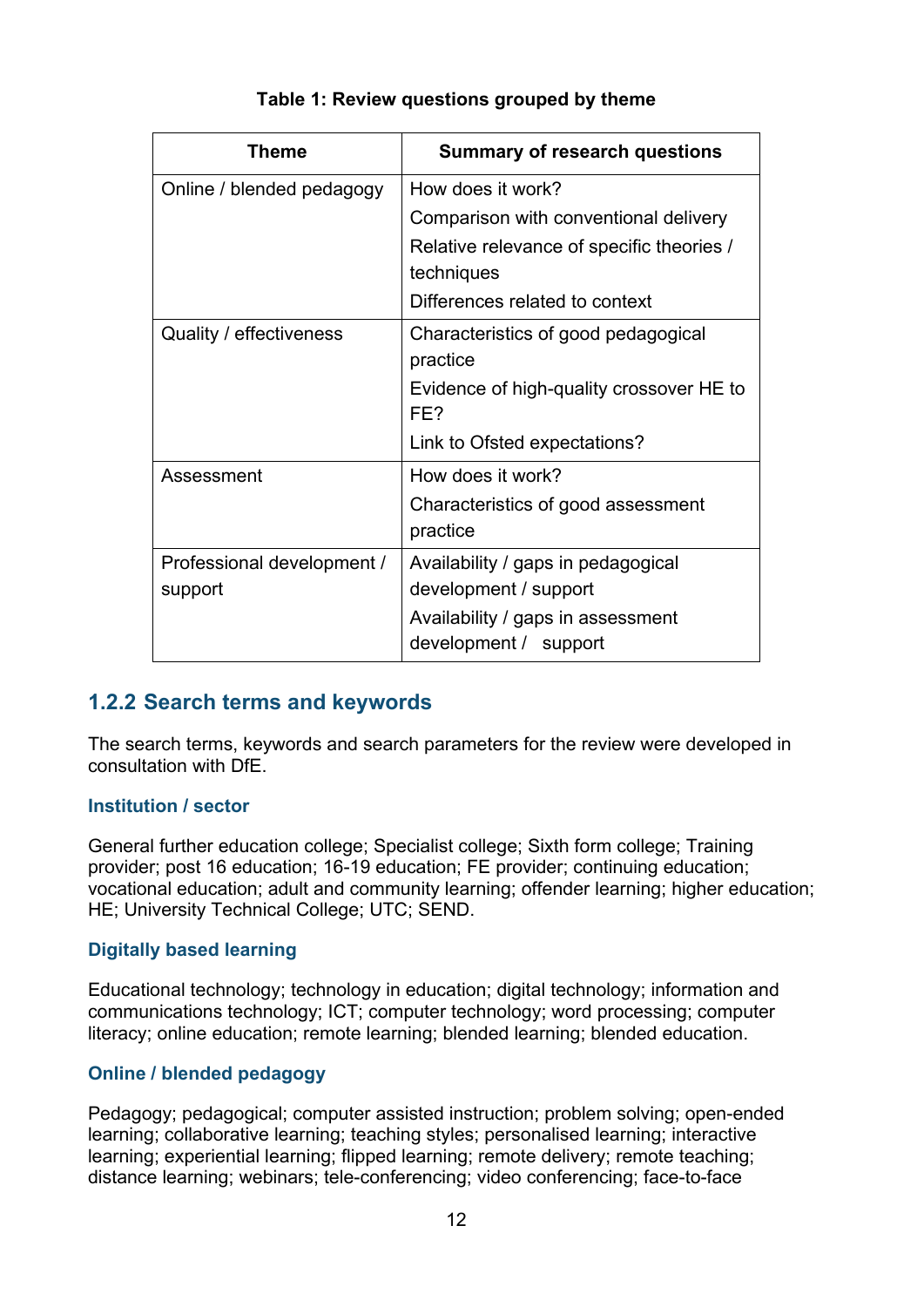**Table 1: Review questions grouped by theme**

| Theme | Summary of research questions |
|---|---|
| Online / blended pedagogy | How does it work?<br>Comparison with conventional delivery<br>Relative relevance of specific theories / techniques<br>Differences related to context |
| Quality / effectiveness | Characteristics of good pedagogical practice<br>Evidence of high-quality crossover HE to FE?<br>Link to Ofsted expectations? |
| Assessment | How does it work?<br>Characteristics of good assessment practice |
| Professional development / support | Availability / gaps in pedagogical development / support<br>Availability / gaps in assessment development / support |

### 1.2.2 Search terms and keywords

The search terms, keywords and search parameters for the review were developed in consultation with DfE.

#### Institution / sector

General further education college; Specialist college; Sixth form college; Training provider; post 16 education; 16-19 education; FE provider; continuing education; vocational education; adult and community learning; offender learning; higher education; HE; University Technical College; UTC; SEND.

#### Digitally based learning

Educational technology; technology in education; digital technology; information and communications technology; ICT; computer technology; word processing; computer literacy; online education; remote learning; blended learning; blended education.

#### Online / blended pedagogy

Pedagogy; pedagogical; computer assisted instruction; problem solving; open-ended learning; collaborative learning; teaching styles; personalised learning; interactive learning; experiential learning; flipped learning; remote delivery; remote teaching; distance learning; webinars; tele-conferencing; video conferencing; face-to-face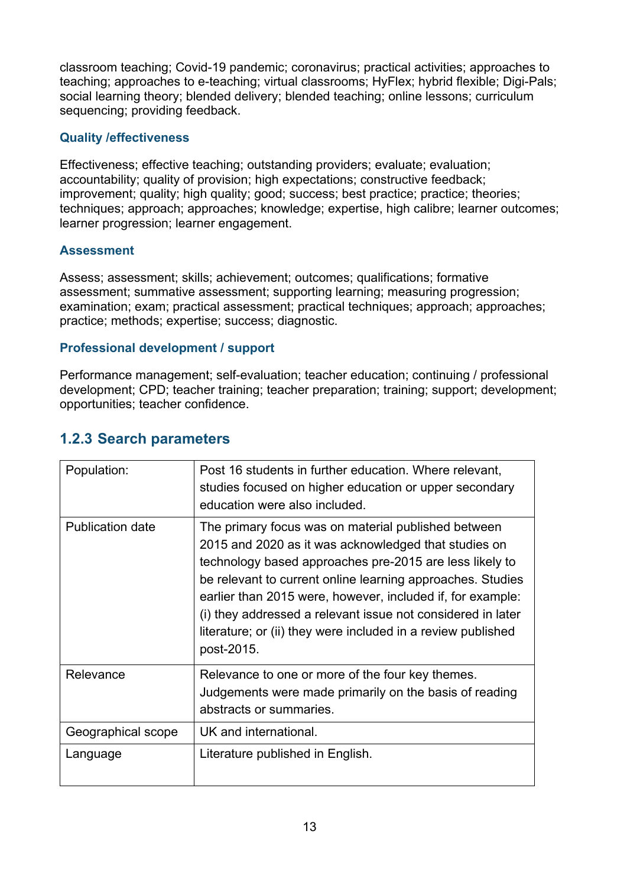classroom teaching; Covid-19 pandemic; coronavirus; practical activities; approaches to teaching; approaches to e-teaching; virtual classrooms; HyFlex; hybrid flexible; Digi-Pals; social learning theory; blended delivery; blended teaching; online lessons; curriculum sequencing; providing feedback.

#### Quality /effectiveness

Effectiveness; effective teaching; outstanding providers; evaluate; evaluation; accountability; quality of provision; high expectations; constructive feedback; improvement; quality; high quality; good; success; best practice; practice; theories; techniques; approach; approaches; knowledge; expertise, high calibre; learner outcomes; learner progression; learner engagement.

#### Assessment

Assess; assessment; skills; achievement; outcomes; qualifications; formative assessment; summative assessment; supporting learning; measuring progression; examination; exam; practical assessment; practical techniques; approach; approaches; practice; methods; expertise; success; diagnostic.

#### Professional development / support

Performance management; self-evaluation; teacher education; continuing / professional development; CPD; teacher training; teacher preparation; training; support; development; opportunities; teacher confidence.

### 1.2.3 Search parameters

| | |
|---|---|
| Population: | Post 16 students in further education. Where relevant, studies focused on higher education or upper secondary education were also included. |
| Publication date | The primary focus was on material published between 2015 and 2020 as it was acknowledged that studies on technology based approaches pre-2015 are less likely to be relevant to current online learning approaches. Studies earlier than 2015 were, however, included if, for example: (i) they addressed a relevant issue not considered in later literature; or (ii) they were included in a review published post-2015. |
| Relevance | Relevance to one or more of the four key themes. Judgements were made primarily on the basis of reading abstracts or summaries. |
| Geographical scope | UK and international. |
| Language | Literature published in English. |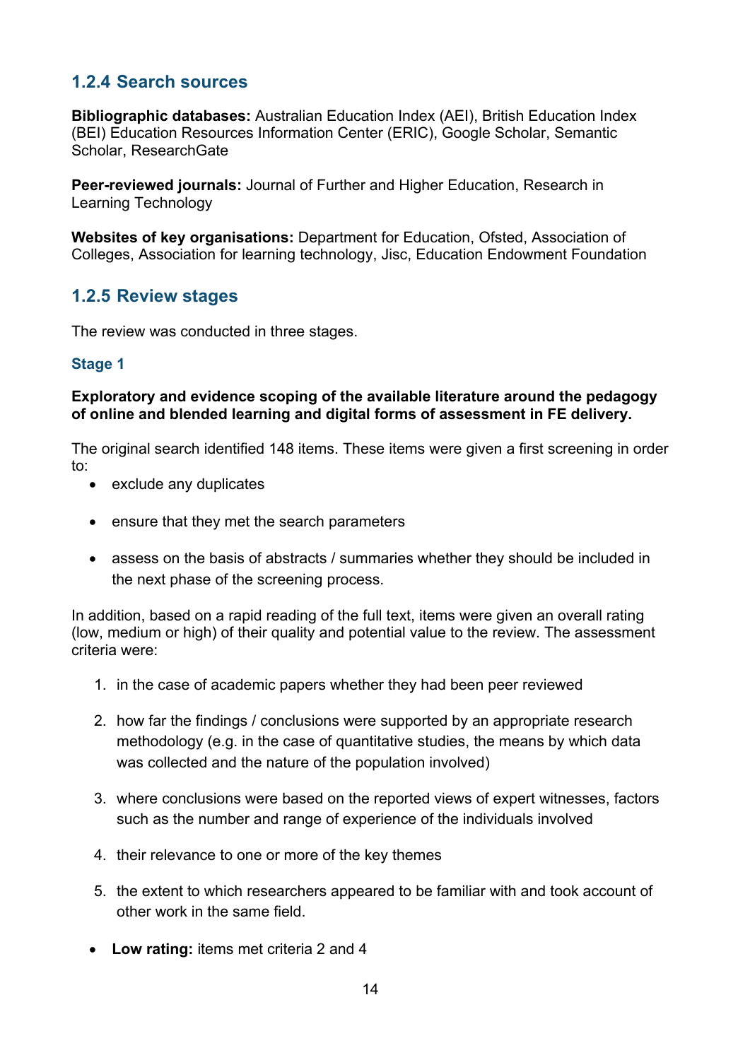### 1.2.4 Search sources

**Bibliographic databases:** Australian Education Index (AEI), British Education Index (BEI) Education Resources Information Center (ERIC), Google Scholar, Semantic Scholar, ResearchGate

**Peer-reviewed journals:** Journal of Further and Higher Education, Research in Learning Technology

**Websites of key organisations:** Department for Education, Ofsted, Association of Colleges, Association for learning technology, Jisc, Education Endowment Foundation

### 1.2.5 Review stages

The review was conducted in three stages.

#### Stage 1

**Exploratory and evidence scoping of the available literature around the pedagogy of online and blended learning and digital forms of assessment in FE delivery.**

The original search identified 148 items. These items were given a first screening in order to:

- exclude any duplicates
- ensure that they met the search parameters
- assess on the basis of abstracts / summaries whether they should be included in the next phase of the screening process.

In addition, based on a rapid reading of the full text, items were given an overall rating (low, medium or high) of their quality and potential value to the review. The assessment criteria were:

1. in the case of academic papers whether they had been peer reviewed
2. how far the findings / conclusions were supported by an appropriate research methodology (e.g. in the case of quantitative studies, the means by which data was collected and the nature of the population involved)
3. where conclusions were based on the reported views of expert witnesses, factors such as the number and range of experience of the individuals involved
4. their relevance to one or more of the key themes
5. the extent to which researchers appeared to be familiar with and took account of other work in the same field.

- **Low rating:** items met criteria 2 and 4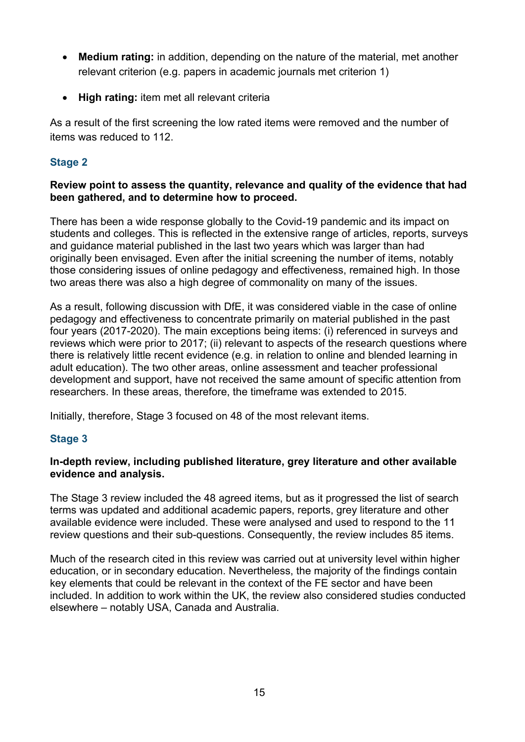- **Medium rating:** in addition, depending on the nature of the material, met another relevant criterion (e.g. papers in academic journals met criterion 1)
- **High rating:** item met all relevant criteria

As a result of the first screening the low rated items were removed and the number of items was reduced to 112.

### Stage 2

**Review point to assess the quantity, relevance and quality of the evidence that had been gathered, and to determine how to proceed.**

There has been a wide response globally to the Covid-19 pandemic and its impact on students and colleges. This is reflected in the extensive range of articles, reports, surveys and guidance material published in the last two years which was larger than had originally been envisaged. Even after the initial screening the number of items, notably those considering issues of online pedagogy and effectiveness, remained high. In those two areas there was also a high degree of commonality on many of the issues.

As a result, following discussion with DfE, it was considered viable in the case of online pedagogy and effectiveness to concentrate primarily on material published in the past four years (2017-2020). The main exceptions being items: (i) referenced in surveys and reviews which were prior to 2017; (ii) relevant to aspects of the research questions where there is relatively little recent evidence (e.g. in relation to online and blended learning in adult education). The two other areas, online assessment and teacher professional development and support, have not received the same amount of specific attention from researchers. In these areas, therefore, the timeframe was extended to 2015.

Initially, therefore, Stage 3 focused on 48 of the most relevant items.

### Stage 3

**In-depth review, including published literature, grey literature and other available evidence and analysis.**

The Stage 3 review included the 48 agreed items, but as it progressed the list of search terms was updated and additional academic papers, reports, grey literature and other available evidence were included. These were analysed and used to respond to the 11 review questions and their sub-questions. Consequently, the review includes 85 items.

Much of the research cited in this review was carried out at university level within higher education, or in secondary education. Nevertheless, the majority of the findings contain key elements that could be relevant in the context of the FE sector and have been included. In addition to work within the UK, the review also considered studies conducted elsewhere – notably USA, Canada and Australia.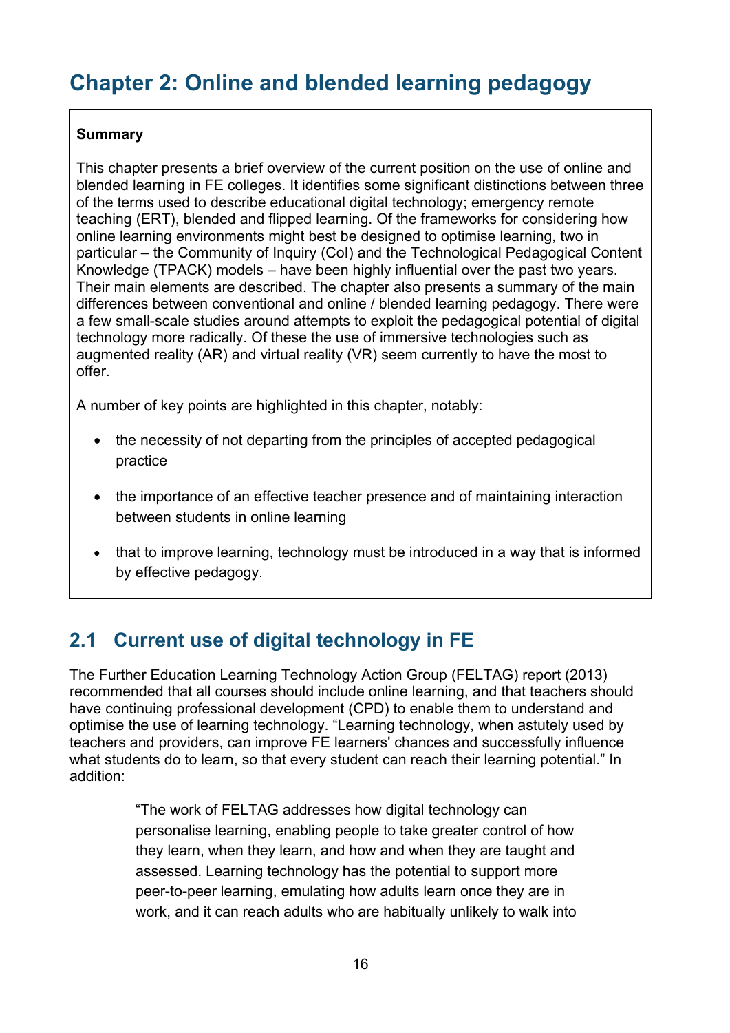# Chapter 2: Online and blended learning pedagogy

**Summary**

This chapter presents a brief overview of the current position on the use of online and blended learning in FE colleges. It identifies some significant distinctions between three of the terms used to describe educational digital technology; emergency remote teaching (ERT), blended and flipped learning. Of the frameworks for considering how online learning environments might best be designed to optimise learning, two in particular – the Community of Inquiry (CoI) and the Technological Pedagogical Content Knowledge (TPACK) models – have been highly influential over the past two years. Their main elements are described. The chapter also presents a summary of the main differences between conventional and online / blended learning pedagogy. There were a few small-scale studies around attempts to exploit the pedagogical potential of digital technology more radically. Of these the use of immersive technologies such as augmented reality (AR) and virtual reality (VR) seem currently to have the most to offer.

A number of key points are highlighted in this chapter, notably:

- the necessity of not departing from the principles of accepted pedagogical practice
- the importance of an effective teacher presence and of maintaining interaction between students in online learning
- that to improve learning, technology must be introduced in a way that is informed by effective pedagogy.

## 2.1 Current use of digital technology in FE

The Further Education Learning Technology Action Group (FELTAG) report (2013) recommended that all courses should include online learning, and that teachers should have continuing professional development (CPD) to enable them to understand and optimise the use of learning technology. "Learning technology, when astutely used by teachers and providers, can improve FE learners' chances and successfully influence what students do to learn, so that every student can reach their learning potential." In addition:

> "The work of FELTAG addresses how digital technology can personalise learning, enabling people to take greater control of how they learn, when they learn, and how and when they are taught and assessed. Learning technology has the potential to support more peer-to-peer learning, emulating how adults learn once they are in work, and it can reach adults who are habitually unlikely to walk into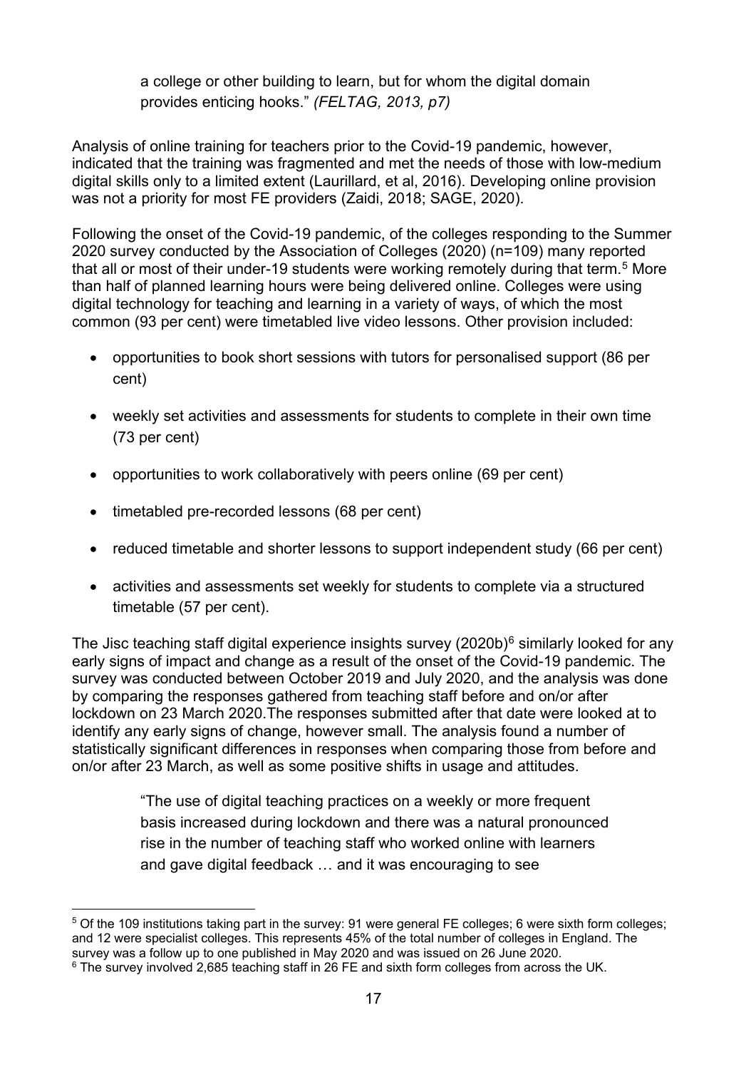> a college or other building to learn, but for whom the digital domain provides enticing hooks." *(FELTAG, 2013, p7)*

Analysis of online training for teachers prior to the Covid-19 pandemic, however, indicated that the training was fragmented and met the needs of those with low-medium digital skills only to a limited extent (Laurillard, et al, 2016). Developing online provision was not a priority for most FE providers (Zaidi, 2018; SAGE, 2020).

Following the onset of the Covid-19 pandemic, of the colleges responding to the Summer 2020 survey conducted by the Association of Colleges (2020) (n=109) many reported that all or most of their under-19 students were working remotely during that term.[5] More than half of planned learning hours were being delivered online. Colleges were using digital technology for teaching and learning in a variety of ways, of which the most common (93 per cent) were timetabled live video lessons. Other provision included:

- opportunities to book short sessions with tutors for personalised support (86 per cent)
- weekly set activities and assessments for students to complete in their own time (73 per cent)
- opportunities to work collaboratively with peers online (69 per cent)
- timetabled pre-recorded lessons (68 per cent)
- reduced timetable and shorter lessons to support independent study (66 per cent)
- activities and assessments set weekly for students to complete via a structured timetable (57 per cent).

The Jisc teaching staff digital experience insights survey (2020b)[6] similarly looked for any early signs of impact and change as a result of the onset of the Covid-19 pandemic. The survey was conducted between October 2019 and July 2020, and the analysis was done by comparing the responses gathered from teaching staff before and on/or after lockdown on 23 March 2020.The responses submitted after that date were looked at to identify any early signs of change, however small. The analysis found a number of statistically significant differences in responses when comparing those from before and on/or after 23 March, as well as some positive shifts in usage and attitudes.

> "The use of digital teaching practices on a weekly or more frequent basis increased during lockdown and there was a natural pronounced rise in the number of teaching staff who worked online with learners and gave digital feedback … and it was encouraging to see

---

[5] Of the 109 institutions taking part in the survey: 91 were general FE colleges; 6 were sixth form colleges; and 12 were specialist colleges. This represents 45% of the total number of colleges in England. The survey was a follow up to one published in May 2020 and was issued on 26 June 2020.

[6] The survey involved 2,685 teaching staff in 26 FE and sixth form colleges from across the UK.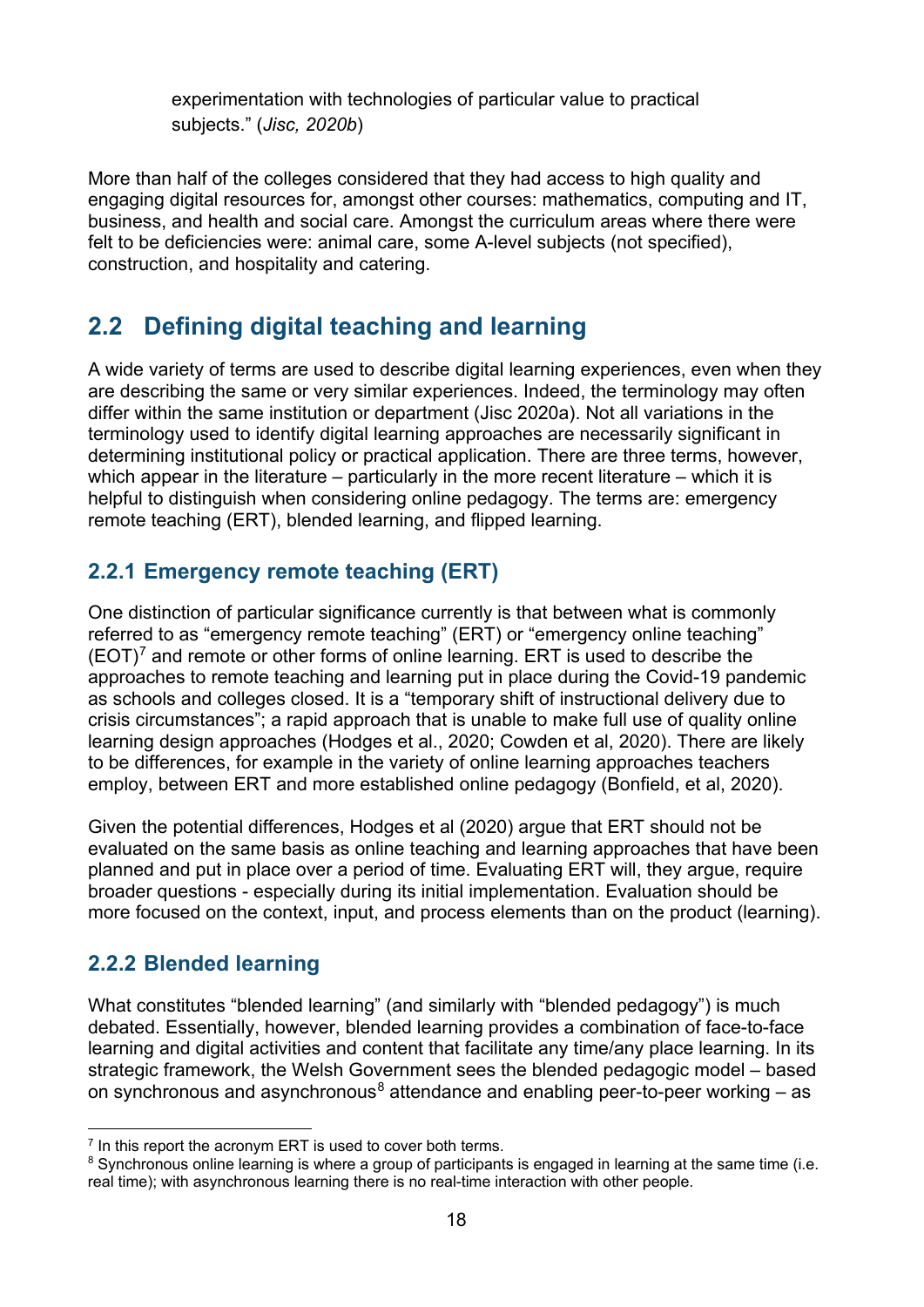experimentation with technologies of particular value to practical subjects." (*Jisc, 2020b*)

More than half of the colleges considered that they had access to high quality and engaging digital resources for, amongst other courses: mathematics, computing and IT, business, and health and social care. Amongst the curriculum areas where there were felt to be deficiencies were: animal care, some A-level subjects (not specified), construction, and hospitality and catering.

## 2.2 Defining digital teaching and learning

A wide variety of terms are used to describe digital learning experiences, even when they are describing the same or very similar experiences. Indeed, the terminology may often differ within the same institution or department (Jisc 2020a). Not all variations in the terminology used to identify digital learning approaches are necessarily significant in determining institutional policy or practical application. There are three terms, however, which appear in the literature – particularly in the more recent literature – which it is helpful to distinguish when considering online pedagogy. The terms are: emergency remote teaching (ERT), blended learning, and flipped learning.

### 2.2.1 Emergency remote teaching (ERT)

One distinction of particular significance currently is that between what is commonly referred to as "emergency remote teaching" (ERT) or "emergency online teaching" (EOT)[7] and remote or other forms of online learning. ERT is used to describe the approaches to remote teaching and learning put in place during the Covid-19 pandemic as schools and colleges closed. It is a "temporary shift of instructional delivery due to crisis circumstances"; a rapid approach that is unable to make full use of quality online learning design approaches (Hodges et al., 2020; Cowden et al, 2020). There are likely to be differences, for example in the variety of online learning approaches teachers employ, between ERT and more established online pedagogy (Bonfield, et al, 2020).

Given the potential differences, Hodges et al (2020) argue that ERT should not be evaluated on the same basis as online teaching and learning approaches that have been planned and put in place over a period of time. Evaluating ERT will, they argue, require broader questions - especially during its initial implementation. Evaluation should be more focused on the context, input, and process elements than on the product (learning).

### 2.2.2 Blended learning

What constitutes "blended learning" (and similarly with "blended pedagogy") is much debated. Essentially, however, blended learning provides a combination of face-to-face learning and digital activities and content that facilitate any time/any place learning. In its strategic framework, the Welsh Government sees the blended pedagogic model – based on synchronous and asynchronous[8] attendance and enabling peer-to-peer working – as

---

[7] In this report the acronym ERT is used to cover both terms.

[8] Synchronous online learning is where a group of participants is engaged in learning at the same time (i.e. real time); with asynchronous learning there is no real-time interaction with other people.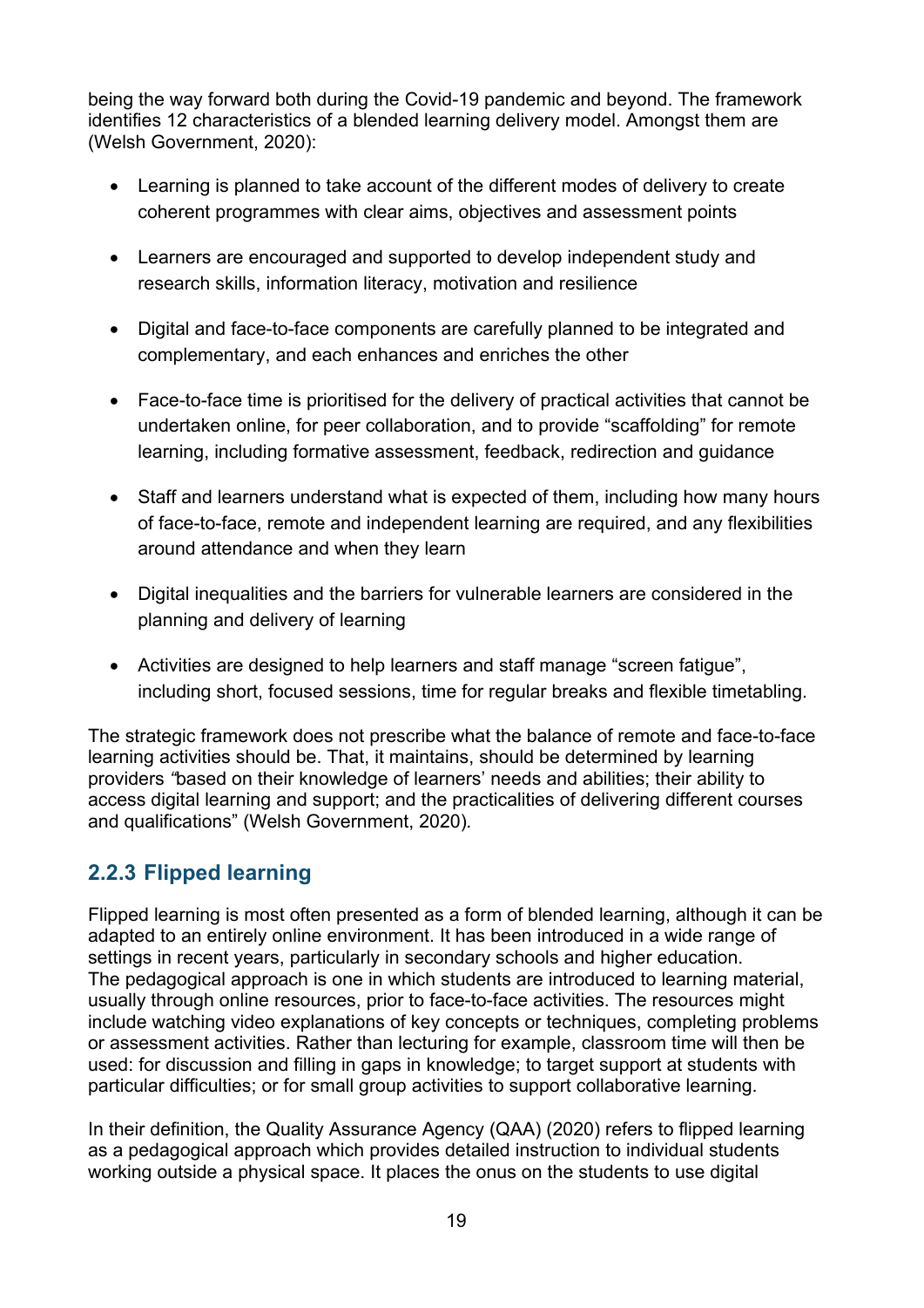being the way forward both during the Covid-19 pandemic and beyond. The framework identifies 12 characteristics of a blended learning delivery model. Amongst them are (Welsh Government, 2020):

- Learning is planned to take account of the different modes of delivery to create coherent programmes with clear aims, objectives and assessment points
- Learners are encouraged and supported to develop independent study and research skills, information literacy, motivation and resilience
- Digital and face-to-face components are carefully planned to be integrated and complementary, and each enhances and enriches the other
- Face-to-face time is prioritised for the delivery of practical activities that cannot be undertaken online, for peer collaboration, and to provide "scaffolding" for remote learning, including formative assessment, feedback, redirection and guidance
- Staff and learners understand what is expected of them, including how many hours of face-to-face, remote and independent learning are required, and any flexibilities around attendance and when they learn
- Digital inequalities and the barriers for vulnerable learners are considered in the planning and delivery of learning
- Activities are designed to help learners and staff manage "screen fatigue", including short, focused sessions, time for regular breaks and flexible timetabling.

The strategic framework does not prescribe what the balance of remote and face-to-face learning activities should be. That, it maintains, should be determined by learning providers *"*based on their knowledge of learners' needs and abilities; their ability to access digital learning and support; and the practicalities of delivering different courses and qualifications" (Welsh Government, 2020).

### 2.2.3 Flipped learning

Flipped learning is most often presented as a form of blended learning, although it can be adapted to an entirely online environment. It has been introduced in a wide range of settings in recent years, particularly in secondary schools and higher education. The pedagogical approach is one in which students are introduced to learning material, usually through online resources, prior to face-to-face activities. The resources might include watching video explanations of key concepts or techniques, completing problems or assessment activities. Rather than lecturing for example, classroom time will then be used: for discussion and filling in gaps in knowledge; to target support at students with particular difficulties; or for small group activities to support collaborative learning.

In their definition, the Quality Assurance Agency (QAA) (2020) refers to flipped learning as a pedagogical approach which provides detailed instruction to individual students working outside a physical space. It places the onus on the students to use digital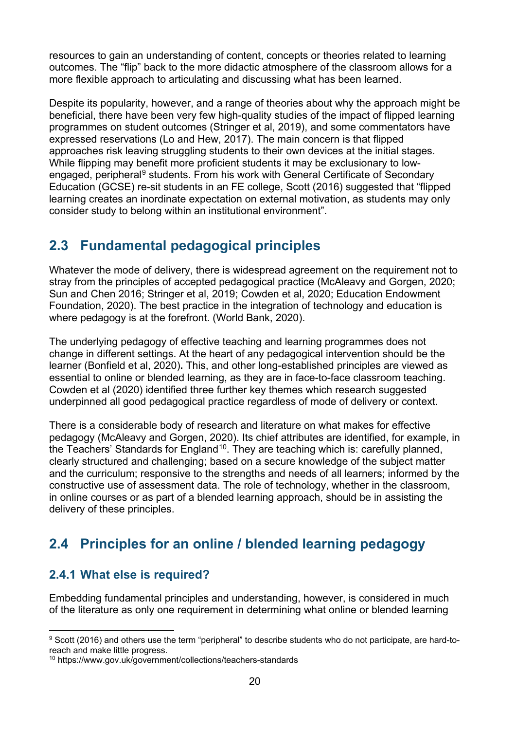resources to gain an understanding of content, concepts or theories related to learning outcomes. The "flip" back to the more didactic atmosphere of the classroom allows for a more flexible approach to articulating and discussing what has been learned.

Despite its popularity, however, and a range of theories about why the approach might be beneficial, there have been very few high-quality studies of the impact of flipped learning programmes on student outcomes (Stringer et al, 2019), and some commentators have expressed reservations (Lo and Hew, 2017). The main concern is that flipped approaches risk leaving struggling students to their own devices at the initial stages. While flipping may benefit more proficient students it may be exclusionary to low-engaged, peripheral[9] students. From his work with General Certificate of Secondary Education (GCSE) re-sit students in an FE college, Scott (2016) suggested that "flipped learning creates an inordinate expectation on external motivation, as students may only consider study to belong within an institutional environment".

## 2.3 Fundamental pedagogical principles

Whatever the mode of delivery, there is widespread agreement on the requirement not to stray from the principles of accepted pedagogical practice (McAleavy and Gorgen, 2020; Sun and Chen 2016; Stringer et al, 2019; Cowden et al, 2020; Education Endowment Foundation, 2020). The best practice in the integration of technology and education is where pedagogy is at the forefront. (World Bank, 2020).

The underlying pedagogy of effective teaching and learning programmes does not change in different settings. At the heart of any pedagogical intervention should be the learner (Bonfield et al, 2020)**.** This, and other long-established principles are viewed as essential to online or blended learning, as they are in face-to-face classroom teaching. Cowden et al (2020) identified three further key themes which research suggested underpinned all good pedagogical practice regardless of mode of delivery or context.

There is a considerable body of research and literature on what makes for effective pedagogy (McAleavy and Gorgen, 2020). Its chief attributes are identified, for example, in the Teachers' Standards for England[10]. They are teaching which is: carefully planned, clearly structured and challenging; based on a secure knowledge of the subject matter and the curriculum; responsive to the strengths and needs of all learners; informed by the constructive use of assessment data. The role of technology, whether in the classroom, in online courses or as part of a blended learning approach, should be in assisting the delivery of these principles.

## 2.4 Principles for an online / blended learning pedagogy

### 2.4.1 What else is required?

Embedding fundamental principles and understanding, however, is considered in much of the literature as only one requirement in determining what online or blended learning

---

[9] Scott (2016) and others use the term "peripheral" to describe students who do not participate, are hard-to-reach and make little progress.

[10] https://www.gov.uk/government/collections/teachers-standards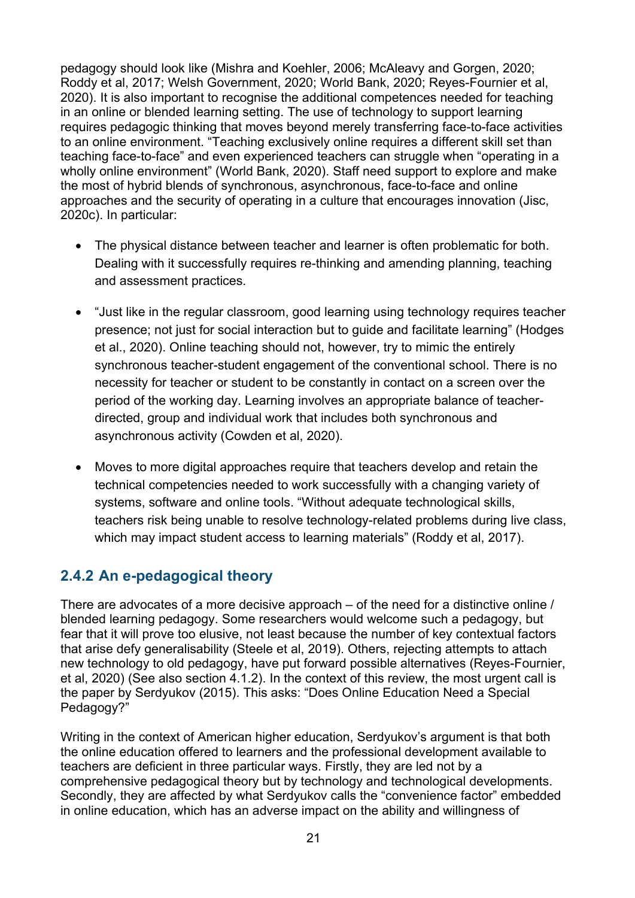pedagogy should look like (Mishra and Koehler, 2006; McAleavy and Gorgen, 2020; Roddy et al, 2017; Welsh Government, 2020; World Bank, 2020; Reyes-Fournier et al, 2020). It is also important to recognise the additional competences needed for teaching in an online or blended learning setting. The use of technology to support learning requires pedagogic thinking that moves beyond merely transferring face-to-face activities to an online environment. "Teaching exclusively online requires a different skill set than teaching face-to-face" and even experienced teachers can struggle when "operating in a wholly online environment" (World Bank, 2020). Staff need support to explore and make the most of hybrid blends of synchronous, asynchronous, face-to-face and online approaches and the security of operating in a culture that encourages innovation (Jisc, 2020c). In particular:

- The physical distance between teacher and learner is often problematic for both. Dealing with it successfully requires re-thinking and amending planning, teaching and assessment practices.
- "Just like in the regular classroom, good learning using technology requires teacher presence; not just for social interaction but to guide and facilitate learning" (Hodges et al., 2020). Online teaching should not, however, try to mimic the entirely synchronous teacher-student engagement of the conventional school. There is no necessity for teacher or student to be constantly in contact on a screen over the period of the working day. Learning involves an appropriate balance of teacher-directed, group and individual work that includes both synchronous and asynchronous activity (Cowden et al, 2020).
- Moves to more digital approaches require that teachers develop and retain the technical competencies needed to work successfully with a changing variety of systems, software and online tools. "Without adequate technological skills, teachers risk being unable to resolve technology-related problems during live class, which may impact student access to learning materials" (Roddy et al, 2017).

### 2.4.2 An e-pedagogical theory

There are advocates of a more decisive approach – of the need for a distinctive online / blended learning pedagogy. Some researchers would welcome such a pedagogy, but fear that it will prove too elusive, not least because the number of key contextual factors that arise defy generalisability (Steele et al, 2019). Others, rejecting attempts to attach new technology to old pedagogy, have put forward possible alternatives (Reyes-Fournier, et al, 2020) (See also section 4.1.2). In the context of this review, the most urgent call is the paper by Serdyukov (2015). This asks: "Does Online Education Need a Special Pedagogy?"

Writing in the context of American higher education, Serdyukov's argument is that both the online education offered to learners and the professional development available to teachers are deficient in three particular ways. Firstly, they are led not by a comprehensive pedagogical theory but by technology and technological developments. Secondly, they are affected by what Serdyukov calls the "convenience factor" embedded in online education, which has an adverse impact on the ability and willingness of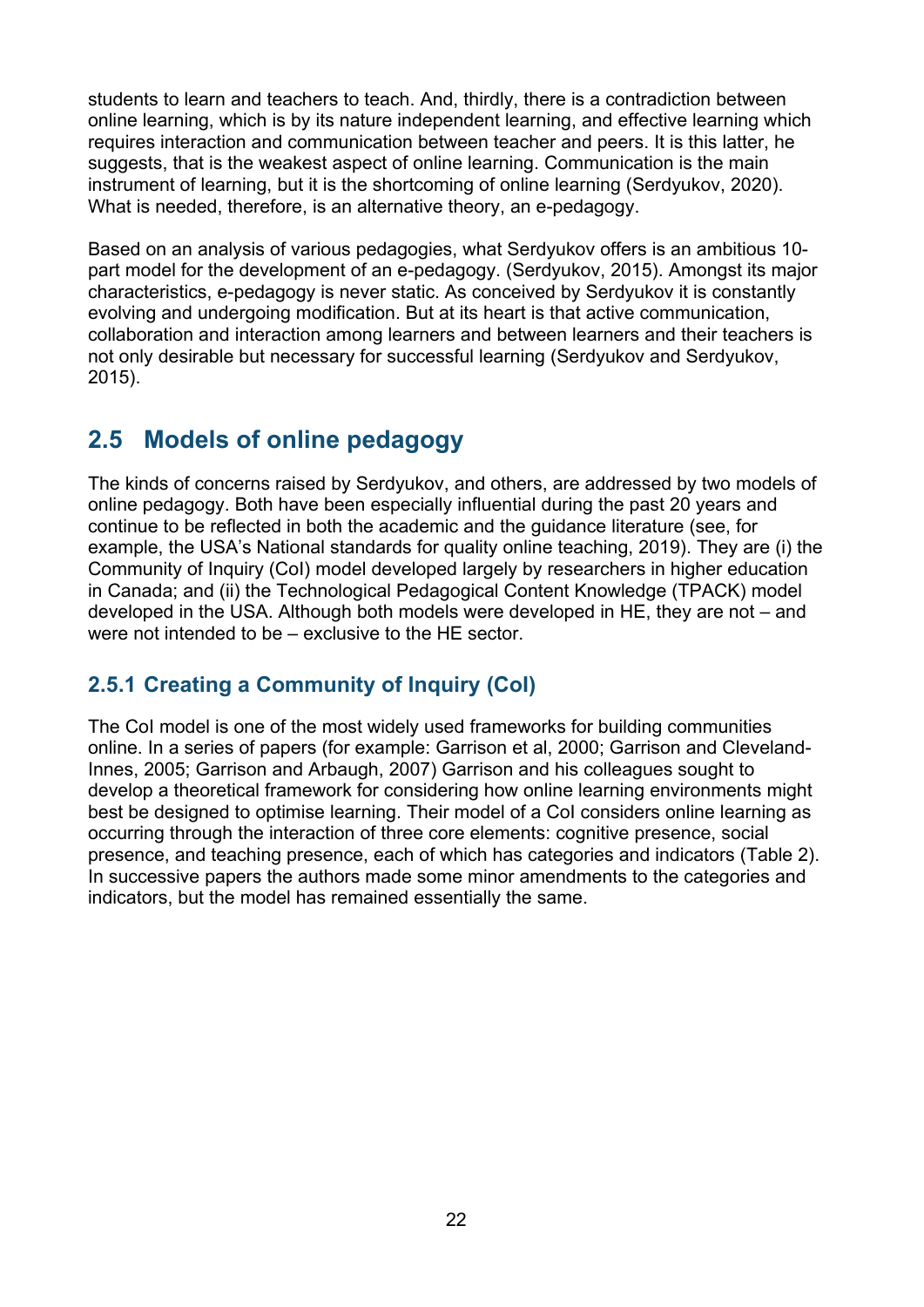students to learn and teachers to teach. And, thirdly, there is a contradiction between online learning, which is by its nature independent learning, and effective learning which requires interaction and communication between teacher and peers. It is this latter, he suggests, that is the weakest aspect of online learning. Communication is the main instrument of learning, but it is the shortcoming of online learning (Serdyukov, 2020). What is needed, therefore, is an alternative theory, an e-pedagogy.

Based on an analysis of various pedagogies, what Serdyukov offers is an ambitious 10-part model for the development of an e-pedagogy. (Serdyukov, 2015). Amongst its major characteristics, e-pedagogy is never static. As conceived by Serdyukov it is constantly evolving and undergoing modification. But at its heart is that active communication, collaboration and interaction among learners and between learners and their teachers is not only desirable but necessary for successful learning (Serdyukov and Serdyukov, 2015).

## 2.5 Models of online pedagogy

The kinds of concerns raised by Serdyukov, and others, are addressed by two models of online pedagogy. Both have been especially influential during the past 20 years and continue to be reflected in both the academic and the guidance literature (see, for example, the USA's National standards for quality online teaching, 2019). They are (i) the Community of Inquiry (CoI) model developed largely by researchers in higher education in Canada; and (ii) the Technological Pedagogical Content Knowledge (TPACK) model developed in the USA. Although both models were developed in HE, they are not – and were not intended to be – exclusive to the HE sector.

### 2.5.1 Creating a Community of Inquiry (CoI)

The CoI model is one of the most widely used frameworks for building communities online. In a series of papers (for example: Garrison et al, 2000; Garrison and Cleveland-Innes, 2005; Garrison and Arbaugh, 2007) Garrison and his colleagues sought to develop a theoretical framework for considering how online learning environments might best be designed to optimise learning. Their model of a CoI considers online learning as occurring through the interaction of three core elements: cognitive presence, social presence, and teaching presence, each of which has categories and indicators (Table 2). In successive papers the authors made some minor amendments to the categories and indicators, but the model has remained essentially the same.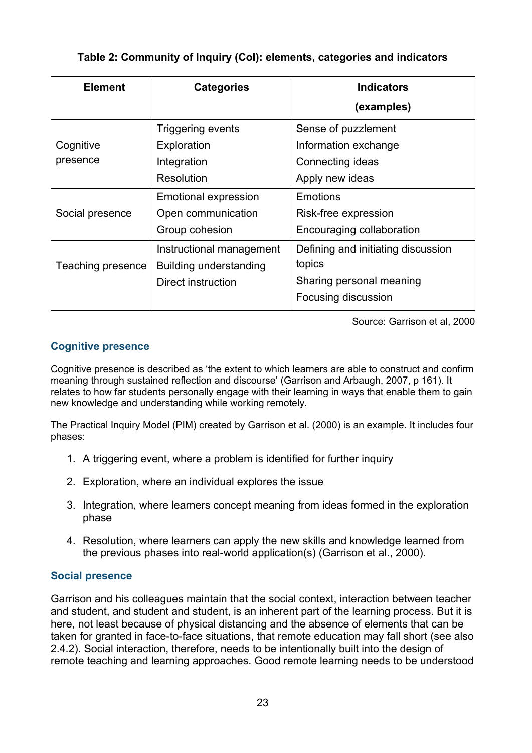**Table 2: Community of Inquiry (CoI): elements, categories and indicators**

| Element | Categories | Indicators (examples) |
| --- | --- | --- |
| Cognitive presence | Triggering events<br>Exploration<br>Integration<br>Resolution | Sense of puzzlement<br>Information exchange<br>Connecting ideas<br>Apply new ideas |
| Social presence | Emotional expression<br>Open communication<br>Group cohesion | Emotions<br>Risk-free expression<br>Encouraging collaboration |
| Teaching presence | Instructional management<br>Building understanding<br>Direct instruction | Defining and initiating discussion topics<br>Sharing personal meaning<br>Focusing discussion |

Source: Garrison et al, 2000

### Cognitive presence

Cognitive presence is described as 'the extent to which learners are able to construct and confirm meaning through sustained reflection and discourse' (Garrison and Arbaugh, 2007, p 161). It relates to how far students personally engage with their learning in ways that enable them to gain new knowledge and understanding while working remotely.

The Practical Inquiry Model (PIM) created by Garrison et al. (2000) is an example. It includes four phases:

1. A triggering event, where a problem is identified for further inquiry
2. Exploration, where an individual explores the issue
3. Integration, where learners concept meaning from ideas formed in the exploration phase
4. Resolution, where learners can apply the new skills and knowledge learned from the previous phases into real-world application(s) (Garrison et al., 2000).

### Social presence

Garrison and his colleagues maintain that the social context, interaction between teacher and student, and student and student, is an inherent part of the learning process. But it is here, not least because of physical distancing and the absence of elements that can be taken for granted in face-to-face situations, that remote education may fall short (see also 2.4.2). Social interaction, therefore, needs to be intentionally built into the design of remote teaching and learning approaches. Good remote learning needs to be understood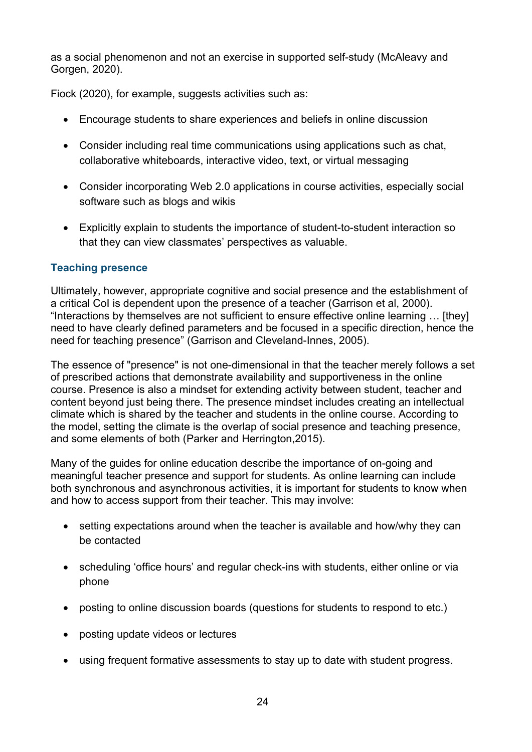as a social phenomenon and not an exercise in supported self-study (McAleavy and Gorgen, 2020).

Fiock (2020), for example, suggests activities such as:

- Encourage students to share experiences and beliefs in online discussion
- Consider including real time communications using applications such as chat, collaborative whiteboards, interactive video, text, or virtual messaging
- Consider incorporating Web 2.0 applications in course activities, especially social software such as blogs and wikis
- Explicitly explain to students the importance of student-to-student interaction so that they can view classmates' perspectives as valuable.

### Teaching presence

Ultimately, however, appropriate cognitive and social presence and the establishment of a critical CoI is dependent upon the presence of a teacher (Garrison et al, 2000). "Interactions by themselves are not sufficient to ensure effective online learning … [they] need to have clearly defined parameters and be focused in a specific direction, hence the need for teaching presence" (Garrison and Cleveland-Innes, 2005).

The essence of "presence" is not one-dimensional in that the teacher merely follows a set of prescribed actions that demonstrate availability and supportiveness in the online course. Presence is also a mindset for extending activity between student, teacher and content beyond just being there. The presence mindset includes creating an intellectual climate which is shared by the teacher and students in the online course. According to the model, setting the climate is the overlap of social presence and teaching presence, and some elements of both (Parker and Herrington,2015).

Many of the guides for online education describe the importance of on-going and meaningful teacher presence and support for students. As online learning can include both synchronous and asynchronous activities, it is important for students to know when and how to access support from their teacher. This may involve:

- setting expectations around when the teacher is available and how/why they can be contacted
- scheduling 'office hours' and regular check-ins with students, either online or via phone
- posting to online discussion boards (questions for students to respond to etc.)
- posting update videos or lectures
- using frequent formative assessments to stay up to date with student progress.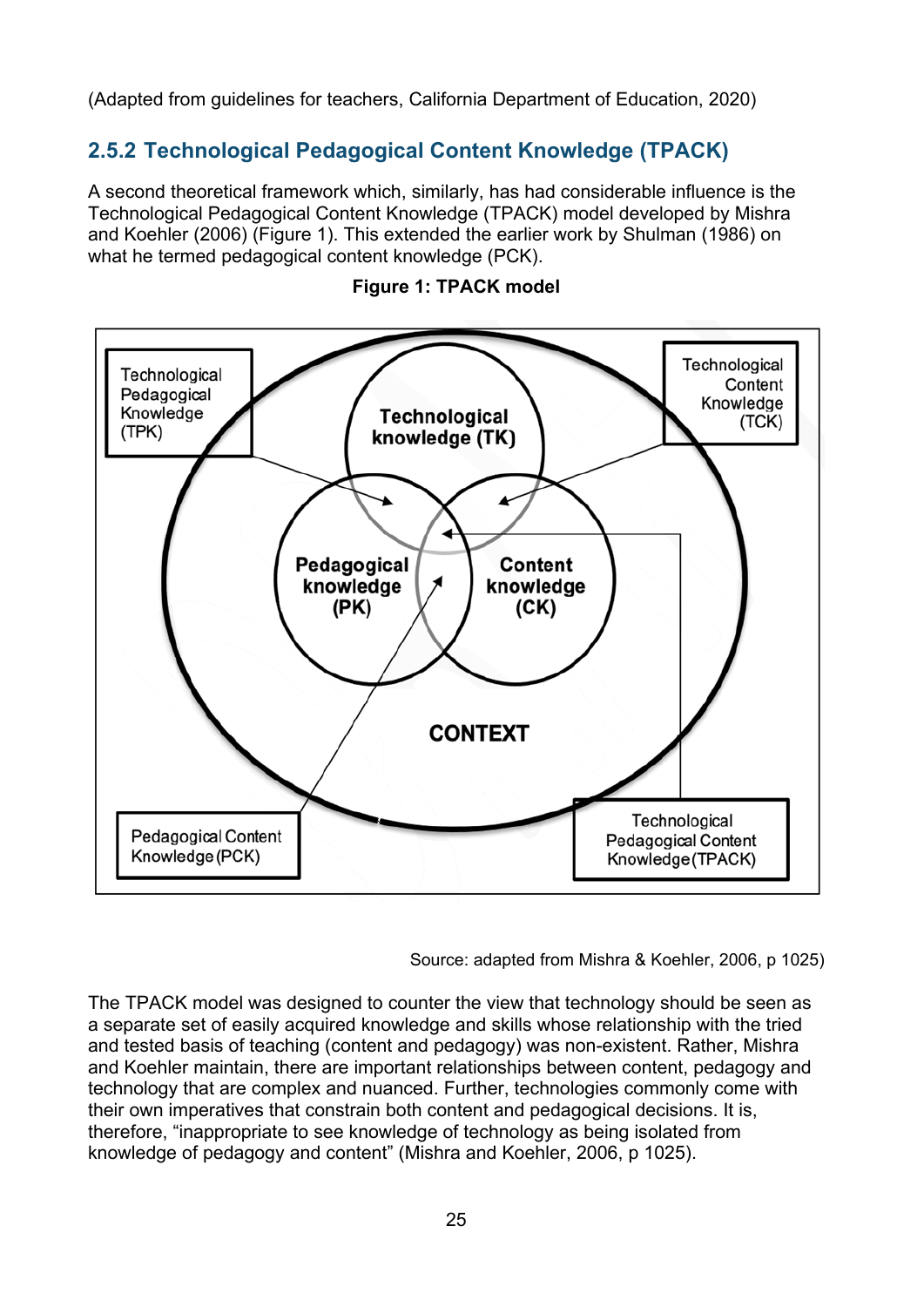(Adapted from guidelines for teachers, California Department of Education, 2020)

### 2.5.2 Technological Pedagogical Content Knowledge (TPACK)

A second theoretical framework which, similarly, has had considerable influence is the Technological Pedagogical Content Knowledge (TPACK) model developed by Mishra and Koehler (2006) (Figure 1). This extended the earlier work by Shulman (1986) on what he termed pedagogical content knowledge (PCK).

**Figure 1: TPACK model**

Technological Pedagogical Knowledge (TPK)

Technological knowledge (TK)

Technological Content Knowledge (TCK)

Pedagogical knowledge (PK)

Content knowledge (CK)

CONTEXT

Pedagogical Content Knowledge (PCK)

Technological Pedagogical Content Knowledge (TPACK)

Source: adapted from Mishra & Koehler, 2006, p 1025)

The TPACK model was designed to counter the view that technology should be seen as a separate set of easily acquired knowledge and skills whose relationship with the tried and tested basis of teaching (content and pedagogy) was non-existent. Rather, Mishra and Koehler maintain, there are important relationships between content, pedagogy and technology that are complex and nuanced. Further, technologies commonly come with their own imperatives that constrain both content and pedagogical decisions. It is, therefore, "inappropriate to see knowledge of technology as being isolated from knowledge of pedagogy and content" (Mishra and Koehler, 2006, p 1025).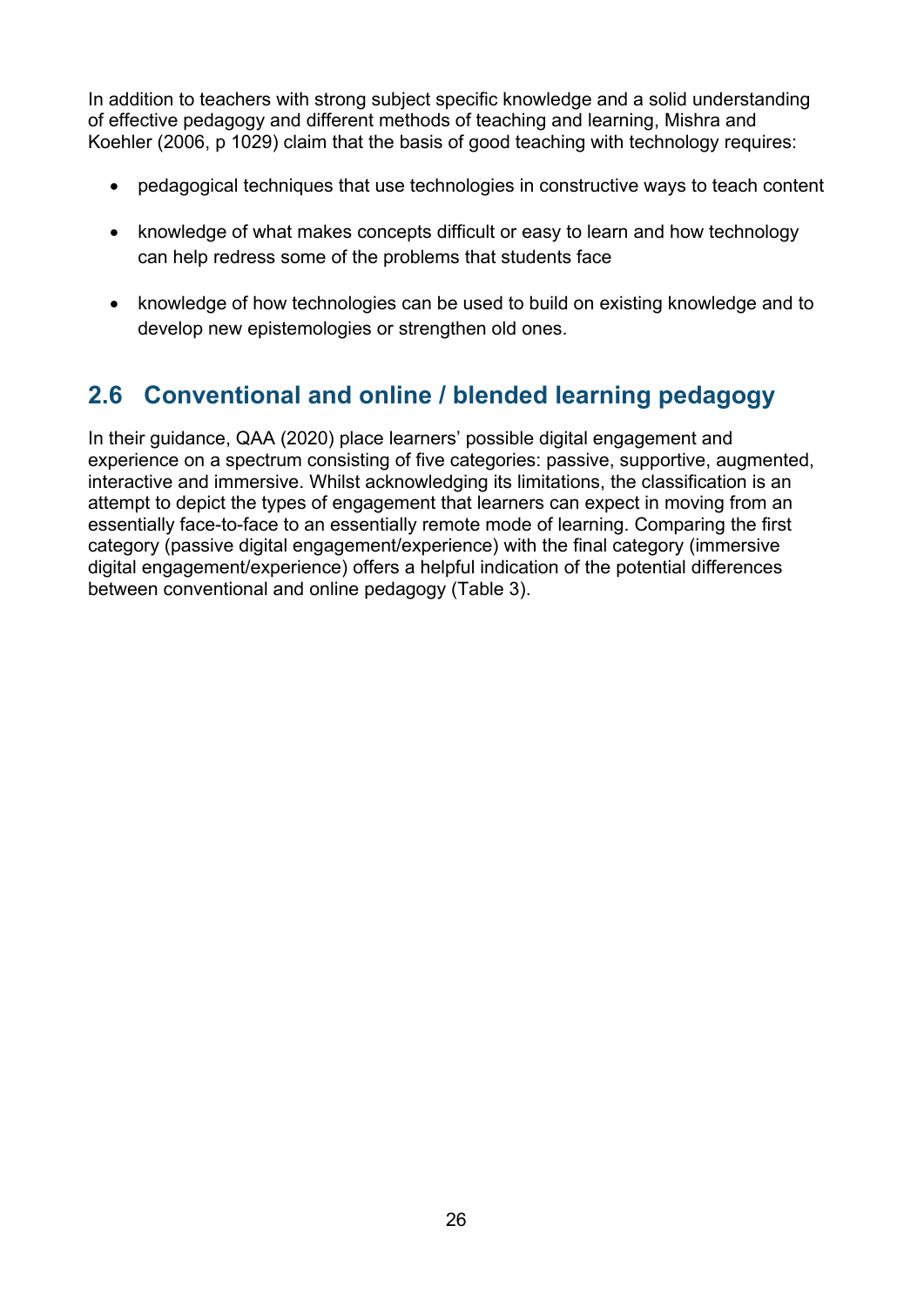In addition to teachers with strong subject specific knowledge and a solid understanding of effective pedagogy and different methods of teaching and learning, Mishra and Koehler (2006, p 1029) claim that the basis of good teaching with technology requires:

- pedagogical techniques that use technologies in constructive ways to teach content
- knowledge of what makes concepts difficult or easy to learn and how technology can help redress some of the problems that students face
- knowledge of how technologies can be used to build on existing knowledge and to develop new epistemologies or strengthen old ones.

## 2.6 Conventional and online / blended learning pedagogy

In their guidance, QAA (2020) place learners' possible digital engagement and experience on a spectrum consisting of five categories: passive, supportive, augmented, interactive and immersive. Whilst acknowledging its limitations, the classification is an attempt to depict the types of engagement that learners can expect in moving from an essentially face-to-face to an essentially remote mode of learning. Comparing the first category (passive digital engagement/experience) with the final category (immersive digital engagement/experience) offers a helpful indication of the potential differences between conventional and online pedagogy (Table 3).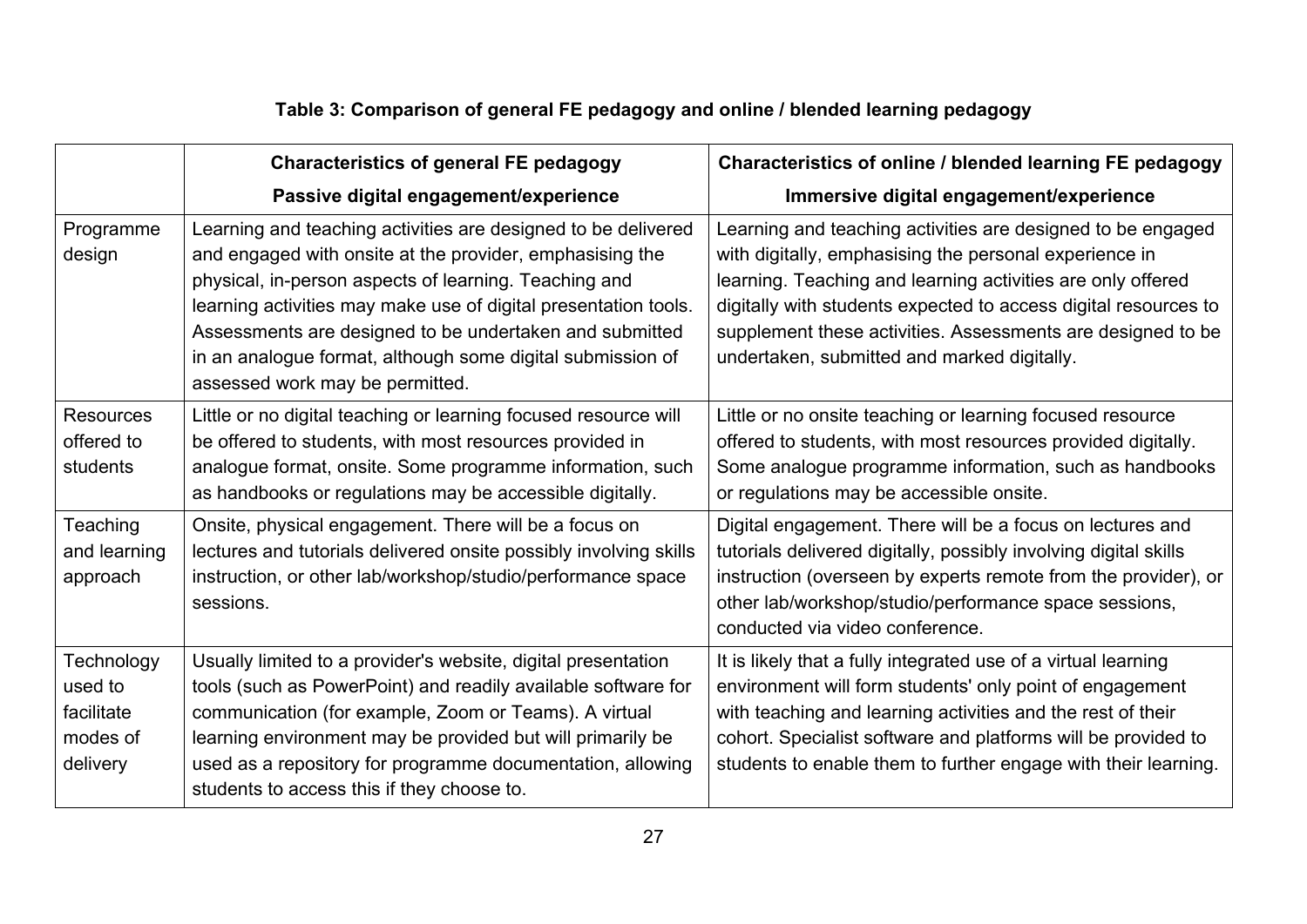**Table 3: Comparison of general FE pedagogy and online / blended learning pedagogy**

| | Characteristics of general FE pedagogy<br>Passive digital engagement/experience | Characteristics of online / blended learning FE pedagogy<br>Immersive digital engagement/experience |
|---|---|---|
| Programme design | Learning and teaching activities are designed to be delivered and engaged with onsite at the provider, emphasising the physical, in-person aspects of learning. Teaching and learning activities may make use of digital presentation tools. Assessments are designed to be undertaken and submitted in an analogue format, although some digital submission of assessed work may be permitted. | Learning and teaching activities are designed to be engaged with digitally, emphasising the personal experience in learning. Teaching and learning activities are only offered digitally with students expected to access digital resources to supplement these activities. Assessments are designed to be undertaken, submitted and marked digitally. |
| Resources offered to students | Little or no digital teaching or learning focused resource will be offered to students, with most resources provided in analogue format, onsite. Some programme information, such as handbooks or regulations may be accessible digitally. | Little or no onsite teaching or learning focused resource offered to students, with most resources provided digitally. Some analogue programme information, such as handbooks or regulations may be accessible onsite. |
| Teaching and learning approach | Onsite, physical engagement. There will be a focus on lectures and tutorials delivered onsite possibly involving skills instruction, or other lab/workshop/studio/performance space sessions. | Digital engagement. There will be a focus on lectures and tutorials delivered digitally, possibly involving digital skills instruction (overseen by experts remote from the provider), or other lab/workshop/studio/performance space sessions, conducted via video conference. |
| Technology used to facilitate modes of delivery | Usually limited to a provider's website, digital presentation tools (such as PowerPoint) and readily available software for communication (for example, Zoom or Teams). A virtual learning environment may be provided but will primarily be used as a repository for programme documentation, allowing students to access this if they choose to. | It is likely that a fully integrated use of a virtual learning environment will form students' only point of engagement with teaching and learning activities and the rest of their cohort. Specialist software and platforms will be provided to students to enable them to further engage with their learning. |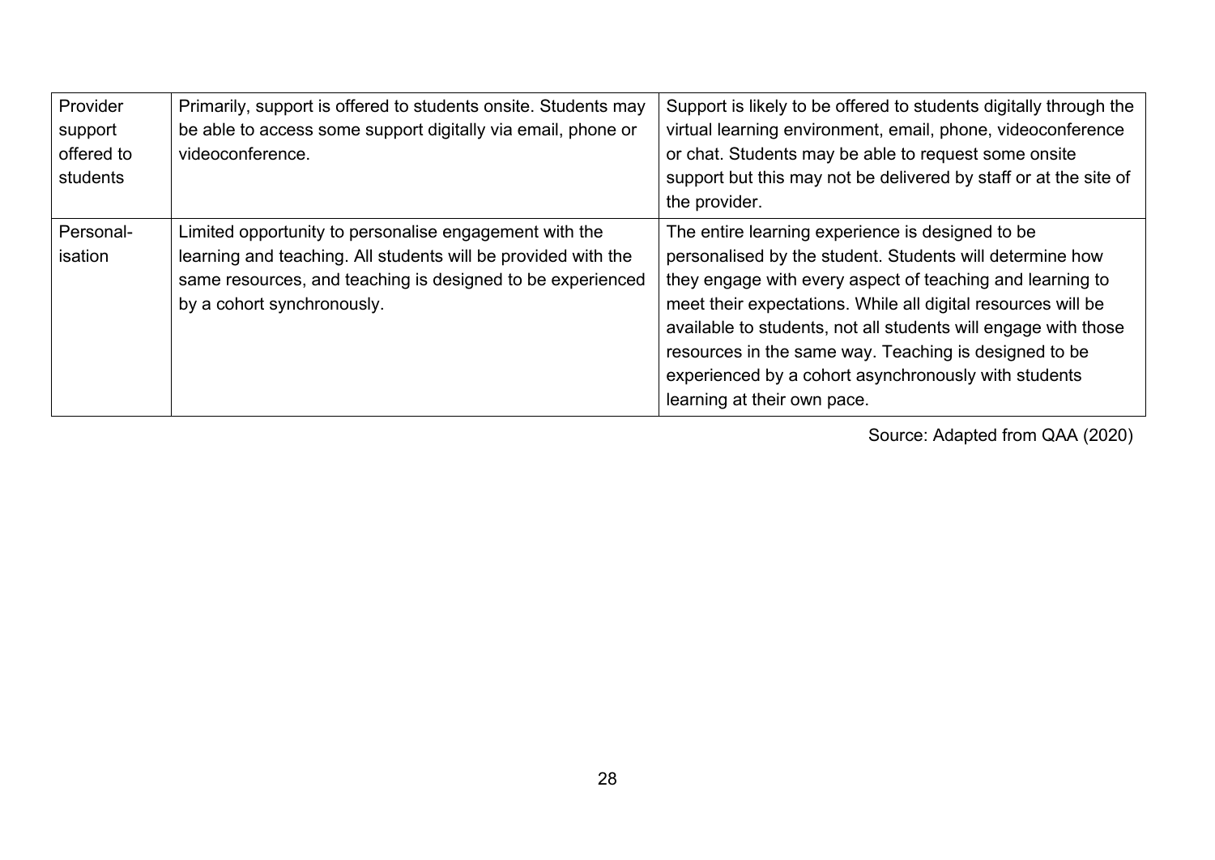| | | |
|---|---|---|
| Provider support offered to students | Primarily, support is offered to students onsite. Students may be able to access some support digitally via email, phone or videoconference. | Support is likely to be offered to students digitally through the virtual learning environment, email, phone, videoconference or chat. Students may be able to request some onsite support but this may not be delivered by staff or at the site of the provider. |
| Personal-isation | Limited opportunity to personalise engagement with the learning and teaching. All students will be provided with the same resources, and teaching is designed to be experienced by a cohort synchronously. | The entire learning experience is designed to be personalised by the student. Students will determine how they engage with every aspect of teaching and learning to meet their expectations. While all digital resources will be available to students, not all students will engage with those resources in the same way. Teaching is designed to be experienced by a cohort asynchronously with students learning at their own pace. |

Source: Adapted from QAA (2020)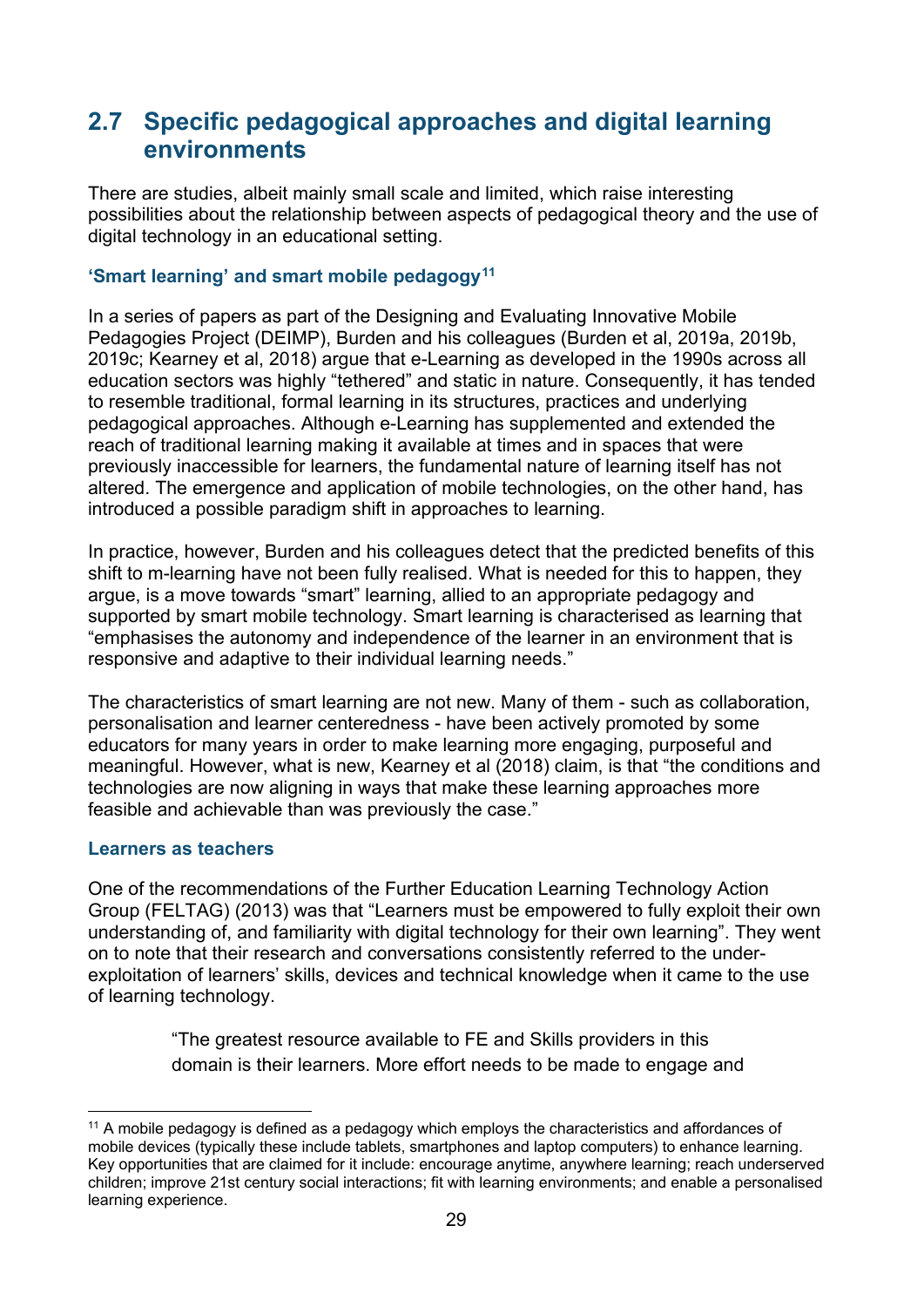## 2.7 Specific pedagogical approaches and digital learning environments

There are studies, albeit mainly small scale and limited, which raise interesting possibilities about the relationship between aspects of pedagogical theory and the use of digital technology in an educational setting.

### 'Smart learning' and smart mobile pedagogy[11]

In a series of papers as part of the Designing and Evaluating Innovative Mobile Pedagogies Project (DEIMP), Burden and his colleagues (Burden et al, 2019a, 2019b, 2019c; Kearney et al, 2018) argue that e-Learning as developed in the 1990s across all education sectors was highly "tethered" and static in nature. Consequently, it has tended to resemble traditional, formal learning in its structures, practices and underlying pedagogical approaches. Although e-Learning has supplemented and extended the reach of traditional learning making it available at times and in spaces that were previously inaccessible for learners, the fundamental nature of learning itself has not altered. The emergence and application of mobile technologies, on the other hand, has introduced a possible paradigm shift in approaches to learning.

In practice, however, Burden and his colleagues detect that the predicted benefits of this shift to m-learning have not been fully realised. What is needed for this to happen, they argue, is a move towards "smart" learning, allied to an appropriate pedagogy and supported by smart mobile technology. Smart learning is characterised as learning that "emphasises the autonomy and independence of the learner in an environment that is responsive and adaptive to their individual learning needs."

The characteristics of smart learning are not new. Many of them - such as collaboration, personalisation and learner centeredness - have been actively promoted by some educators for many years in order to make learning more engaging, purposeful and meaningful. However, what is new, Kearney et al (2018) claim, is that "the conditions and technologies are now aligning in ways that make these learning approaches more feasible and achievable than was previously the case."

### Learners as teachers

One of the recommendations of the Further Education Learning Technology Action Group (FELTAG) (2013) was that "Learners must be empowered to fully exploit their own understanding of, and familiarity with digital technology for their own learning". They went on to note that their research and conversations consistently referred to the under-exploitation of learners' skills, devices and technical knowledge when it came to the use of learning technology.

> "The greatest resource available to FE and Skills providers in this domain is their learners. More effort needs to be made to engage and

[11] A mobile pedagogy is defined as a pedagogy which employs the characteristics and affordances of mobile devices (typically these include tablets, smartphones and laptop computers) to enhance learning. Key opportunities that are claimed for it include: encourage anytime, anywhere learning; reach underserved children; improve 21st century social interactions; fit with learning environments; and enable a personalised learning experience.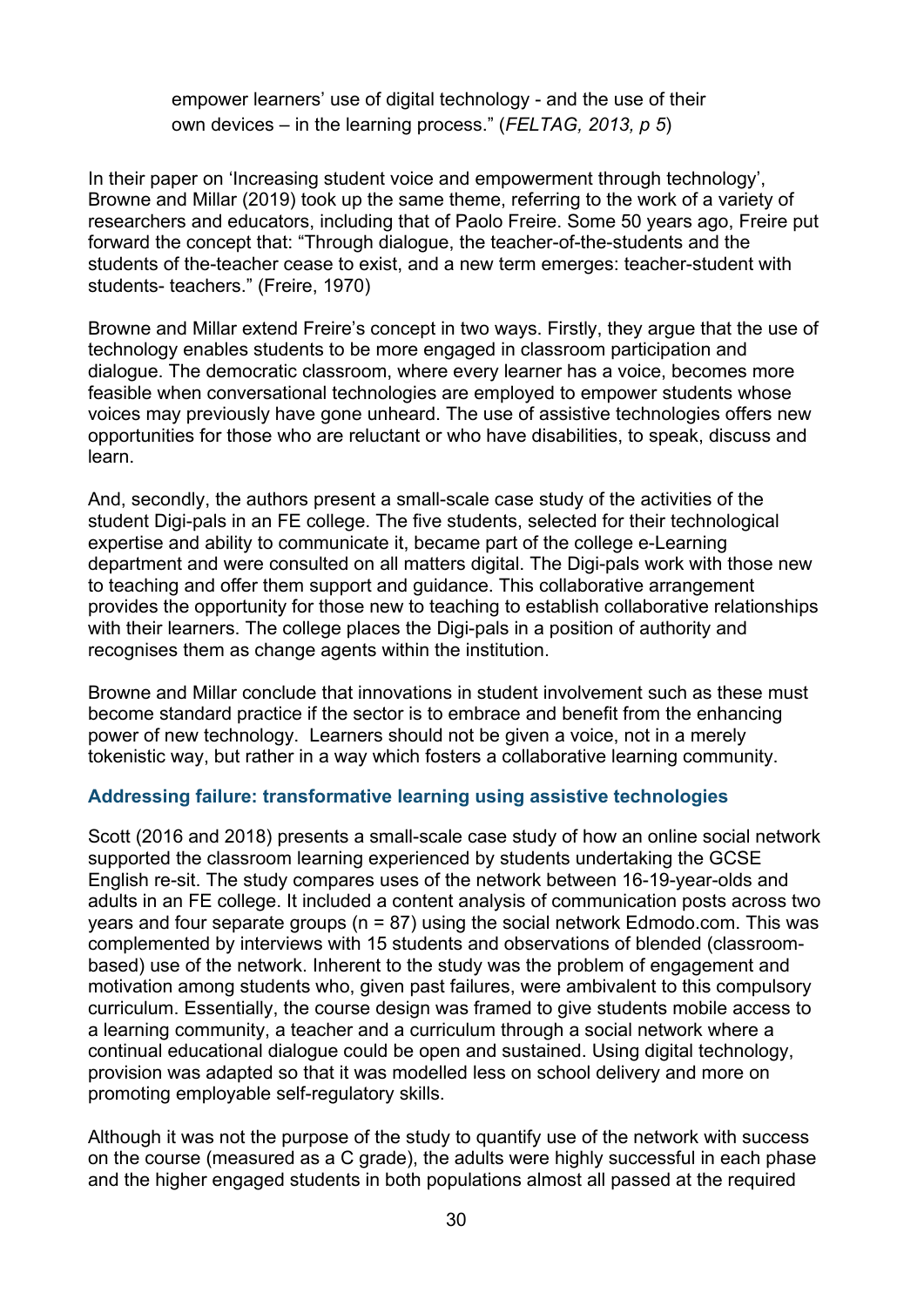> empower learners' use of digital technology - and the use of their own devices – in the learning process." (*FELTAG, 2013, p 5*)

In their paper on 'Increasing student voice and empowerment through technology', Browne and Millar (2019) took up the same theme, referring to the work of a variety of researchers and educators, including that of Paolo Freire. Some 50 years ago, Freire put forward the concept that: "Through dialogue, the teacher-of-the-students and the students of the-teacher cease to exist, and a new term emerges: teacher-student with students- teachers." (Freire, 1970)

Browne and Millar extend Freire's concept in two ways. Firstly, they argue that the use of technology enables students to be more engaged in classroom participation and dialogue. The democratic classroom, where every learner has a voice, becomes more feasible when conversational technologies are employed to empower students whose voices may previously have gone unheard. The use of assistive technologies offers new opportunities for those who are reluctant or who have disabilities, to speak, discuss and learn.

And, secondly, the authors present a small-scale case study of the activities of the student Digi-pals in an FE college. The five students, selected for their technological expertise and ability to communicate it, became part of the college e-Learning department and were consulted on all matters digital. The Digi-pals work with those new to teaching and offer them support and guidance. This collaborative arrangement provides the opportunity for those new to teaching to establish collaborative relationships with their learners. The college places the Digi-pals in a position of authority and recognises them as change agents within the institution.

Browne and Millar conclude that innovations in student involvement such as these must become standard practice if the sector is to embrace and benefit from the enhancing power of new technology. Learners should not be given a voice, not in a merely tokenistic way, but rather in a way which fosters a collaborative learning community.

### Addressing failure: transformative learning using assistive technologies

Scott (2016 and 2018) presents a small-scale case study of how an online social network supported the classroom learning experienced by students undertaking the GCSE English re-sit. The study compares uses of the network between 16-19-year-olds and adults in an FE college. It included a content analysis of communication posts across two years and four separate groups (n = 87) using the social network Edmodo.com. This was complemented by interviews with 15 students and observations of blended (classroom-based) use of the network. Inherent to the study was the problem of engagement and motivation among students who, given past failures, were ambivalent to this compulsory curriculum. Essentially, the course design was framed to give students mobile access to a learning community, a teacher and a curriculum through a social network where a continual educational dialogue could be open and sustained. Using digital technology, provision was adapted so that it was modelled less on school delivery and more on promoting employable self-regulatory skills.

Although it was not the purpose of the study to quantify use of the network with success on the course (measured as a C grade), the adults were highly successful in each phase and the higher engaged students in both populations almost all passed at the required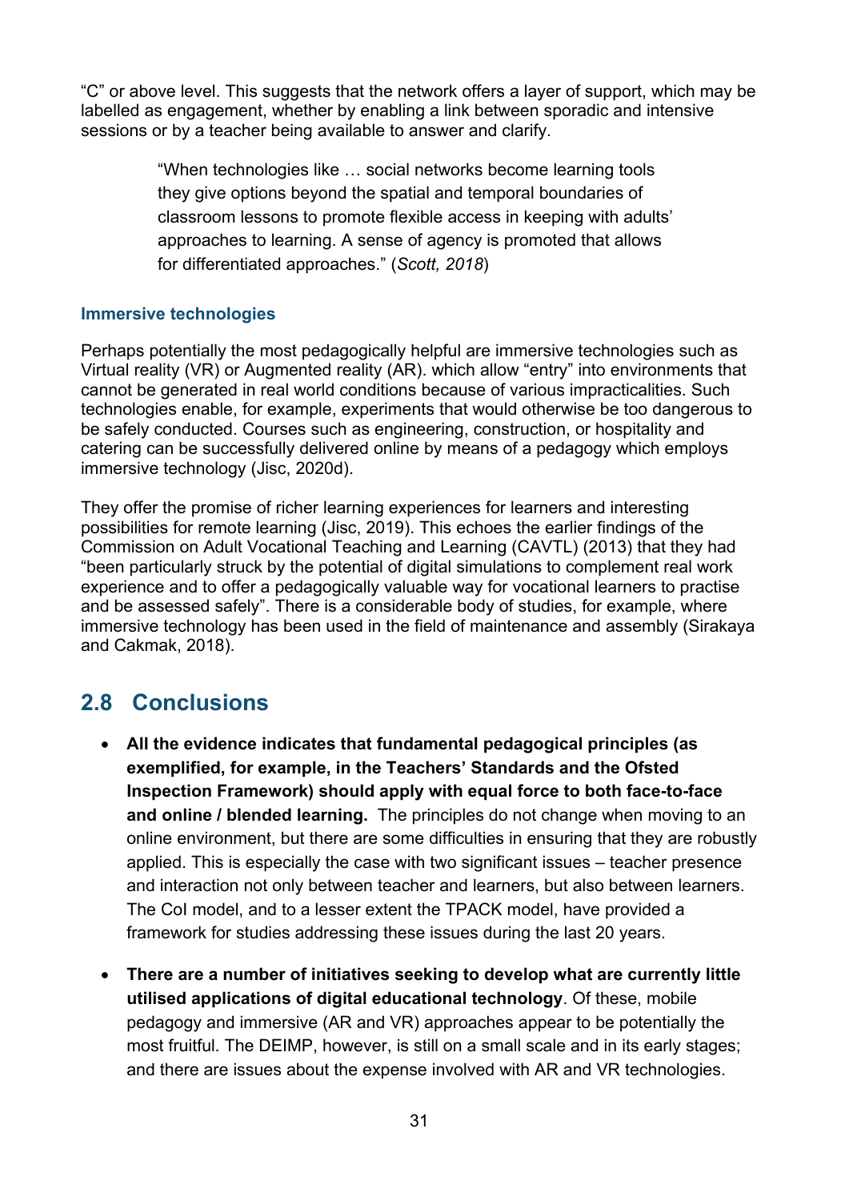"C" or above level. This suggests that the network offers a layer of support, which may be labelled as engagement, whether by enabling a link between sporadic and intensive sessions or by a teacher being available to answer and clarify.

> "When technologies like … social networks become learning tools they give options beyond the spatial and temporal boundaries of classroom lessons to promote flexible access in keeping with adults' approaches to learning. A sense of agency is promoted that allows for differentiated approaches." (*Scott, 2018*)

#### Immersive technologies

Perhaps potentially the most pedagogically helpful are immersive technologies such as Virtual reality (VR) or Augmented reality (AR). which allow "entry" into environments that cannot be generated in real world conditions because of various impracticalities. Such technologies enable, for example, experiments that would otherwise be too dangerous to be safely conducted. Courses such as engineering, construction, or hospitality and catering can be successfully delivered online by means of a pedagogy which employs immersive technology (Jisc, 2020d).

They offer the promise of richer learning experiences for learners and interesting possibilities for remote learning (Jisc, 2019). This echoes the earlier findings of the Commission on Adult Vocational Teaching and Learning (CAVTL) (2013) that they had "been particularly struck by the potential of digital simulations to complement real work experience and to offer a pedagogically valuable way for vocational learners to practise and be assessed safely". There is a considerable body of studies, for example, where immersive technology has been used in the field of maintenance and assembly (Sirakaya and Cakmak, 2018).

## 2.8 Conclusions

- **All the evidence indicates that fundamental pedagogical principles (as exemplified, for example, in the Teachers' Standards and the Ofsted Inspection Framework) should apply with equal force to both face-to-face and online / blended learning.** The principles do not change when moving to an online environment, but there are some difficulties in ensuring that they are robustly applied. This is especially the case with two significant issues – teacher presence and interaction not only between teacher and learners, but also between learners. The CoI model, and to a lesser extent the TPACK model, have provided a framework for studies addressing these issues during the last 20 years.

- **There are a number of initiatives seeking to develop what are currently little utilised applications of digital educational technology**. Of these, mobile pedagogy and immersive (AR and VR) approaches appear to be potentially the most fruitful. The DEIMP, however, is still on a small scale and in its early stages; and there are issues about the expense involved with AR and VR technologies.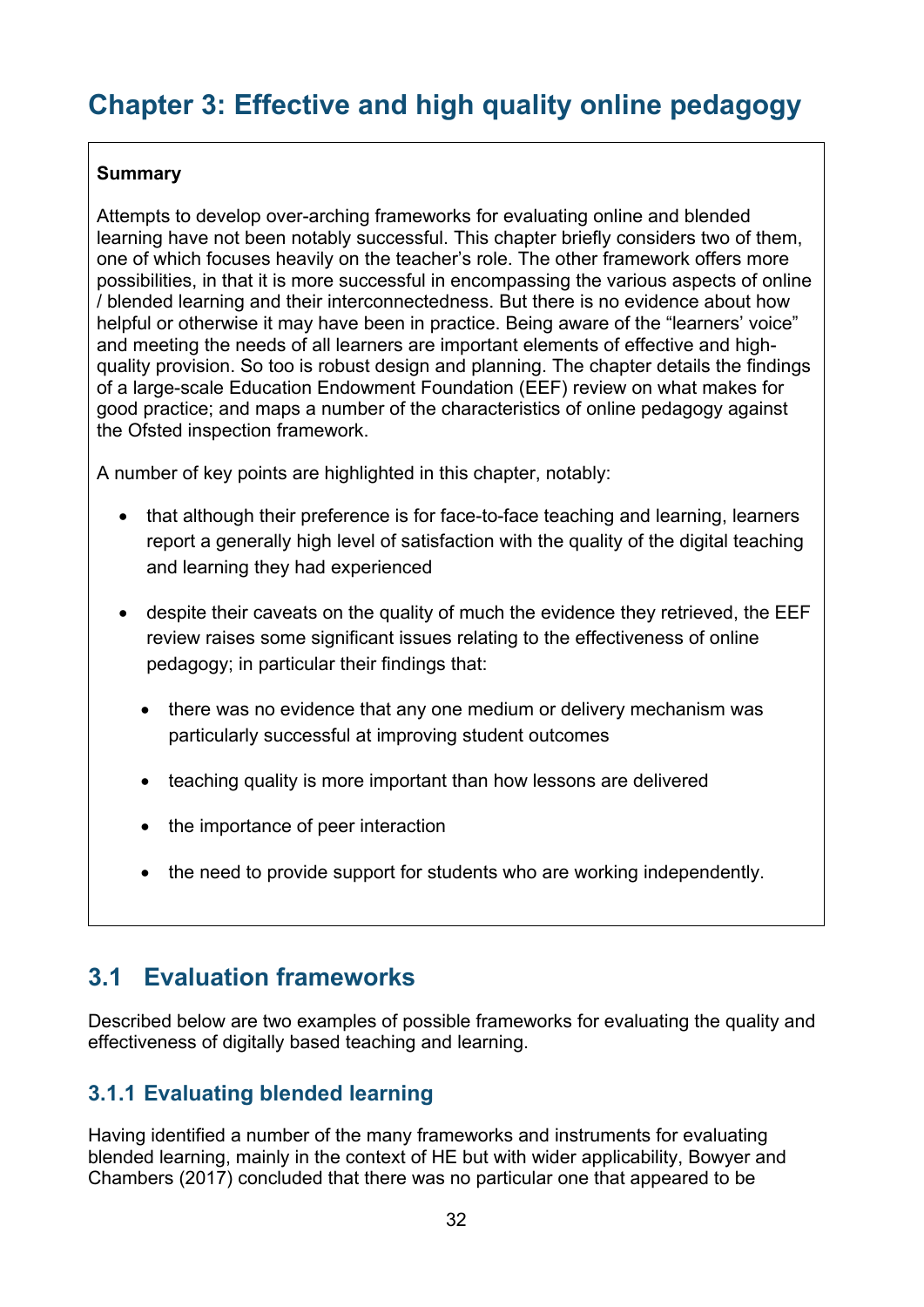# Chapter 3: Effective and high quality online pedagogy

**Summary**

Attempts to develop over-arching frameworks for evaluating online and blended learning have not been notably successful. This chapter briefly considers two of them, one of which focuses heavily on the teacher's role. The other framework offers more possibilities, in that it is more successful in encompassing the various aspects of online / blended learning and their interconnectedness. But there is no evidence about how helpful or otherwise it may have been in practice. Being aware of the "learners' voice" and meeting the needs of all learners are important elements of effective and high-quality provision. So too is robust design and planning. The chapter details the findings of a large-scale Education Endowment Foundation (EEF) review on what makes for good practice; and maps a number of the characteristics of online pedagogy against the Ofsted inspection framework.

A number of key points are highlighted in this chapter, notably:

- that although their preference is for face-to-face teaching and learning, learners report a generally high level of satisfaction with the quality of the digital teaching and learning they had experienced
- despite their caveats on the quality of much the evidence they retrieved, the EEF review raises some significant issues relating to the effectiveness of online pedagogy; in particular their findings that:
  - there was no evidence that any one medium or delivery mechanism was particularly successful at improving student outcomes
  - teaching quality is more important than how lessons are delivered
  - the importance of peer interaction
  - the need to provide support for students who are working independently.

## 3.1 Evaluation frameworks

Described below are two examples of possible frameworks for evaluating the quality and effectiveness of digitally based teaching and learning.

### 3.1.1 Evaluating blended learning

Having identified a number of the many frameworks and instruments for evaluating blended learning, mainly in the context of HE but with wider applicability, Bowyer and Chambers (2017) concluded that there was no particular one that appeared to be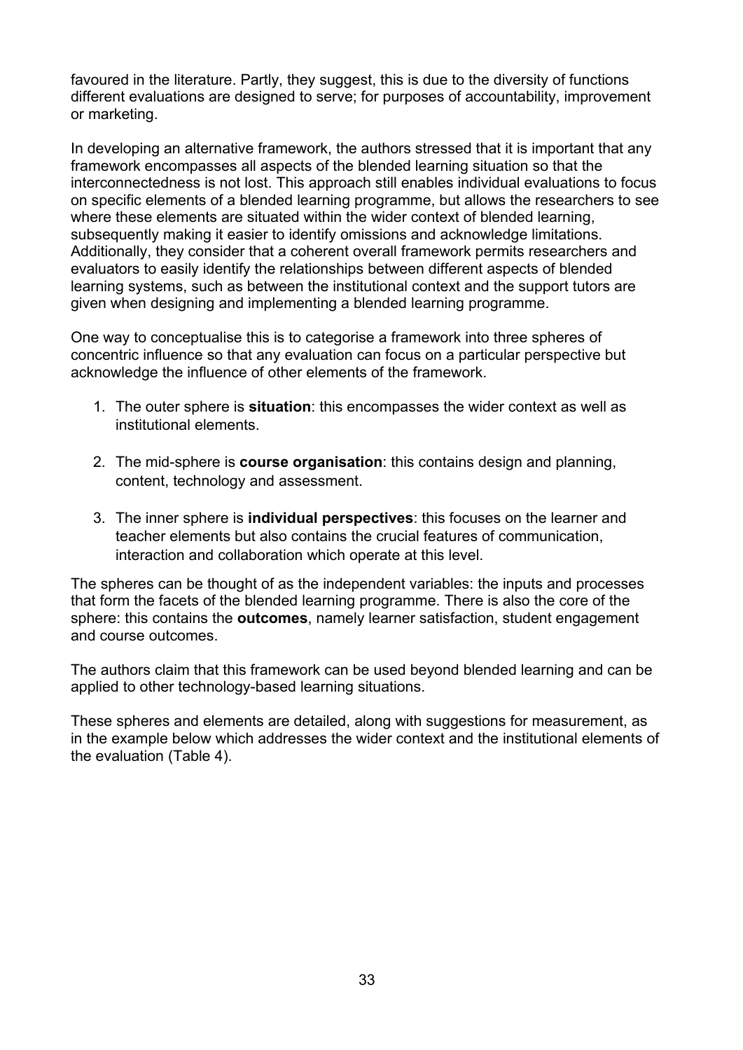favoured in the literature. Partly, they suggest, this is due to the diversity of functions different evaluations are designed to serve; for purposes of accountability, improvement or marketing.

In developing an alternative framework, the authors stressed that it is important that any framework encompasses all aspects of the blended learning situation so that the interconnectedness is not lost. This approach still enables individual evaluations to focus on specific elements of a blended learning programme, but allows the researchers to see where these elements are situated within the wider context of blended learning, subsequently making it easier to identify omissions and acknowledge limitations. Additionally, they consider that a coherent overall framework permits researchers and evaluators to easily identify the relationships between different aspects of blended learning systems, such as between the institutional context and the support tutors are given when designing and implementing a blended learning programme.

One way to conceptualise this is to categorise a framework into three spheres of concentric influence so that any evaluation can focus on a particular perspective but acknowledge the influence of other elements of the framework.

1. The outer sphere is **situation**: this encompasses the wider context as well as institutional elements.

2. The mid-sphere is **course organisation**: this contains design and planning, content, technology and assessment.

3. The inner sphere is **individual perspectives**: this focuses on the learner and teacher elements but also contains the crucial features of communication, interaction and collaboration which operate at this level.

The spheres can be thought of as the independent variables: the inputs and processes that form the facets of the blended learning programme. There is also the core of the sphere: this contains the **outcomes**, namely learner satisfaction, student engagement and course outcomes.

The authors claim that this framework can be used beyond blended learning and can be applied to other technology-based learning situations.

These spheres and elements are detailed, along with suggestions for measurement, as in the example below which addresses the wider context and the institutional elements of the evaluation (Table 4).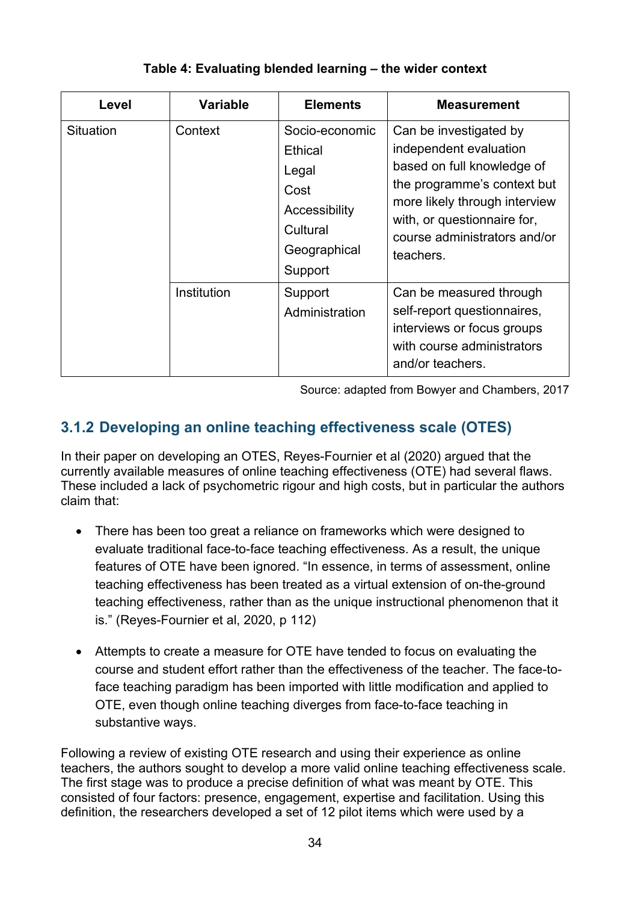**Table 4: Evaluating blended learning – the wider context**

| Level | Variable | Elements | Measurement |
|---|---|---|---|
| Situation | Context | Socio-economic<br>Ethical<br>Legal<br>Cost<br>Accessibility<br>Cultural<br>Geographical<br>Support | Can be investigated by independent evaluation based on full knowledge of the programme's context but more likely through interview with, or questionnaire for, course administrators and/or teachers. |
| | Institution | Support<br>Administration | Can be measured through self-report questionnaires, interviews or focus groups with course administrators and/or teachers. |

Source: adapted from Bowyer and Chambers, 2017

### 3.1.2 Developing an online teaching effectiveness scale (OTES)

In their paper on developing an OTES, Reyes-Fournier et al (2020) argued that the currently available measures of online teaching effectiveness (OTE) had several flaws. These included a lack of psychometric rigour and high costs, but in particular the authors claim that:

- There has been too great a reliance on frameworks which were designed to evaluate traditional face-to-face teaching effectiveness. As a result, the unique features of OTE have been ignored. "In essence, in terms of assessment, online teaching effectiveness has been treated as a virtual extension of on-the-ground teaching effectiveness, rather than as the unique instructional phenomenon that it is." (Reyes-Fournier et al, 2020, p 112)

- Attempts to create a measure for OTE have tended to focus on evaluating the course and student effort rather than the effectiveness of the teacher. The face-to-face teaching paradigm has been imported with little modification and applied to OTE, even though online teaching diverges from face-to-face teaching in substantive ways.

Following a review of existing OTE research and using their experience as online teachers, the authors sought to develop a more valid online teaching effectiveness scale. The first stage was to produce a precise definition of what was meant by OTE. This consisted of four factors: presence, engagement, expertise and facilitation. Using this definition, the researchers developed a set of 12 pilot items which were used by a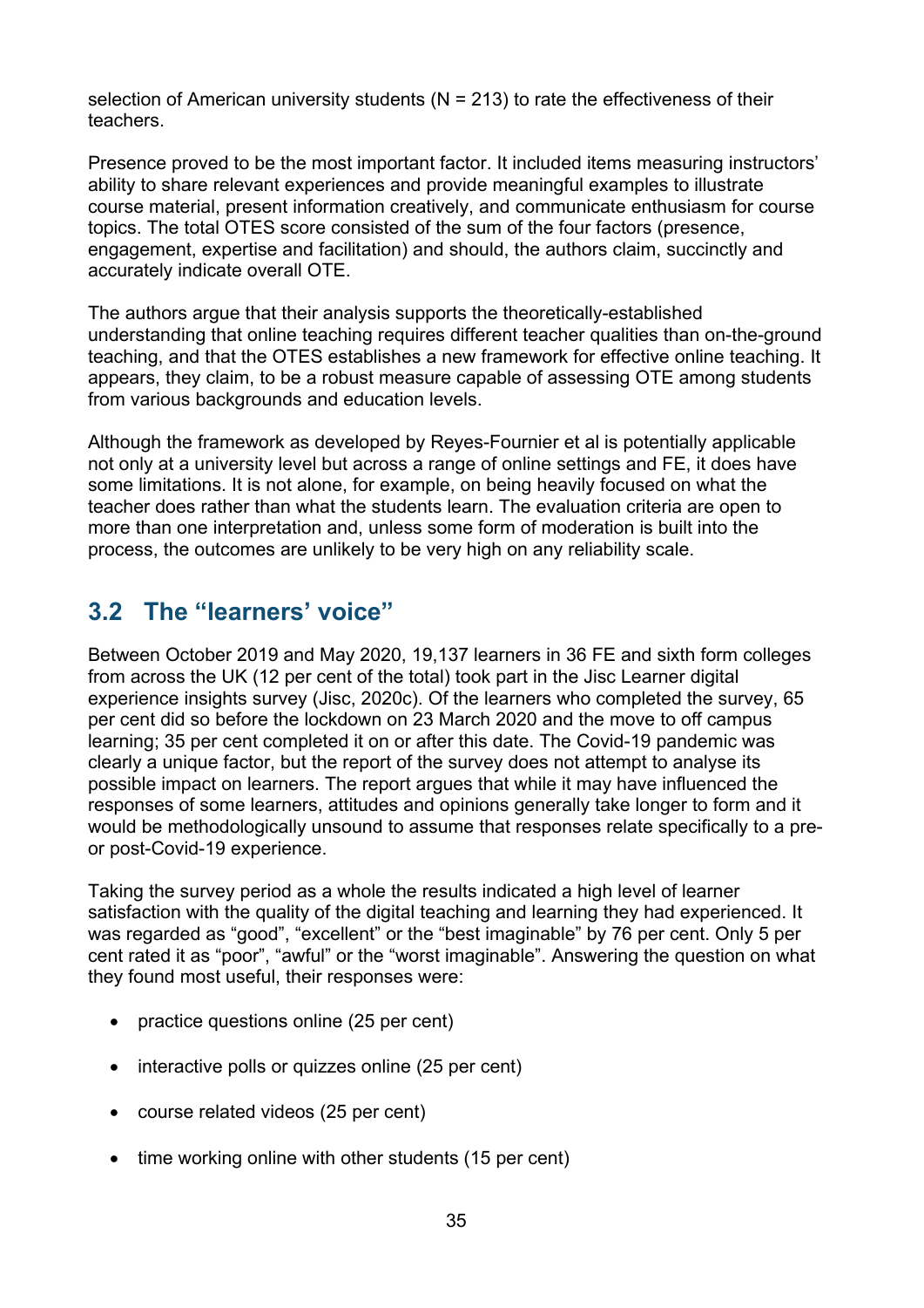selection of American university students (N = 213) to rate the effectiveness of their teachers.

Presence proved to be the most important factor. It included items measuring instructors' ability to share relevant experiences and provide meaningful examples to illustrate course material, present information creatively, and communicate enthusiasm for course topics. The total OTES score consisted of the sum of the four factors (presence, engagement, expertise and facilitation) and should, the authors claim, succinctly and accurately indicate overall OTE.

The authors argue that their analysis supports the theoretically-established understanding that online teaching requires different teacher qualities than on-the-ground teaching, and that the OTES establishes a new framework for effective online teaching. It appears, they claim, to be a robust measure capable of assessing OTE among students from various backgrounds and education levels.

Although the framework as developed by Reyes-Fournier et al is potentially applicable not only at a university level but across a range of online settings and FE, it does have some limitations. It is not alone, for example, on being heavily focused on what the teacher does rather than what the students learn. The evaluation criteria are open to more than one interpretation and, unless some form of moderation is built into the process, the outcomes are unlikely to be very high on any reliability scale.

## 3.2 The "learners' voice"

Between October 2019 and May 2020, 19,137 learners in 36 FE and sixth form colleges from across the UK (12 per cent of the total) took part in the Jisc Learner digital experience insights survey (Jisc, 2020c). Of the learners who completed the survey, 65 per cent did so before the lockdown on 23 March 2020 and the move to off campus learning; 35 per cent completed it on or after this date. The Covid-19 pandemic was clearly a unique factor, but the report of the survey does not attempt to analyse its possible impact on learners. The report argues that while it may have influenced the responses of some learners, attitudes and opinions generally take longer to form and it would be methodologically unsound to assume that responses relate specifically to a pre- or post-Covid-19 experience.

Taking the survey period as a whole the results indicated a high level of learner satisfaction with the quality of the digital teaching and learning they had experienced. It was regarded as "good", "excellent" or the "best imaginable" by 76 per cent. Only 5 per cent rated it as "poor", "awful" or the "worst imaginable". Answering the question on what they found most useful, their responses were:

- practice questions online (25 per cent)
- interactive polls or quizzes online (25 per cent)
- course related videos (25 per cent)
- time working online with other students (15 per cent)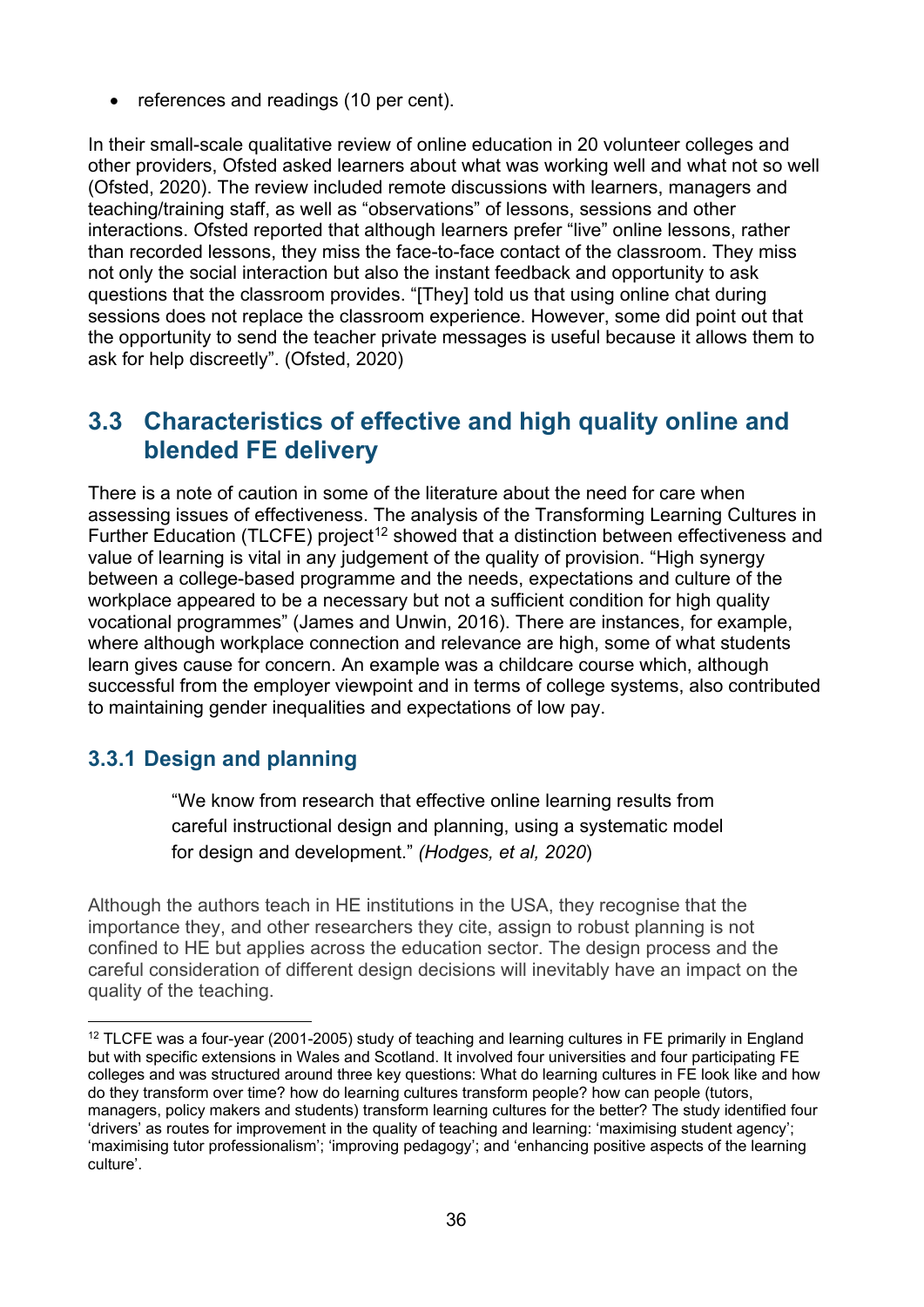- references and readings (10 per cent).

In their small-scale qualitative review of online education in 20 volunteer colleges and other providers, Ofsted asked learners about what was working well and what not so well (Ofsted, 2020). The review included remote discussions with learners, managers and teaching/training staff, as well as "observations" of lessons, sessions and other interactions. Ofsted reported that although learners prefer "live" online lessons, rather than recorded lessons, they miss the face-to-face contact of the classroom. They miss not only the social interaction but also the instant feedback and opportunity to ask questions that the classroom provides. "[They] told us that using online chat during sessions does not replace the classroom experience. However, some did point out that the opportunity to send the teacher private messages is useful because it allows them to ask for help discreetly". (Ofsted, 2020)

## 3.3 Characteristics of effective and high quality online and blended FE delivery

There is a note of caution in some of the literature about the need for care when assessing issues of effectiveness. The analysis of the Transforming Learning Cultures in Further Education (TLCFE) project[12] showed that a distinction between effectiveness and value of learning is vital in any judgement of the quality of provision. "High synergy between a college-based programme and the needs, expectations and culture of the workplace appeared to be a necessary but not a sufficient condition for high quality vocational programmes" (James and Unwin, 2016). There are instances, for example, where although workplace connection and relevance are high, some of what students learn gives cause for concern. An example was a childcare course which, although successful from the employer viewpoint and in terms of college systems, also contributed to maintaining gender inequalities and expectations of low pay.

### 3.3.1 Design and planning

> "We know from research that effective online learning results from careful instructional design and planning, using a systematic model for design and development." *(Hodges, et al, 2020*)

Although the authors teach in HE institutions in the USA, they recognise that the importance they, and other researchers they cite, assign to robust planning is not confined to HE but applies across the education sector. The design process and the careful consideration of different design decisions will inevitably have an impact on the quality of the teaching.

---

[12] TLCFE was a four-year (2001-2005) study of teaching and learning cultures in FE primarily in England but with specific extensions in Wales and Scotland. It involved four universities and four participating FE colleges and was structured around three key questions: What do learning cultures in FE look like and how do they transform over time? how do learning cultures transform people? how can people (tutors, managers, policy makers and students) transform learning cultures for the better? The study identified four 'drivers' as routes for improvement in the quality of teaching and learning: 'maximising student agency'; 'maximising tutor professionalism'; 'improving pedagogy'; and 'enhancing positive aspects of the learning culture'.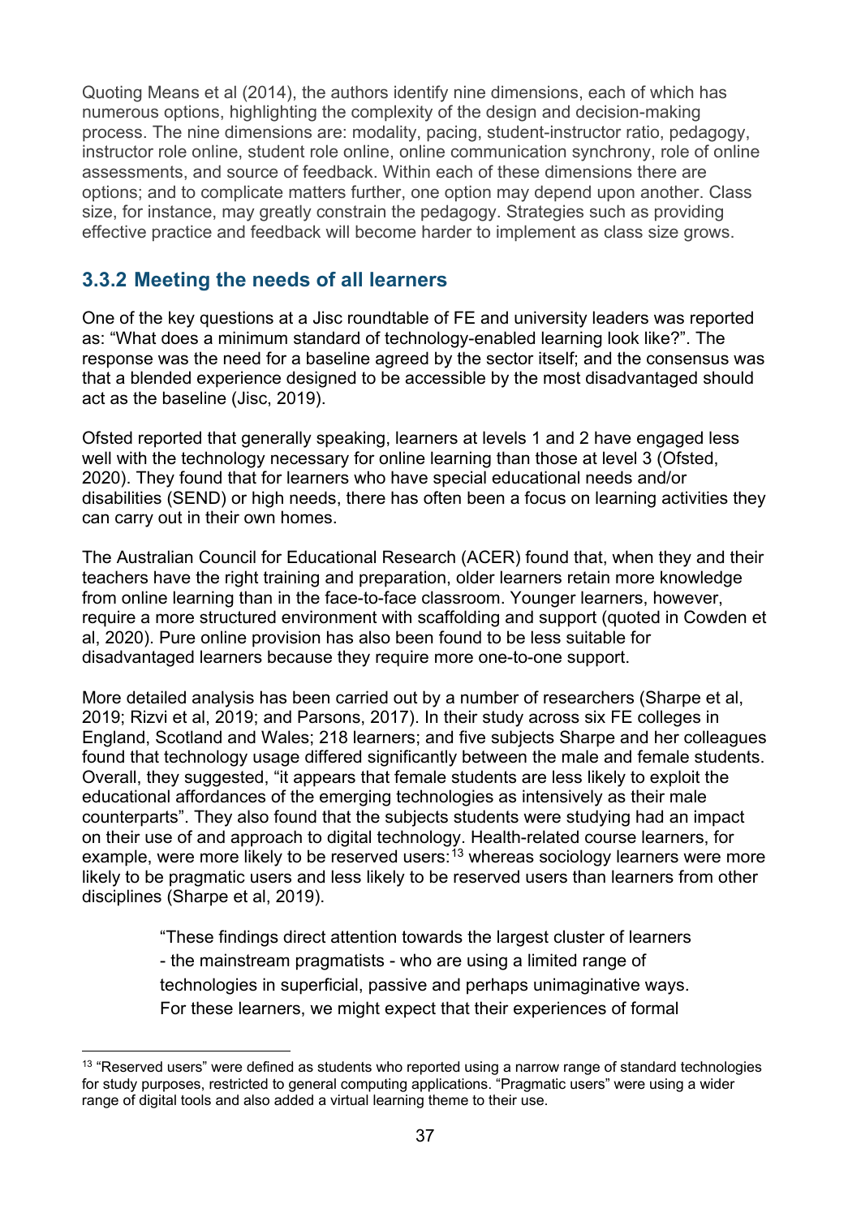Quoting Means et al (2014), the authors identify nine dimensions, each of which has numerous options, highlighting the complexity of the design and decision-making process. The nine dimensions are: modality, pacing, student-instructor ratio, pedagogy, instructor role online, student role online, online communication synchrony, role of online assessments, and source of feedback. Within each of these dimensions there are options; and to complicate matters further, one option may depend upon another. Class size, for instance, may greatly constrain the pedagogy. Strategies such as providing effective practice and feedback will become harder to implement as class size grows.

### 3.3.2 Meeting the needs of all learners

One of the key questions at a Jisc roundtable of FE and university leaders was reported as: "What does a minimum standard of technology-enabled learning look like?". The response was the need for a baseline agreed by the sector itself; and the consensus was that a blended experience designed to be accessible by the most disadvantaged should act as the baseline (Jisc, 2019).

Ofsted reported that generally speaking, learners at levels 1 and 2 have engaged less well with the technology necessary for online learning than those at level 3 (Ofsted, 2020). They found that for learners who have special educational needs and/or disabilities (SEND) or high needs, there has often been a focus on learning activities they can carry out in their own homes.

The Australian Council for Educational Research (ACER) found that, when they and their teachers have the right training and preparation, older learners retain more knowledge from online learning than in the face-to-face classroom. Younger learners, however, require a more structured environment with scaffolding and support (quoted in Cowden et al, 2020). Pure online provision has also been found to be less suitable for disadvantaged learners because they require more one-to-one support.

More detailed analysis has been carried out by a number of researchers (Sharpe et al, 2019; Rizvi et al, 2019; and Parsons, 2017). In their study across six FE colleges in England, Scotland and Wales; 218 learners; and five subjects Sharpe and her colleagues found that technology usage differed significantly between the male and female students. Overall, they suggested, "it appears that female students are less likely to exploit the educational affordances of the emerging technologies as intensively as their male counterparts". They also found that the subjects students were studying had an impact on their use of and approach to digital technology. Health-related course learners, for example, were more likely to be reserved users:[13] whereas sociology learners were more likely to be pragmatic users and less likely to be reserved users than learners from other disciplines (Sharpe et al, 2019).

> "These findings direct attention towards the largest cluster of learners - the mainstream pragmatists - who are using a limited range of technologies in superficial, passive and perhaps unimaginative ways. For these learners, we might expect that their experiences of formal

[13] "Reserved users" were defined as students who reported using a narrow range of standard technologies for study purposes, restricted to general computing applications. "Pragmatic users" were using a wider range of digital tools and also added a virtual learning theme to their use.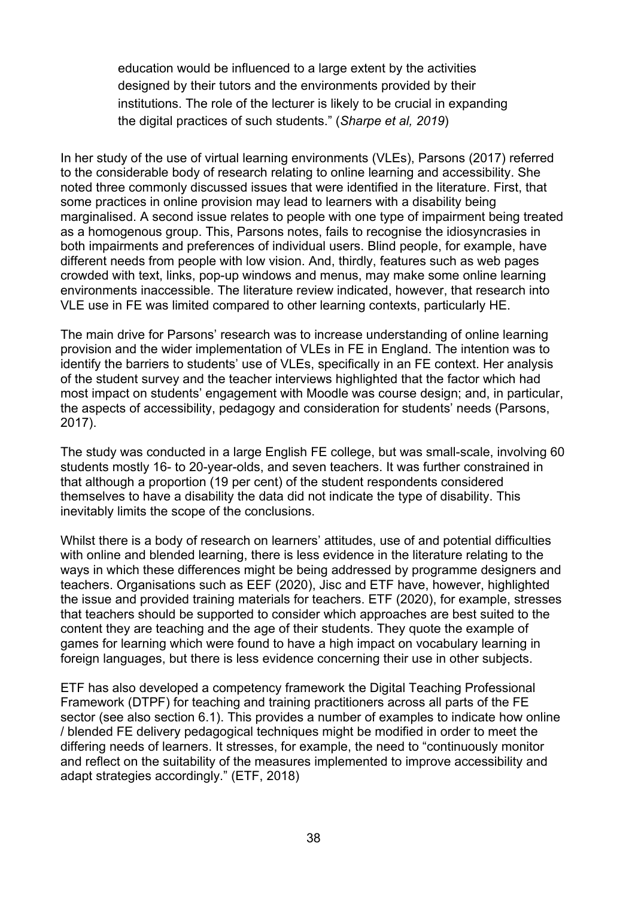> education would be influenced to a large extent by the activities designed by their tutors and the environments provided by their institutions. The role of the lecturer is likely to be crucial in expanding the digital practices of such students." (*Sharpe et al, 2019*)

In her study of the use of virtual learning environments (VLEs), Parsons (2017) referred to the considerable body of research relating to online learning and accessibility. She noted three commonly discussed issues that were identified in the literature. First, that some practices in online provision may lead to learners with a disability being marginalised. A second issue relates to people with one type of impairment being treated as a homogenous group. This, Parsons notes, fails to recognise the idiosyncrasies in both impairments and preferences of individual users. Blind people, for example, have different needs from people with low vision. And, thirdly, features such as web pages crowded with text, links, pop-up windows and menus, may make some online learning environments inaccessible. The literature review indicated, however, that research into VLE use in FE was limited compared to other learning contexts, particularly HE.

The main drive for Parsons' research was to increase understanding of online learning provision and the wider implementation of VLEs in FE in England. The intention was to identify the barriers to students' use of VLEs, specifically in an FE context. Her analysis of the student survey and the teacher interviews highlighted that the factor which had most impact on students' engagement with Moodle was course design; and, in particular, the aspects of accessibility, pedagogy and consideration for students' needs (Parsons, 2017).

The study was conducted in a large English FE college, but was small-scale, involving 60 students mostly 16- to 20-year-olds, and seven teachers. It was further constrained in that although a proportion (19 per cent) of the student respondents considered themselves to have a disability the data did not indicate the type of disability. This inevitably limits the scope of the conclusions.

Whilst there is a body of research on learners' attitudes, use of and potential difficulties with online and blended learning, there is less evidence in the literature relating to the ways in which these differences might be being addressed by programme designers and teachers. Organisations such as EEF (2020), Jisc and ETF have, however, highlighted the issue and provided training materials for teachers. ETF (2020), for example, stresses that teachers should be supported to consider which approaches are best suited to the content they are teaching and the age of their students. They quote the example of games for learning which were found to have a high impact on vocabulary learning in foreign languages, but there is less evidence concerning their use in other subjects.

ETF has also developed a competency framework the Digital Teaching Professional Framework (DTPF) for teaching and training practitioners across all parts of the FE sector (see also section 6.1). This provides a number of examples to indicate how online / blended FE delivery pedagogical techniques might be modified in order to meet the differing needs of learners. It stresses, for example, the need to "continuously monitor and reflect on the suitability of the measures implemented to improve accessibility and adapt strategies accordingly." (ETF, 2018)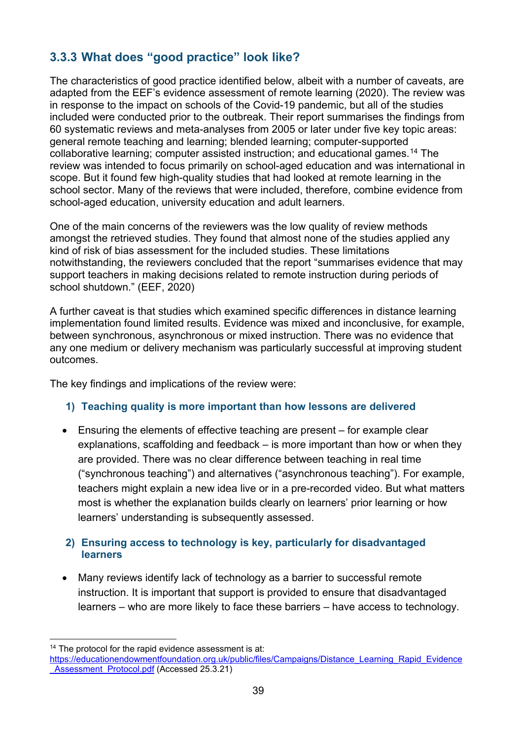### 3.3.3 What does "good practice" look like?

The characteristics of good practice identified below, albeit with a number of caveats, are adapted from the EEF's evidence assessment of remote learning (2020). The review was in response to the impact on schools of the Covid-19 pandemic, but all of the studies included were conducted prior to the outbreak. Their report summarises the findings from 60 systematic reviews and meta-analyses from 2005 or later under five key topic areas: general remote teaching and learning; blended learning; computer-supported collaborative learning; computer assisted instruction; and educational games.[14] The review was intended to focus primarily on school-aged education and was international in scope. But it found few high-quality studies that had looked at remote learning in the school sector. Many of the reviews that were included, therefore, combine evidence from school-aged education, university education and adult learners.

One of the main concerns of the reviewers was the low quality of review methods amongst the retrieved studies. They found that almost none of the studies applied any kind of risk of bias assessment for the included studies. These limitations notwithstanding, the reviewers concluded that the report "summarises evidence that may support teachers in making decisions related to remote instruction during periods of school shutdown." (EEF, 2020)

A further caveat is that studies which examined specific differences in distance learning implementation found limited results. Evidence was mixed and inconclusive, for example, between synchronous, asynchronous or mixed instruction. There was no evidence that any one medium or delivery mechanism was particularly successful at improving student outcomes.

The key findings and implications of the review were:

**1) Teaching quality is more important than how lessons are delivered**

- Ensuring the elements of effective teaching are present – for example clear explanations, scaffolding and feedback – is more important than how or when they are provided. There was no clear difference between teaching in real time ("synchronous teaching") and alternatives ("asynchronous teaching"). For example, teachers might explain a new idea live or in a pre-recorded video. But what matters most is whether the explanation builds clearly on learners' prior learning or how learners' understanding is subsequently assessed.

**2) Ensuring access to technology is key, particularly for disadvantaged learners**

- Many reviews identify lack of technology as a barrier to successful remote instruction. It is important that support is provided to ensure that disadvantaged learners – who are more likely to face these barriers – have access to technology.

---

[14] The protocol for the rapid evidence assessment is at: https://educationendowmentfoundation.org.uk/public/files/Campaigns/Distance_Learning_Rapid_Evidence_Assessment_Protocol.pdf (Accessed 25.3.21)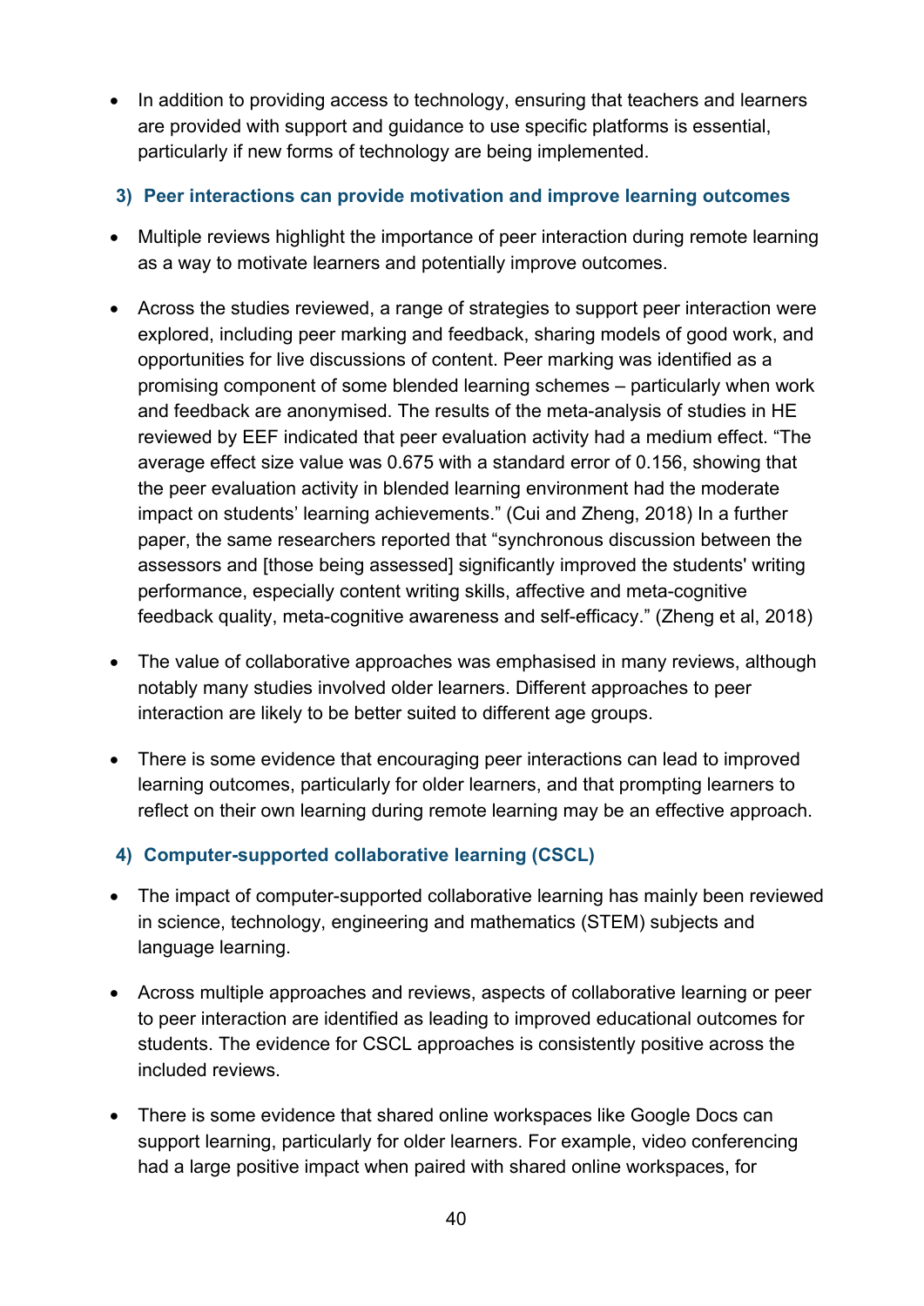- In addition to providing access to technology, ensuring that teachers and learners are provided with support and guidance to use specific platforms is essential, particularly if new forms of technology are being implemented.

### 3) Peer interactions can provide motivation and improve learning outcomes

- Multiple reviews highlight the importance of peer interaction during remote learning as a way to motivate learners and potentially improve outcomes.

- Across the studies reviewed, a range of strategies to support peer interaction were explored, including peer marking and feedback, sharing models of good work, and opportunities for live discussions of content. Peer marking was identified as a promising component of some blended learning schemes – particularly when work and feedback are anonymised. The results of the meta-analysis of studies in HE reviewed by EEF indicated that peer evaluation activity had a medium effect. "The average effect size value was 0.675 with a standard error of 0.156, showing that the peer evaluation activity in blended learning environment had the moderate impact on students' learning achievements." (Cui and Zheng, 2018) In a further paper, the same researchers reported that "synchronous discussion between the assessors and [those being assessed] significantly improved the students' writing performance, especially content writing skills, affective and meta-cognitive feedback quality, meta-cognitive awareness and self-efficacy." (Zheng et al, 2018)

- The value of collaborative approaches was emphasised in many reviews, although notably many studies involved older learners. Different approaches to peer interaction are likely to be better suited to different age groups.

- There is some evidence that encouraging peer interactions can lead to improved learning outcomes, particularly for older learners, and that prompting learners to reflect on their own learning during remote learning may be an effective approach.

### 4) Computer-supported collaborative learning (CSCL)

- The impact of computer-supported collaborative learning has mainly been reviewed in science, technology, engineering and mathematics (STEM) subjects and language learning.

- Across multiple approaches and reviews, aspects of collaborative learning or peer to peer interaction are identified as leading to improved educational outcomes for students. The evidence for CSCL approaches is consistently positive across the included reviews.

- There is some evidence that shared online workspaces like Google Docs can support learning, particularly for older learners. For example, video conferencing had a large positive impact when paired with shared online workspaces, for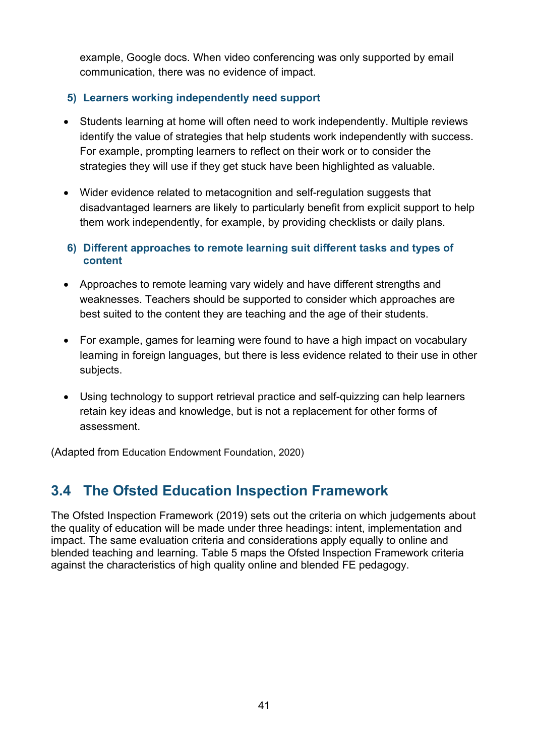example, Google docs. When video conferencing was only supported by email communication, there was no evidence of impact.

#### 5) Learners working independently need support

- Students learning at home will often need to work independently. Multiple reviews identify the value of strategies that help students work independently with success. For example, prompting learners to reflect on their work or to consider the strategies they will use if they get stuck have been highlighted as valuable.
- Wider evidence related to metacognition and self-regulation suggests that disadvantaged learners are likely to particularly benefit from explicit support to help them work independently, for example, by providing checklists or daily plans.

#### 6) Different approaches to remote learning suit different tasks and types of content

- Approaches to remote learning vary widely and have different strengths and weaknesses. Teachers should be supported to consider which approaches are best suited to the content they are teaching and the age of their students.
- For example, games for learning were found to have a high impact on vocabulary learning in foreign languages, but there is less evidence related to their use in other subjects.
- Using technology to support retrieval practice and self-quizzing can help learners retain key ideas and knowledge, but is not a replacement for other forms of assessment.

(Adapted from Education Endowment Foundation, 2020)

## 3.4 The Ofsted Education Inspection Framework

The Ofsted Inspection Framework (2019) sets out the criteria on which judgements about the quality of education will be made under three headings: intent, implementation and impact. The same evaluation criteria and considerations apply equally to online and blended teaching and learning. Table 5 maps the Ofsted Inspection Framework criteria against the characteristics of high quality online and blended FE pedagogy.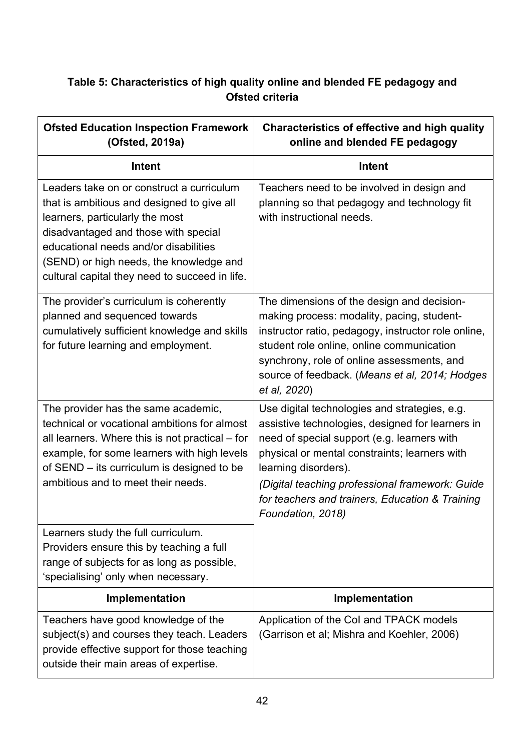**Table 5: Characteristics of high quality online and blended FE pedagogy and Ofsted criteria**

| Ofsted Education Inspection Framework (Ofsted, 2019a) | Characteristics of effective and high quality online and blended FE pedagogy |
|---|---|
| **Intent** | **Intent** |
| Leaders take on or construct a curriculum that is ambitious and designed to give all learners, particularly the most disadvantaged and those with special educational needs and/or disabilities (SEND) or high needs, the knowledge and cultural capital they need to succeed in life. | Teachers need to be involved in design and planning so that pedagogy and technology fit with instructional needs. |
| The provider's curriculum is coherently planned and sequenced towards cumulatively sufficient knowledge and skills for future learning and employment. | The dimensions of the design and decision-making process: modality, pacing, student-instructor ratio, pedagogy, instructor role online, student role online, online communication synchrony, role of online assessments, and source of feedback. (*Means et al, 2014; Hodges et al, 2020*) |
| The provider has the same academic, technical or vocational ambitions for almost all learners. Where this is not practical – for example, for some learners with high levels of SEND – its curriculum is designed to be ambitious and to meet their needs. | Use digital technologies and strategies, e.g. assistive technologies, designed for learners in need of special support (e.g. learners with physical or mental constraints; learners with learning disorders). *(Digital teaching professional framework: Guide for teachers and trainers, Education & Training Foundation, 2018)* |
| Learners study the full curriculum. Providers ensure this by teaching a full range of subjects for as long as possible, 'specialising' only when necessary. | |
| **Implementation** | **Implementation** |
| Teachers have good knowledge of the subject(s) and courses they teach. Leaders provide effective support for those teaching outside their main areas of expertise. | Application of the CoI and TPACK models (Garrison et al; Mishra and Koehler, 2006) |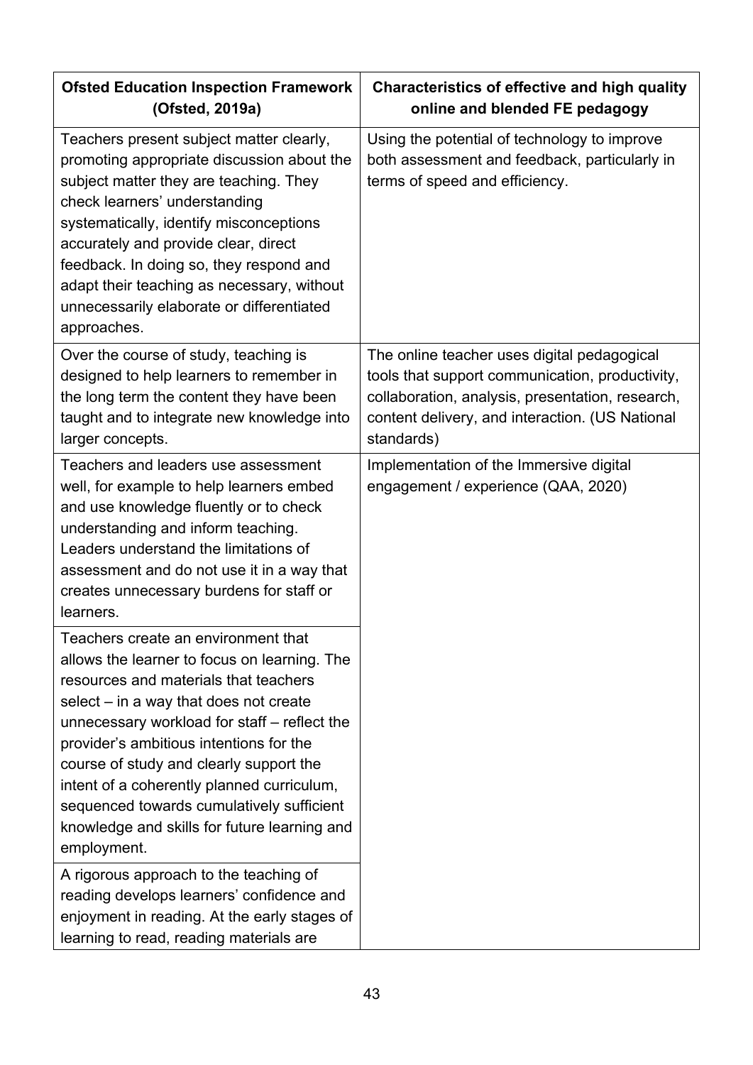| Ofsted Education Inspection Framework (Ofsted, 2019a) | Characteristics of effective and high quality online and blended FE pedagogy |
|---|---|
| Teachers present subject matter clearly, promoting appropriate discussion about the subject matter they are teaching. They check learners' understanding systematically, identify misconceptions accurately and provide clear, direct feedback. In doing so, they respond and adapt their teaching as necessary, without unnecessarily elaborate or differentiated approaches. | Using the potential of technology to improve both assessment and feedback, particularly in terms of speed and efficiency. |
| Over the course of study, teaching is designed to help learners to remember in the long term the content they have been taught and to integrate new knowledge into larger concepts. | The online teacher uses digital pedagogical tools that support communication, productivity, collaboration, analysis, presentation, research, content delivery, and interaction. (US National standards) |
| Teachers and leaders use assessment well, for example to help learners embed and use knowledge fluently or to check understanding and inform teaching. Leaders understand the limitations of assessment and do not use it in a way that creates unnecessary burdens for staff or learners. | Implementation of the Immersive digital engagement / experience (QAA, 2020) |
| Teachers create an environment that allows the learner to focus on learning. The resources and materials that teachers select – in a way that does not create unnecessary workload for staff – reflect the provider's ambitious intentions for the course of study and clearly support the intent of a coherently planned curriculum, sequenced towards cumulatively sufficient knowledge and skills for future learning and employment. | |
| A rigorous approach to the teaching of reading develops learners' confidence and enjoyment in reading. At the early stages of learning to read, reading materials are | |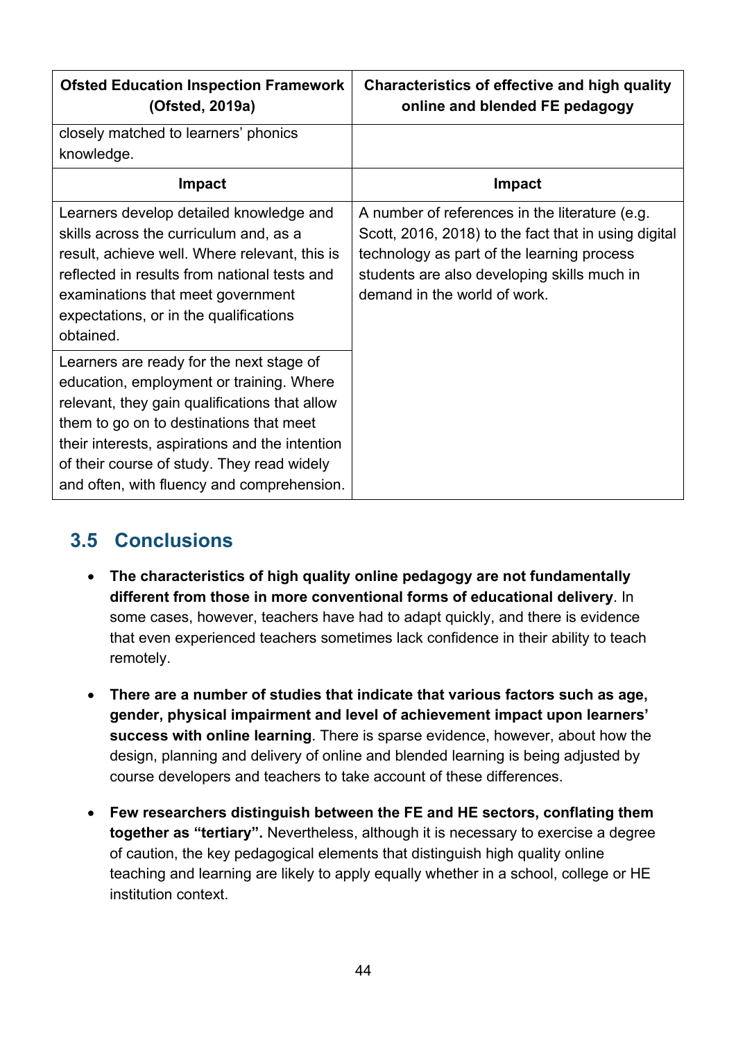| Ofsted Education Inspection Framework (Ofsted, 2019a) | Characteristics of effective and high quality online and blended FE pedagogy |
| --- | --- |
| closely matched to learners' phonics knowledge. | |
| **Impact** | **Impact** |
| Learners develop detailed knowledge and skills across the curriculum and, as a result, achieve well. Where relevant, this is reflected in results from national tests and examinations that meet government expectations, or in the qualifications obtained. | A number of references in the literature (e.g. Scott, 2016, 2018) to the fact that in using digital technology as part of the learning process students are also developing skills much in demand in the world of work. |
| Learners are ready for the next stage of education, employment or training. Where relevant, they gain qualifications that allow them to go on to destinations that meet their interests, aspirations and the intention of their course of study. They read widely and often, with fluency and comprehension. | |

## 3.5 Conclusions

- **The characteristics of high quality online pedagogy are not fundamentally different from those in more conventional forms of educational delivery**. In some cases, however, teachers have had to adapt quickly, and there is evidence that even experienced teachers sometimes lack confidence in their ability to teach remotely.

- **There are a number of studies that indicate that various factors such as age, gender, physical impairment and level of achievement impact upon learners' success with online learning**. There is sparse evidence, however, about how the design, planning and delivery of online and blended learning is being adjusted by course developers and teachers to take account of these differences.

- **Few researchers distinguish between the FE and HE sectors, conflating them together as "tertiary".** Nevertheless, although it is necessary to exercise a degree of caution, the key pedagogical elements that distinguish high quality online teaching and learning are likely to apply equally whether in a school, college or HE institution context.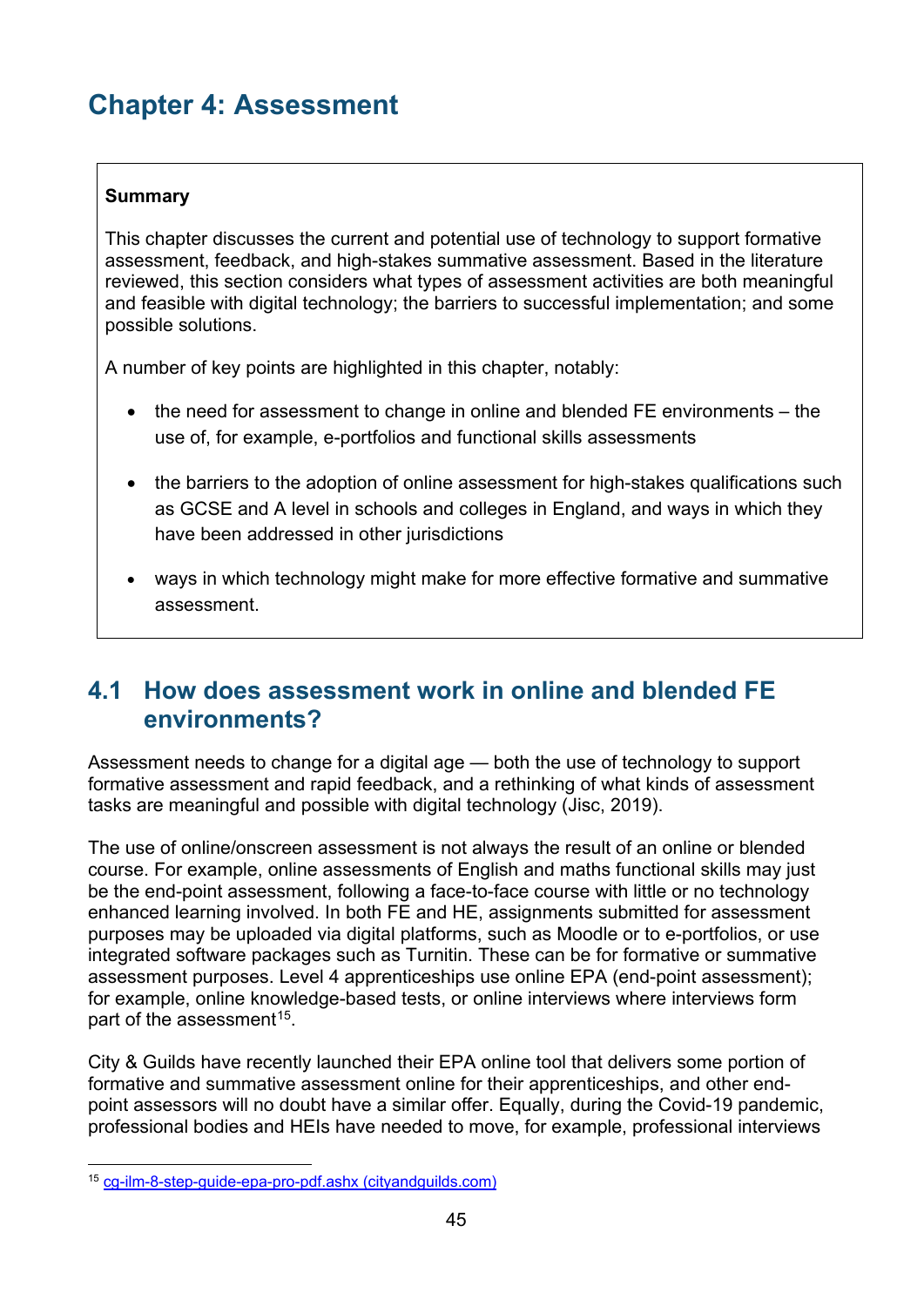# Chapter 4: Assessment

**Summary**

This chapter discusses the current and potential use of technology to support formative assessment, feedback, and high-stakes summative assessment. Based in the literature reviewed, this section considers what types of assessment activities are both meaningful and feasible with digital technology; the barriers to successful implementation; and some possible solutions.

A number of key points are highlighted in this chapter, notably:

- the need for assessment to change in online and blended FE environments – the use of, for example, e-portfolios and functional skills assessments
- the barriers to the adoption of online assessment for high-stakes qualifications such as GCSE and A level in schools and colleges in England, and ways in which they have been addressed in other jurisdictions
- ways in which technology might make for more effective formative and summative assessment.

## 4.1 How does assessment work in online and blended FE environments?

Assessment needs to change for a digital age — both the use of technology to support formative assessment and rapid feedback, and a rethinking of what kinds of assessment tasks are meaningful and possible with digital technology (Jisc, 2019).

The use of online/onscreen assessment is not always the result of an online or blended course. For example, online assessments of English and maths functional skills may just be the end-point assessment, following a face-to-face course with little or no technology enhanced learning involved. In both FE and HE, assignments submitted for assessment purposes may be uploaded via digital platforms, such as Moodle or to e-portfolios, or use integrated software packages such as Turnitin. These can be for formative or summative assessment purposes. Level 4 apprenticeships use online EPA (end-point assessment); for example, online knowledge-based tests, or online interviews where interviews form part of the assessment[15].

City & Guilds have recently launched their EPA online tool that delivers some portion of formative and summative assessment online for their apprenticeships, and other end-point assessors will no doubt have a similar offer. Equally, during the Covid-19 pandemic, professional bodies and HEIs have needed to move, for example, professional interviews

[15] cg-ilm-8-step-guide-epa-pro-pdf.ashx (cityandguilds.com)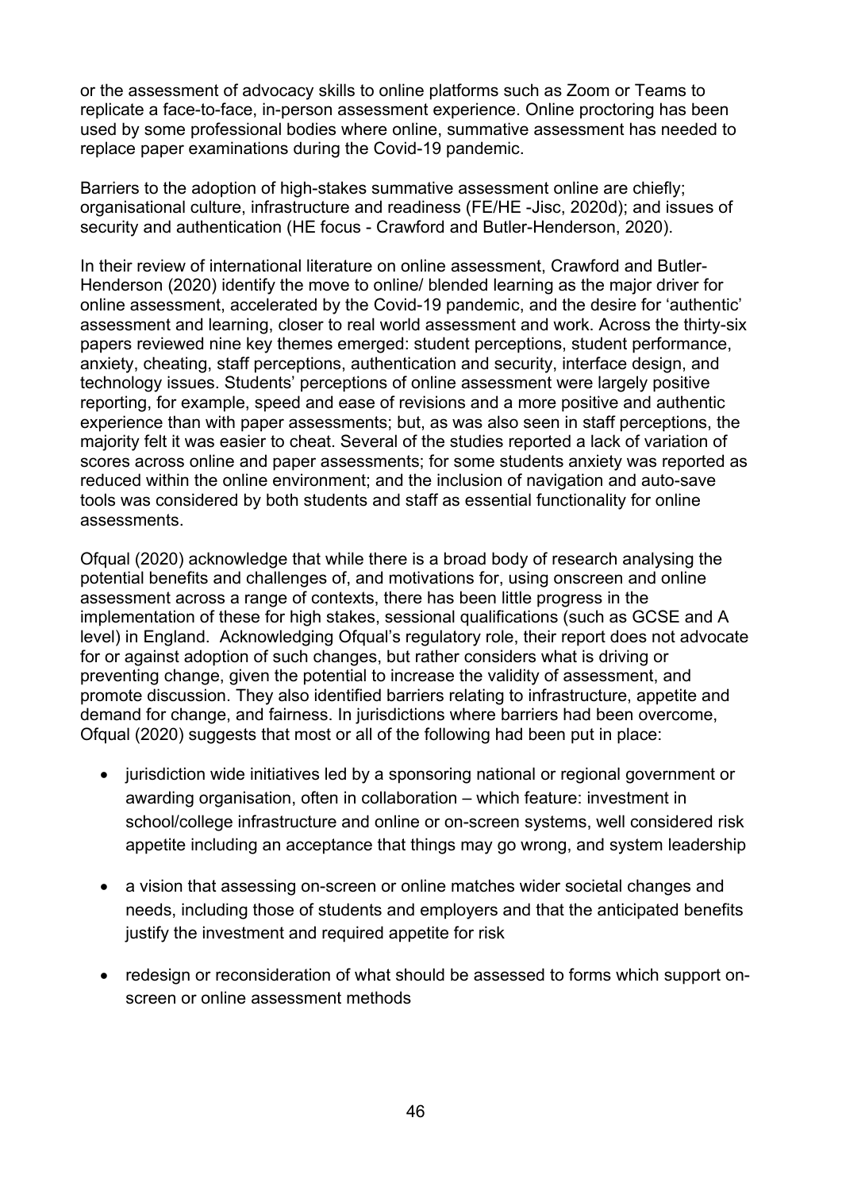or the assessment of advocacy skills to online platforms such as Zoom or Teams to replicate a face-to-face, in-person assessment experience. Online proctoring has been used by some professional bodies where online, summative assessment has needed to replace paper examinations during the Covid-19 pandemic.

Barriers to the adoption of high-stakes summative assessment online are chiefly; organisational culture, infrastructure and readiness (FE/HE -Jisc, 2020d); and issues of security and authentication (HE focus - Crawford and Butler-Henderson, 2020).

In their review of international literature on online assessment, Crawford and Butler-Henderson (2020) identify the move to online/ blended learning as the major driver for online assessment, accelerated by the Covid-19 pandemic, and the desire for 'authentic' assessment and learning, closer to real world assessment and work. Across the thirty-six papers reviewed nine key themes emerged: student perceptions, student performance, anxiety, cheating, staff perceptions, authentication and security, interface design, and technology issues. Students' perceptions of online assessment were largely positive reporting, for example, speed and ease of revisions and a more positive and authentic experience than with paper assessments; but, as was also seen in staff perceptions, the majority felt it was easier to cheat. Several of the studies reported a lack of variation of scores across online and paper assessments; for some students anxiety was reported as reduced within the online environment; and the inclusion of navigation and auto-save tools was considered by both students and staff as essential functionality for online assessments.

Ofqual (2020) acknowledge that while there is a broad body of research analysing the potential benefits and challenges of, and motivations for, using onscreen and online assessment across a range of contexts, there has been little progress in the implementation of these for high stakes, sessional qualifications (such as GCSE and A level) in England. Acknowledging Ofqual's regulatory role, their report does not advocate for or against adoption of such changes, but rather considers what is driving or preventing change, given the potential to increase the validity of assessment, and promote discussion. They also identified barriers relating to infrastructure, appetite and demand for change, and fairness. In jurisdictions where barriers had been overcome, Ofqual (2020) suggests that most or all of the following had been put in place:

- jurisdiction wide initiatives led by a sponsoring national or regional government or awarding organisation, often in collaboration – which feature: investment in school/college infrastructure and online or on-screen systems, well considered risk appetite including an acceptance that things may go wrong, and system leadership
- a vision that assessing on-screen or online matches wider societal changes and needs, including those of students and employers and that the anticipated benefits justify the investment and required appetite for risk
- redesign or reconsideration of what should be assessed to forms which support on-screen or online assessment methods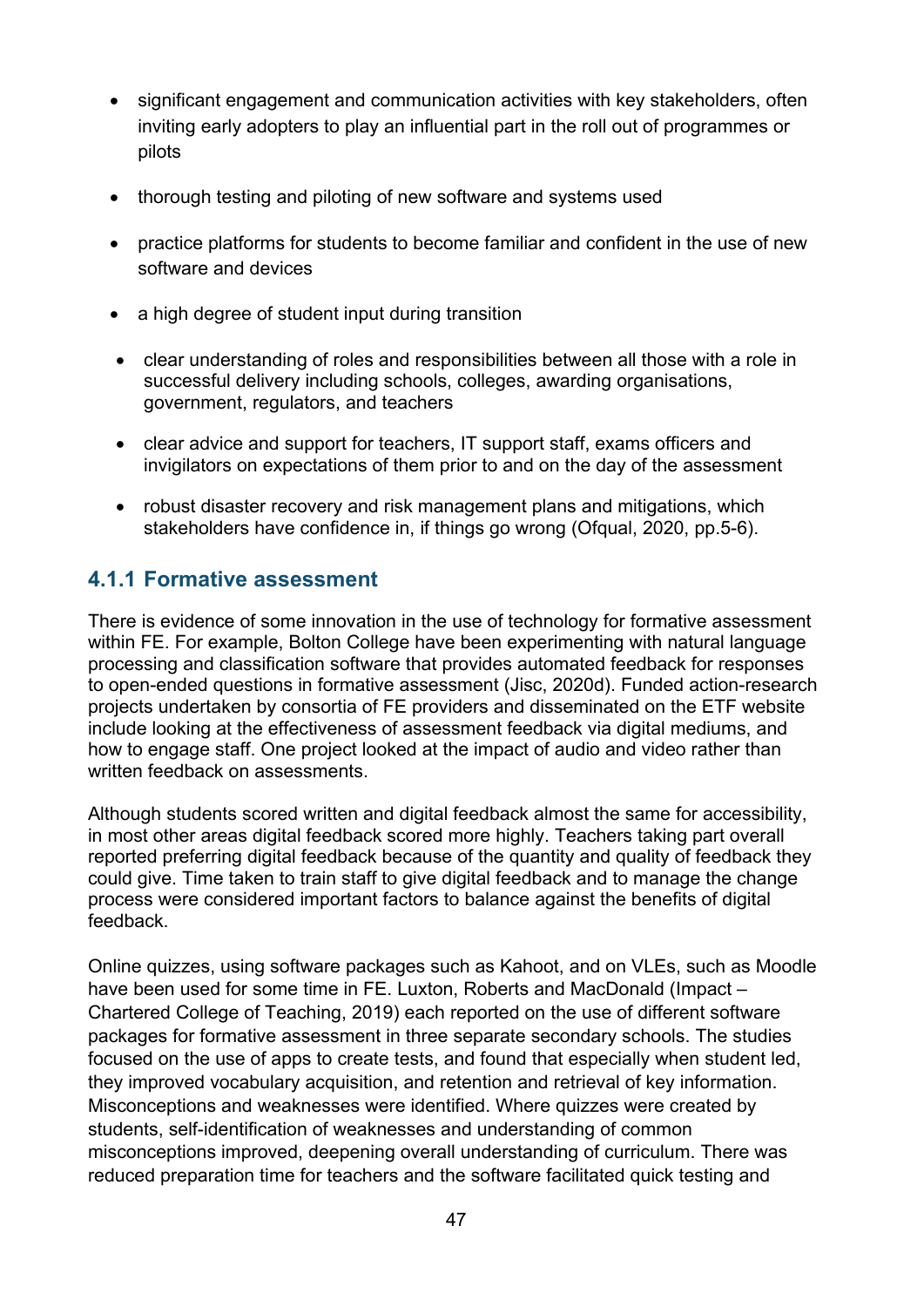- significant engagement and communication activities with key stakeholders, often inviting early adopters to play an influential part in the roll out of programmes or pilots
- thorough testing and piloting of new software and systems used
- practice platforms for students to become familiar and confident in the use of new software and devices
- a high degree of student input during transition
- clear understanding of roles and responsibilities between all those with a role in successful delivery including schools, colleges, awarding organisations, government, regulators, and teachers
- clear advice and support for teachers, IT support staff, exams officers and invigilators on expectations of them prior to and on the day of the assessment
- robust disaster recovery and risk management plans and mitigations, which stakeholders have confidence in, if things go wrong (Ofqual, 2020, pp.5-6).

### 4.1.1 Formative assessment

There is evidence of some innovation in the use of technology for formative assessment within FE. For example, Bolton College have been experimenting with natural language processing and classification software that provides automated feedback for responses to open-ended questions in formative assessment (Jisc, 2020d). Funded action-research projects undertaken by consortia of FE providers and disseminated on the ETF website include looking at the effectiveness of assessment feedback via digital mediums, and how to engage staff. One project looked at the impact of audio and video rather than written feedback on assessments.

Although students scored written and digital feedback almost the same for accessibility, in most other areas digital feedback scored more highly. Teachers taking part overall reported preferring digital feedback because of the quantity and quality of feedback they could give. Time taken to train staff to give digital feedback and to manage the change process were considered important factors to balance against the benefits of digital feedback.

Online quizzes, using software packages such as Kahoot, and on VLEs, such as Moodle have been used for some time in FE. Luxton, Roberts and MacDonald (Impact – Chartered College of Teaching, 2019) each reported on the use of different software packages for formative assessment in three separate secondary schools. The studies focused on the use of apps to create tests, and found that especially when student led, they improved vocabulary acquisition, and retention and retrieval of key information. Misconceptions and weaknesses were identified. Where quizzes were created by students, self-identification of weaknesses and understanding of common misconceptions improved, deepening overall understanding of curriculum. There was reduced preparation time for teachers and the software facilitated quick testing and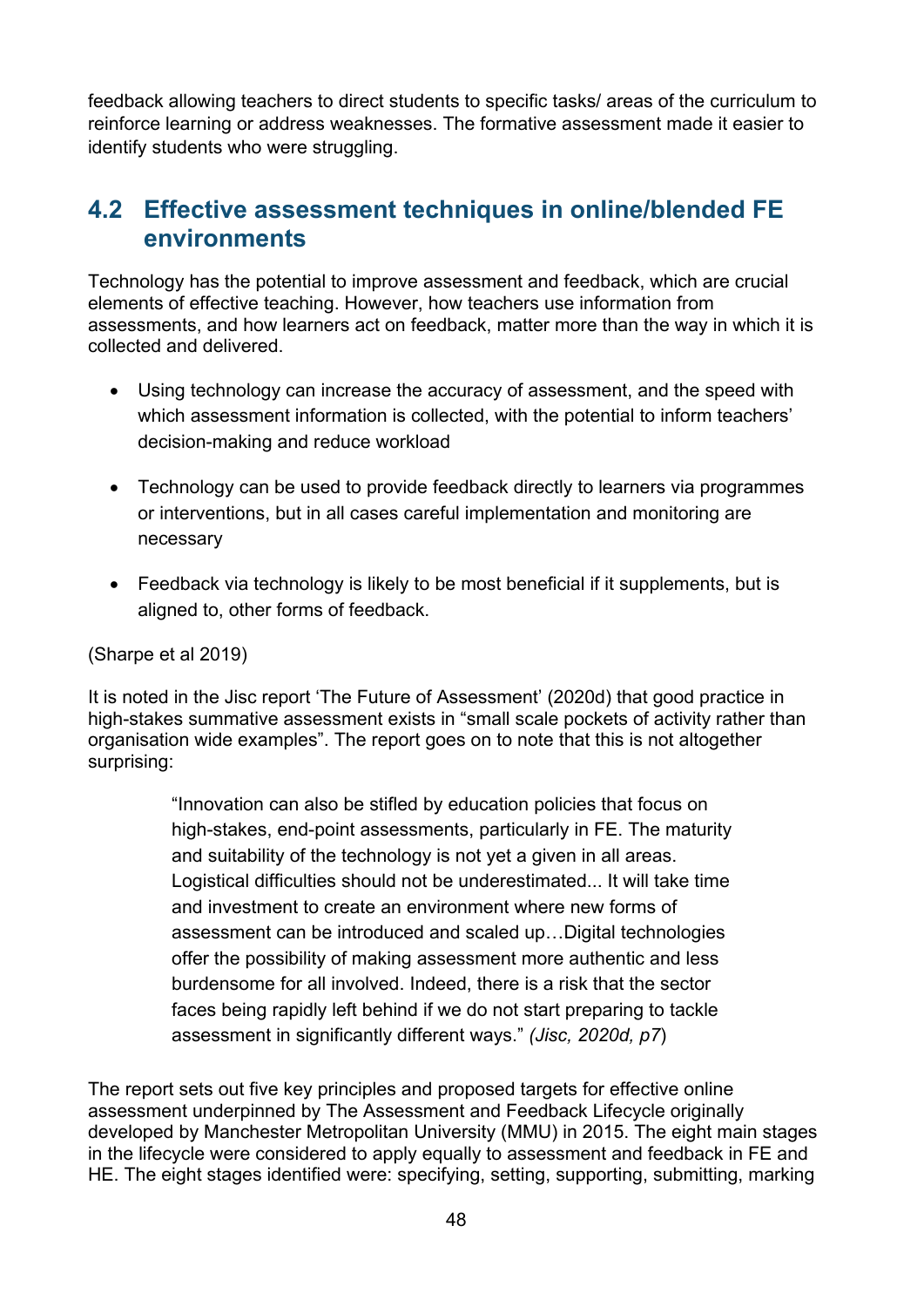feedback allowing teachers to direct students to specific tasks/ areas of the curriculum to reinforce learning or address weaknesses. The formative assessment made it easier to identify students who were struggling.

## 4.2 Effective assessment techniques in online/blended FE environments

Technology has the potential to improve assessment and feedback, which are crucial elements of effective teaching. However, how teachers use information from assessments, and how learners act on feedback, matter more than the way in which it is collected and delivered.

- Using technology can increase the accuracy of assessment, and the speed with which assessment information is collected, with the potential to inform teachers' decision-making and reduce workload
- Technology can be used to provide feedback directly to learners via programmes or interventions, but in all cases careful implementation and monitoring are necessary
- Feedback via technology is likely to be most beneficial if it supplements, but is aligned to, other forms of feedback.

(Sharpe et al 2019)

It is noted in the Jisc report 'The Future of Assessment' (2020d) that good practice in high-stakes summative assessment exists in "small scale pockets of activity rather than organisation wide examples". The report goes on to note that this is not altogether surprising:

> "Innovation can also be stifled by education policies that focus on high-stakes, end-point assessments, particularly in FE. The maturity and suitability of the technology is not yet a given in all areas. Logistical difficulties should not be underestimated... It will take time and investment to create an environment where new forms of assessment can be introduced and scaled up…Digital technologies offer the possibility of making assessment more authentic and less burdensome for all involved. Indeed, there is a risk that the sector faces being rapidly left behind if we do not start preparing to tackle assessment in significantly different ways." *(Jisc, 2020d, p7*)

The report sets out five key principles and proposed targets for effective online assessment underpinned by The Assessment and Feedback Lifecycle originally developed by Manchester Metropolitan University (MMU) in 2015. The eight main stages in the lifecycle were considered to apply equally to assessment and feedback in FE and HE. The eight stages identified were: specifying, setting, supporting, submitting, marking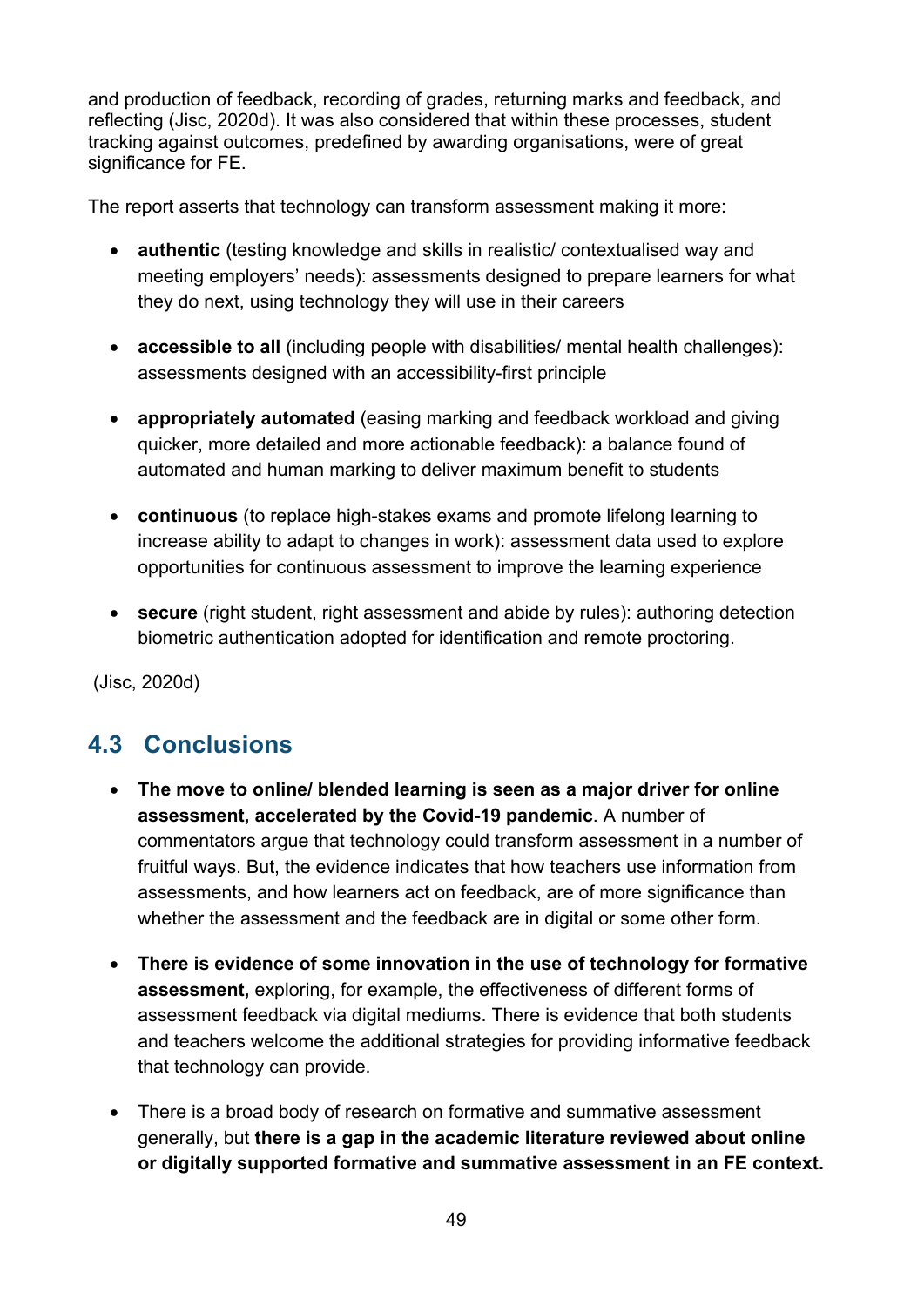and production of feedback, recording of grades, returning marks and feedback, and reflecting (Jisc, 2020d). It was also considered that within these processes, student tracking against outcomes, predefined by awarding organisations, were of great significance for FE.

The report asserts that technology can transform assessment making it more:

- **authentic** (testing knowledge and skills in realistic/ contextualised way and meeting employers' needs): assessments designed to prepare learners for what they do next, using technology they will use in their careers
- **accessible to all** (including people with disabilities/ mental health challenges): assessments designed with an accessibility-first principle
- **appropriately automated** (easing marking and feedback workload and giving quicker, more detailed and more actionable feedback): a balance found of automated and human marking to deliver maximum benefit to students
- **continuous** (to replace high-stakes exams and promote lifelong learning to increase ability to adapt to changes in work): assessment data used to explore opportunities for continuous assessment to improve the learning experience
- **secure** (right student, right assessment and abide by rules): authoring detection biometric authentication adopted for identification and remote proctoring.

(Jisc, 2020d)

## 4.3 Conclusions

- **The move to online/ blended learning is seen as a major driver for online assessment, accelerated by the Covid-19 pandemic**. A number of commentators argue that technology could transform assessment in a number of fruitful ways. But, the evidence indicates that how teachers use information from assessments, and how learners act on feedback, are of more significance than whether the assessment and the feedback are in digital or some other form.
- **There is evidence of some innovation in the use of technology for formative assessment,** exploring, for example, the effectiveness of different forms of assessment feedback via digital mediums. There is evidence that both students and teachers welcome the additional strategies for providing informative feedback that technology can provide.
- There is a broad body of research on formative and summative assessment generally, but **there is a gap in the academic literature reviewed about online or digitally supported formative and summative assessment in an FE context.**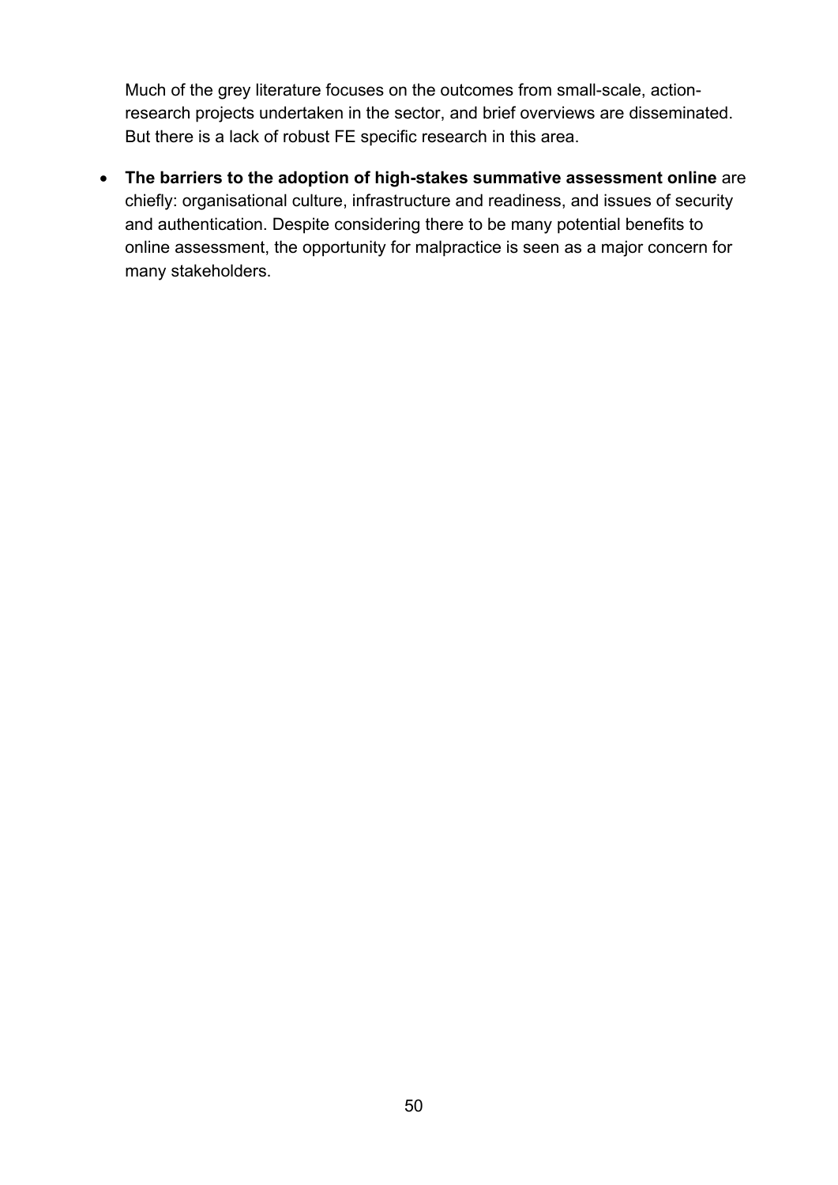Much of the grey literature focuses on the outcomes from small-scale, action-research projects undertaken in the sector, and brief overviews are disseminated. But there is a lack of robust FE specific research in this area.

- **The barriers to the adoption of high-stakes summative assessment online** are chiefly: organisational culture, infrastructure and readiness, and issues of security and authentication. Despite considering there to be many potential benefits to online assessment, the opportunity for malpractice is seen as a major concern for many stakeholders.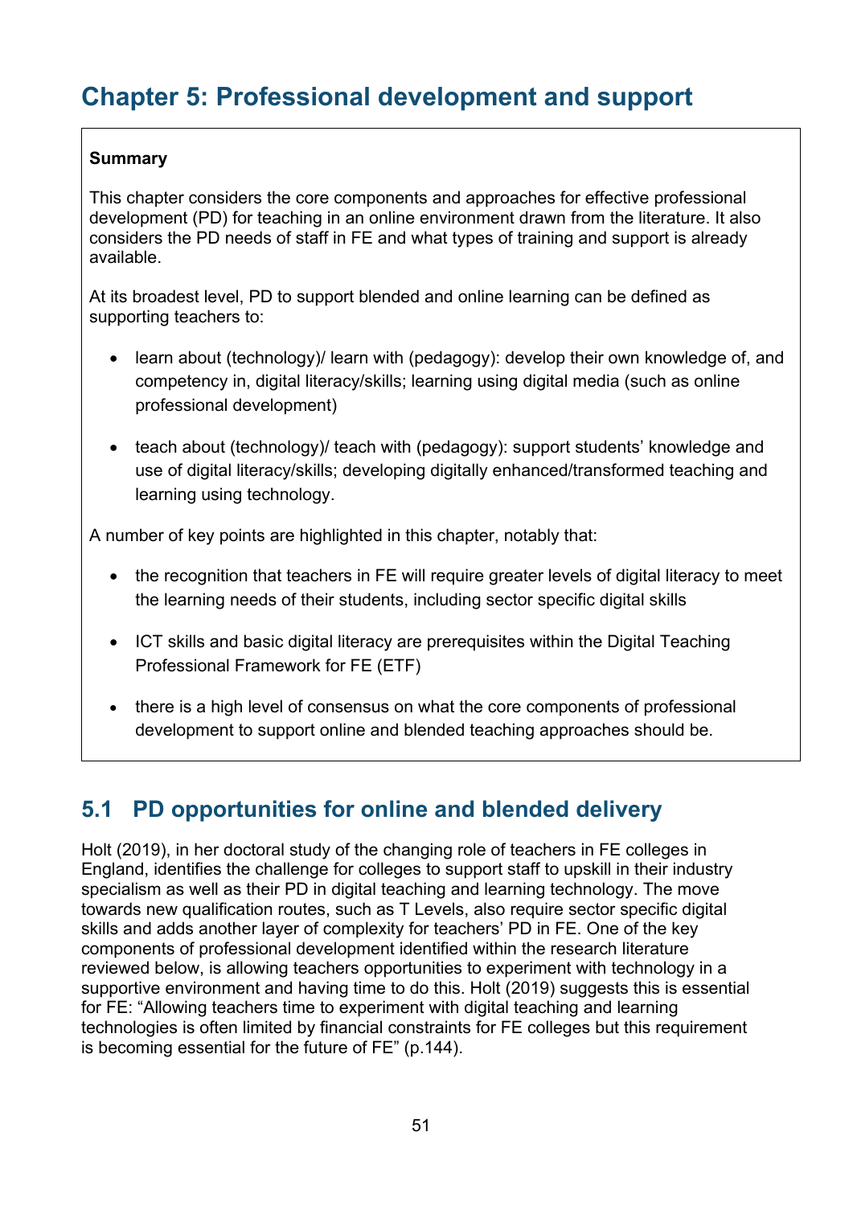# Chapter 5: Professional development and support

**Summary**

This chapter considers the core components and approaches for effective professional development (PD) for teaching in an online environment drawn from the literature. It also considers the PD needs of staff in FE and what types of training and support is already available.

At its broadest level, PD to support blended and online learning can be defined as supporting teachers to:

- learn about (technology)/ learn with (pedagogy): develop their own knowledge of, and competency in, digital literacy/skills; learning using digital media (such as online professional development)
- teach about (technology)/ teach with (pedagogy): support students' knowledge and use of digital literacy/skills; developing digitally enhanced/transformed teaching and learning using technology.

A number of key points are highlighted in this chapter, notably that:

- the recognition that teachers in FE will require greater levels of digital literacy to meet the learning needs of their students, including sector specific digital skills
- ICT skills and basic digital literacy are prerequisites within the Digital Teaching Professional Framework for FE (ETF)
- there is a high level of consensus on what the core components of professional development to support online and blended teaching approaches should be.

## 5.1 PD opportunities for online and blended delivery

Holt (2019), in her doctoral study of the changing role of teachers in FE colleges in England, identifies the challenge for colleges to support staff to upskill in their industry specialism as well as their PD in digital teaching and learning technology. The move towards new qualification routes, such as T Levels, also require sector specific digital skills and adds another layer of complexity for teachers' PD in FE. One of the key components of professional development identified within the research literature reviewed below, is allowing teachers opportunities to experiment with technology in a supportive environment and having time to do this. Holt (2019) suggests this is essential for FE: "Allowing teachers time to experiment with digital teaching and learning technologies is often limited by financial constraints for FE colleges but this requirement is becoming essential for the future of FE" (p.144).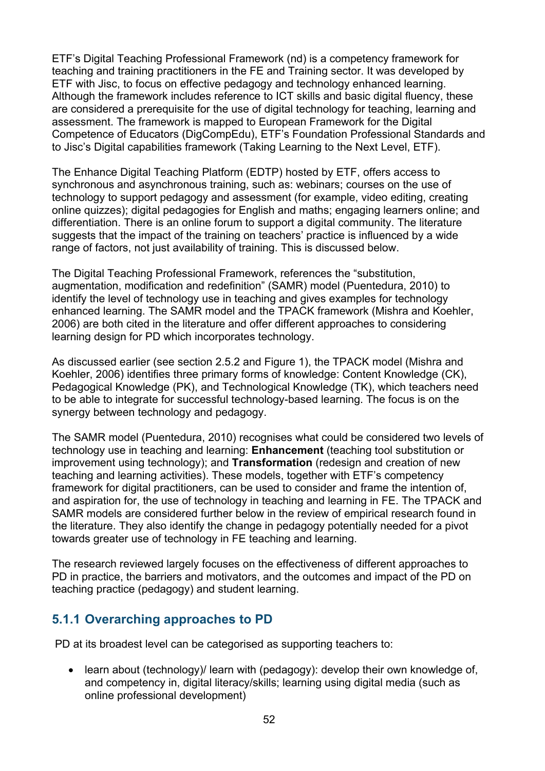ETF's Digital Teaching Professional Framework (nd) is a competency framework for teaching and training practitioners in the FE and Training sector. It was developed by ETF with Jisc, to focus on effective pedagogy and technology enhanced learning. Although the framework includes reference to ICT skills and basic digital fluency, these are considered a prerequisite for the use of digital technology for teaching, learning and assessment. The framework is mapped to European Framework for the Digital Competence of Educators (DigCompEdu), ETF's Foundation Professional Standards and to Jisc's Digital capabilities framework (Taking Learning to the Next Level, ETF).

The Enhance Digital Teaching Platform (EDTP) hosted by ETF, offers access to synchronous and asynchronous training, such as: webinars; courses on the use of technology to support pedagogy and assessment (for example, video editing, creating online quizzes); digital pedagogies for English and maths; engaging learners online; and differentiation. There is an online forum to support a digital community. The literature suggests that the impact of the training on teachers' practice is influenced by a wide range of factors, not just availability of training. This is discussed below.

The Digital Teaching Professional Framework, references the "substitution, augmentation, modification and redefinition" (SAMR) model (Puentedura, 2010) to identify the level of technology use in teaching and gives examples for technology enhanced learning. The SAMR model and the TPACK framework (Mishra and Koehler, 2006) are both cited in the literature and offer different approaches to considering learning design for PD which incorporates technology.

As discussed earlier (see section 2.5.2 and Figure 1), the TPACK model (Mishra and Koehler, 2006) identifies three primary forms of knowledge: Content Knowledge (CK), Pedagogical Knowledge (PK), and Technological Knowledge (TK), which teachers need to be able to integrate for successful technology-based learning. The focus is on the synergy between technology and pedagogy.

The SAMR model (Puentedura, 2010) recognises what could be considered two levels of technology use in teaching and learning: **Enhancement** (teaching tool substitution or improvement using technology); and **Transformation** (redesign and creation of new teaching and learning activities). These models, together with ETF's competency framework for digital practitioners, can be used to consider and frame the intention of, and aspiration for, the use of technology in teaching and learning in FE. The TPACK and SAMR models are considered further below in the review of empirical research found in the literature. They also identify the change in pedagogy potentially needed for a pivot towards greater use of technology in FE teaching and learning.

The research reviewed largely focuses on the effectiveness of different approaches to PD in practice, the barriers and motivators, and the outcomes and impact of the PD on teaching practice (pedagogy) and student learning.

### 5.1.1 Overarching approaches to PD

PD at its broadest level can be categorised as supporting teachers to:

- learn about (technology)/ learn with (pedagogy): develop their own knowledge of, and competency in, digital literacy/skills; learning using digital media (such as online professional development)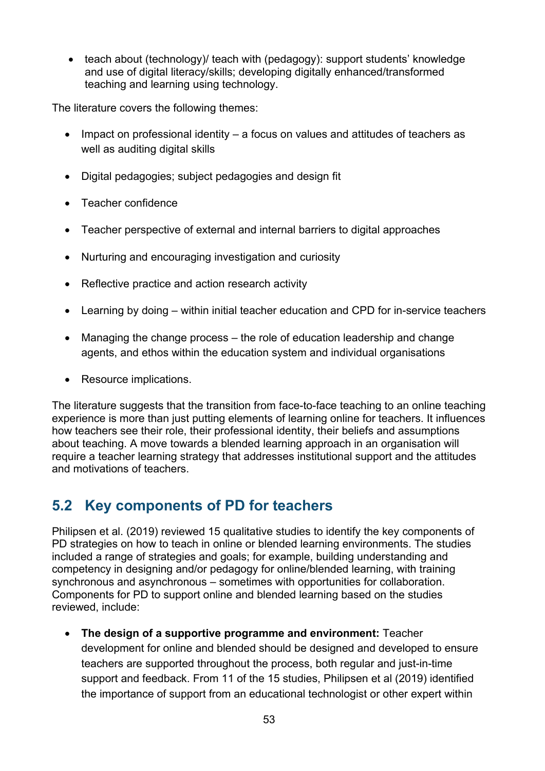- teach about (technology)/ teach with (pedagogy): support students' knowledge and use of digital literacy/skills; developing digitally enhanced/transformed teaching and learning using technology.

The literature covers the following themes:

- Impact on professional identity – a focus on values and attitudes of teachers as well as auditing digital skills
- Digital pedagogies; subject pedagogies and design fit
- Teacher confidence
- Teacher perspective of external and internal barriers to digital approaches
- Nurturing and encouraging investigation and curiosity
- Reflective practice and action research activity
- Learning by doing – within initial teacher education and CPD for in-service teachers
- Managing the change process – the role of education leadership and change agents, and ethos within the education system and individual organisations
- Resource implications.

The literature suggests that the transition from face-to-face teaching to an online teaching experience is more than just putting elements of learning online for teachers. It influences how teachers see their role, their professional identity, their beliefs and assumptions about teaching. A move towards a blended learning approach in an organisation will require a teacher learning strategy that addresses institutional support and the attitudes and motivations of teachers.

## 5.2 Key components of PD for teachers

Philipsen et al. (2019) reviewed 15 qualitative studies to identify the key components of PD strategies on how to teach in online or blended learning environments. The studies included a range of strategies and goals; for example, building understanding and competency in designing and/or pedagogy for online/blended learning, with training synchronous and asynchronous – sometimes with opportunities for collaboration. Components for PD to support online and blended learning based on the studies reviewed, include:

- **The design of a supportive programme and environment:** Teacher development for online and blended should be designed and developed to ensure teachers are supported throughout the process, both regular and just-in-time support and feedback. From 11 of the 15 studies, Philipsen et al (2019) identified the importance of support from an educational technologist or other expert within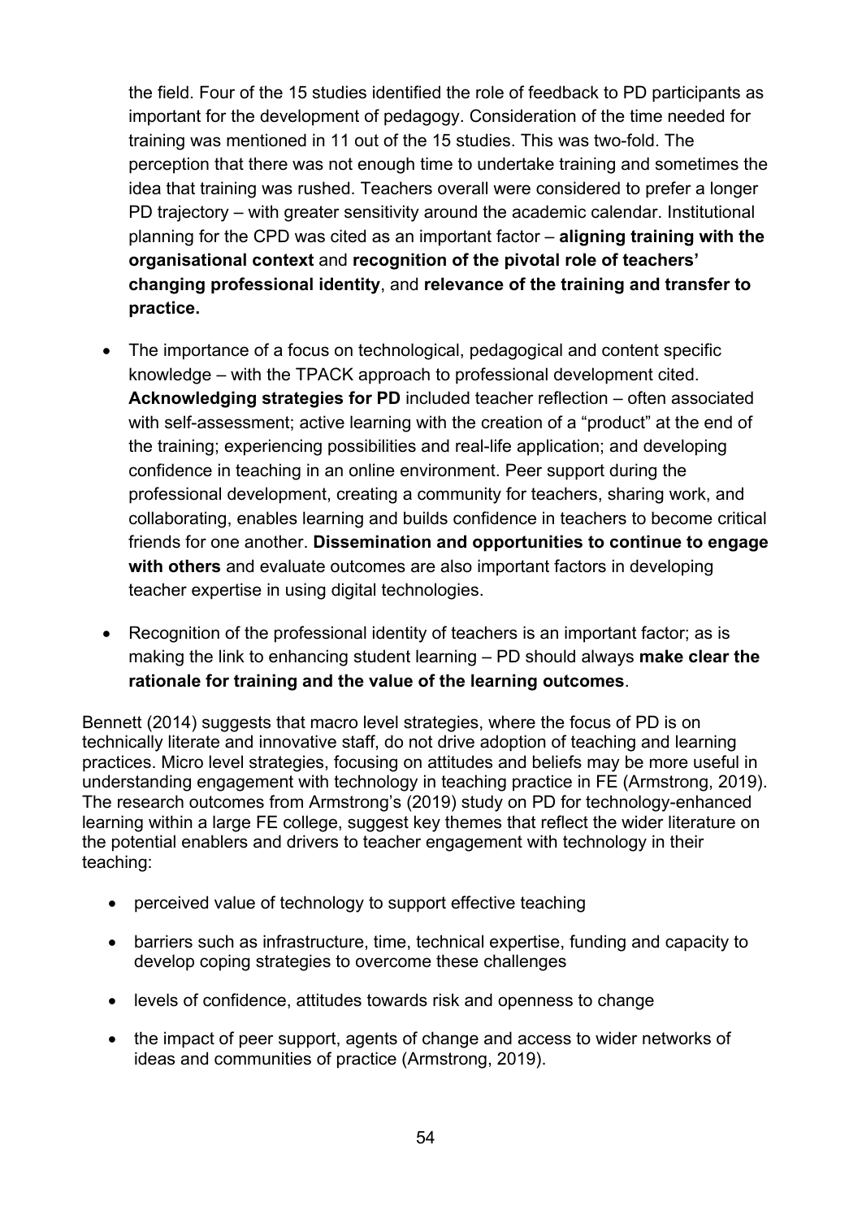the field. Four of the 15 studies identified the role of feedback to PD participants as important for the development of pedagogy. Consideration of the time needed for training was mentioned in 11 out of the 15 studies. This was two-fold. The perception that there was not enough time to undertake training and sometimes the idea that training was rushed. Teachers overall were considered to prefer a longer PD trajectory – with greater sensitivity around the academic calendar. Institutional planning for the CPD was cited as an important factor – **aligning training with the organisational context** and **recognition of the pivotal role of teachers' changing professional identity**, and **relevance of the training and transfer to practice.**

- The importance of a focus on technological, pedagogical and content specific knowledge – with the TPACK approach to professional development cited. **Acknowledging strategies for PD** included teacher reflection – often associated with self-assessment; active learning with the creation of a "product" at the end of the training; experiencing possibilities and real-life application; and developing confidence in teaching in an online environment. Peer support during the professional development, creating a community for teachers, sharing work, and collaborating, enables learning and builds confidence in teachers to become critical friends for one another. **Dissemination and opportunities to continue to engage with others** and evaluate outcomes are also important factors in developing teacher expertise in using digital technologies.

- Recognition of the professional identity of teachers is an important factor; as is making the link to enhancing student learning – PD should always **make clear the rationale for training and the value of the learning outcomes**.

Bennett (2014) suggests that macro level strategies, where the focus of PD is on technically literate and innovative staff, do not drive adoption of teaching and learning practices. Micro level strategies, focusing on attitudes and beliefs may be more useful in understanding engagement with technology in teaching practice in FE (Armstrong, 2019). The research outcomes from Armstrong's (2019) study on PD for technology-enhanced learning within a large FE college, suggest key themes that reflect the wider literature on the potential enablers and drivers to teacher engagement with technology in their teaching:

- perceived value of technology to support effective teaching
- barriers such as infrastructure, time, technical expertise, funding and capacity to develop coping strategies to overcome these challenges
- levels of confidence, attitudes towards risk and openness to change
- the impact of peer support, agents of change and access to wider networks of ideas and communities of practice (Armstrong, 2019).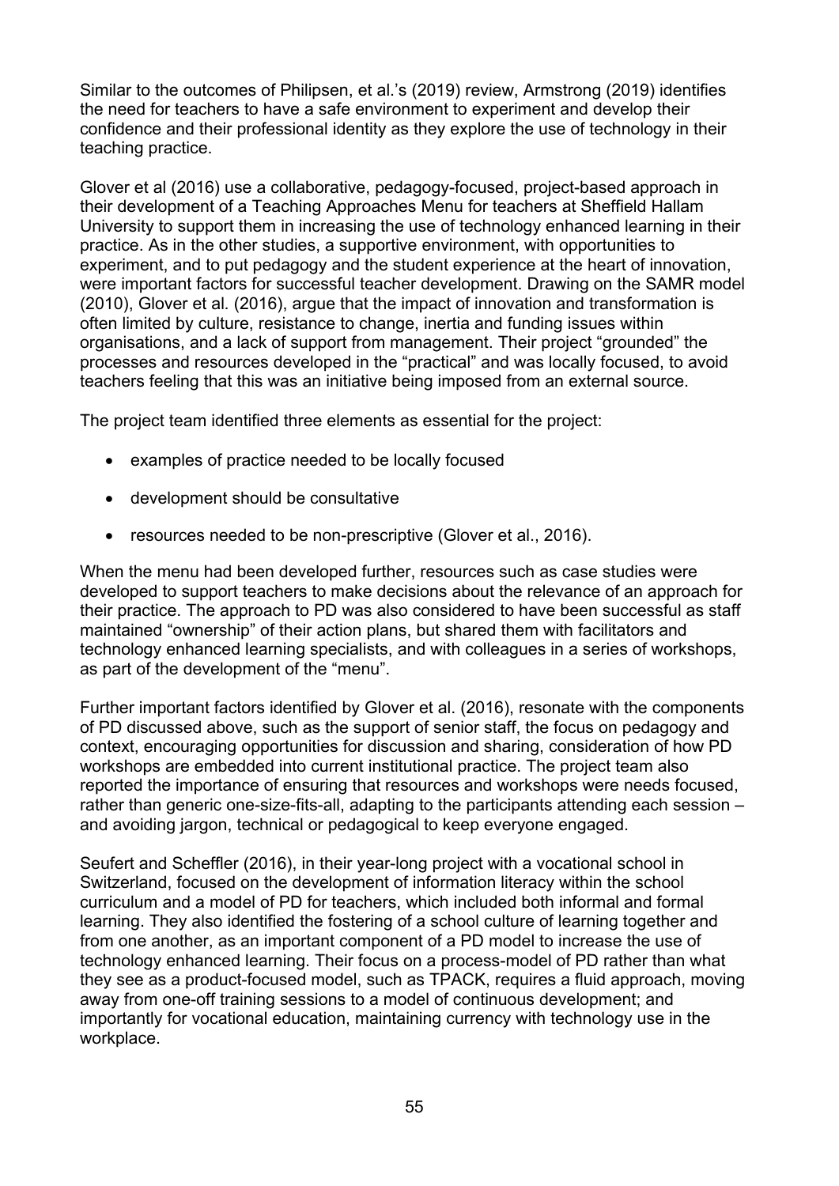Similar to the outcomes of Philipsen, et al.'s (2019) review, Armstrong (2019) identifies the need for teachers to have a safe environment to experiment and develop their confidence and their professional identity as they explore the use of technology in their teaching practice.

Glover et al (2016) use a collaborative, pedagogy-focused, project-based approach in their development of a Teaching Approaches Menu for teachers at Sheffield Hallam University to support them in increasing the use of technology enhanced learning in their practice. As in the other studies, a supportive environment, with opportunities to experiment, and to put pedagogy and the student experience at the heart of innovation, were important factors for successful teacher development. Drawing on the SAMR model (2010), Glover et al. (2016), argue that the impact of innovation and transformation is often limited by culture, resistance to change, inertia and funding issues within organisations, and a lack of support from management. Their project "grounded" the processes and resources developed in the "practical" and was locally focused, to avoid teachers feeling that this was an initiative being imposed from an external source.

The project team identified three elements as essential for the project:

- examples of practice needed to be locally focused
- development should be consultative
- resources needed to be non-prescriptive (Glover et al., 2016).

When the menu had been developed further, resources such as case studies were developed to support teachers to make decisions about the relevance of an approach for their practice. The approach to PD was also considered to have been successful as staff maintained "ownership" of their action plans, but shared them with facilitators and technology enhanced learning specialists, and with colleagues in a series of workshops, as part of the development of the "menu".

Further important factors identified by Glover et al. (2016), resonate with the components of PD discussed above, such as the support of senior staff, the focus on pedagogy and context, encouraging opportunities for discussion and sharing, consideration of how PD workshops are embedded into current institutional practice. The project team also reported the importance of ensuring that resources and workshops were needs focused, rather than generic one-size-fits-all, adapting to the participants attending each session – and avoiding jargon, technical or pedagogical to keep everyone engaged.

Seufert and Scheffler (2016), in their year-long project with a vocational school in Switzerland, focused on the development of information literacy within the school curriculum and a model of PD for teachers, which included both informal and formal learning. They also identified the fostering of a school culture of learning together and from one another, as an important component of a PD model to increase the use of technology enhanced learning. Their focus on a process-model of PD rather than what they see as a product-focused model, such as TPACK, requires a fluid approach, moving away from one-off training sessions to a model of continuous development; and importantly for vocational education, maintaining currency with technology use in the workplace.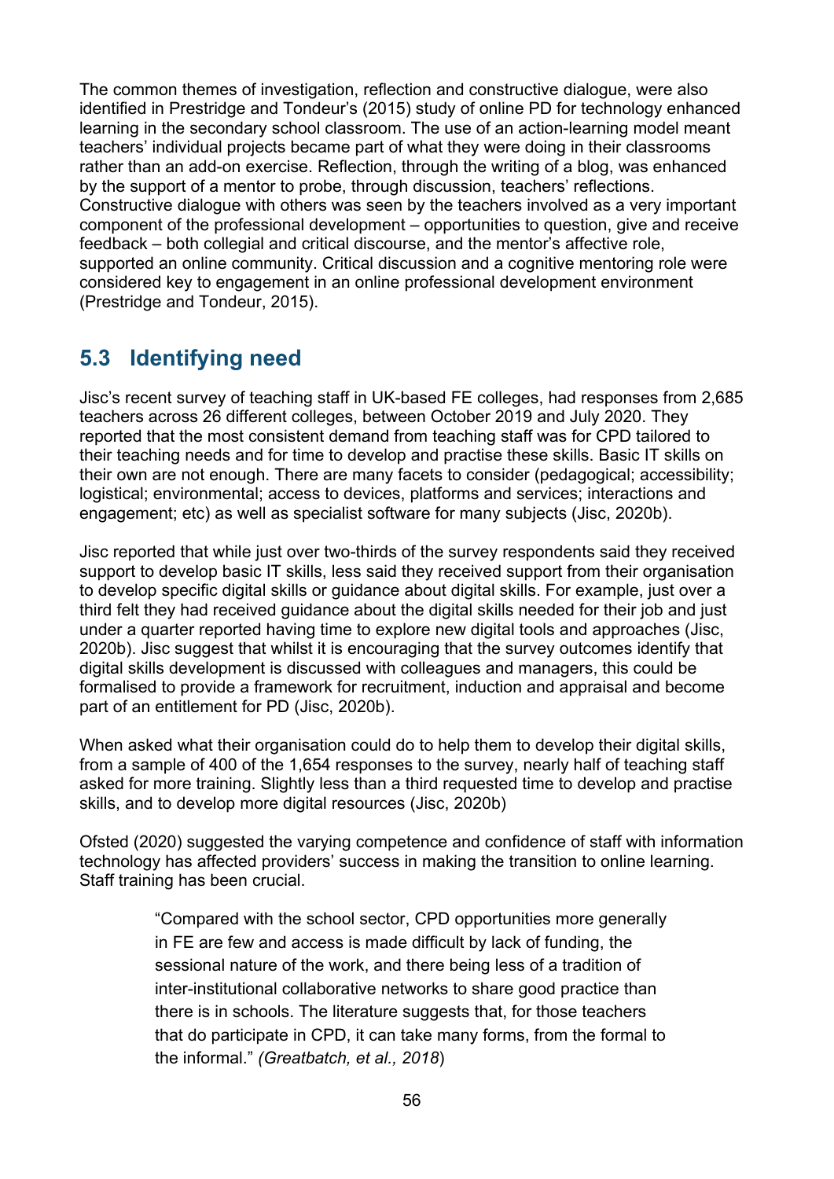The common themes of investigation, reflection and constructive dialogue, were also identified in Prestridge and Tondeur's (2015) study of online PD for technology enhanced learning in the secondary school classroom. The use of an action-learning model meant teachers' individual projects became part of what they were doing in their classrooms rather than an add-on exercise. Reflection, through the writing of a blog, was enhanced by the support of a mentor to probe, through discussion, teachers' reflections. Constructive dialogue with others was seen by the teachers involved as a very important component of the professional development – opportunities to question, give and receive feedback – both collegial and critical discourse, and the mentor's affective role, supported an online community. Critical discussion and a cognitive mentoring role were considered key to engagement in an online professional development environment (Prestridge and Tondeur, 2015).

## 5.3 Identifying need

Jisc's recent survey of teaching staff in UK-based FE colleges, had responses from 2,685 teachers across 26 different colleges, between October 2019 and July 2020. They reported that the most consistent demand from teaching staff was for CPD tailored to their teaching needs and for time to develop and practise these skills. Basic IT skills on their own are not enough. There are many facets to consider (pedagogical; accessibility; logistical; environmental; access to devices, platforms and services; interactions and engagement; etc) as well as specialist software for many subjects (Jisc, 2020b).

Jisc reported that while just over two-thirds of the survey respondents said they received support to develop basic IT skills, less said they received support from their organisation to develop specific digital skills or guidance about digital skills. For example, just over a third felt they had received guidance about the digital skills needed for their job and just under a quarter reported having time to explore new digital tools and approaches (Jisc, 2020b). Jisc suggest that whilst it is encouraging that the survey outcomes identify that digital skills development is discussed with colleagues and managers, this could be formalised to provide a framework for recruitment, induction and appraisal and become part of an entitlement for PD (Jisc, 2020b).

When asked what their organisation could do to help them to develop their digital skills, from a sample of 400 of the 1,654 responses to the survey, nearly half of teaching staff asked for more training. Slightly less than a third requested time to develop and practise skills, and to develop more digital resources (Jisc, 2020b)

Ofsted (2020) suggested the varying competence and confidence of staff with information technology has affected providers' success in making the transition to online learning. Staff training has been crucial.

> "Compared with the school sector, CPD opportunities more generally in FE are few and access is made difficult by lack of funding, the sessional nature of the work, and there being less of a tradition of inter-institutional collaborative networks to share good practice than there is in schools. The literature suggests that, for those teachers that do participate in CPD, it can take many forms, from the formal to the informal." *(Greatbatch, et al., 2018*)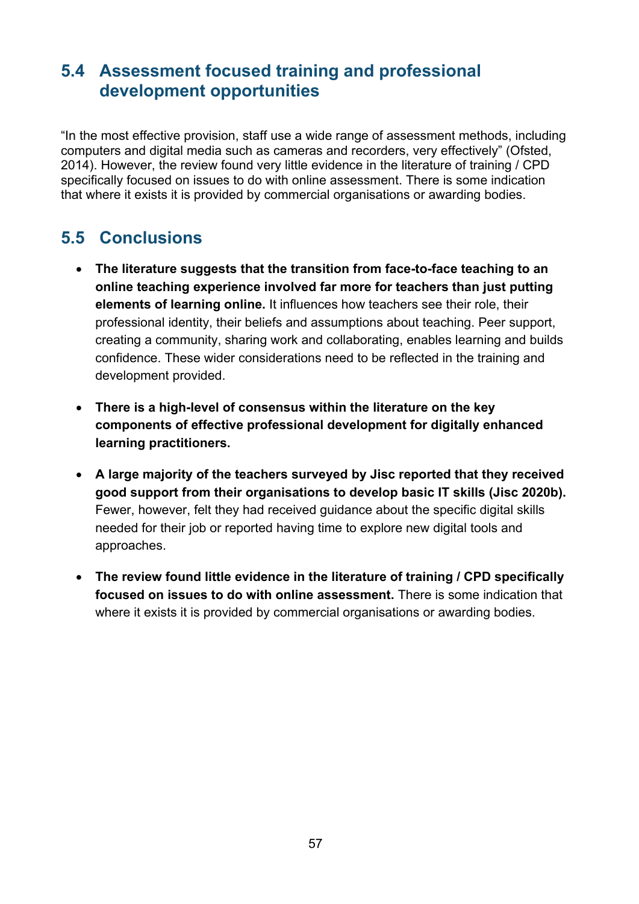## 5.4 Assessment focused training and professional development opportunities

"In the most effective provision, staff use a wide range of assessment methods, including computers and digital media such as cameras and recorders, very effectively" (Ofsted, 2014). However, the review found very little evidence in the literature of training / CPD specifically focused on issues to do with online assessment. There is some indication that where it exists it is provided by commercial organisations or awarding bodies.

## 5.5 Conclusions

- **The literature suggests that the transition from face-to-face teaching to an online teaching experience involved far more for teachers than just putting elements of learning online.** It influences how teachers see their role, their professional identity, their beliefs and assumptions about teaching. Peer support, creating a community, sharing work and collaborating, enables learning and builds confidence. These wider considerations need to be reflected in the training and development provided.

- **There is a high-level of consensus within the literature on the key components of effective professional development for digitally enhanced learning practitioners.**

- **A large majority of the teachers surveyed by Jisc reported that they received good support from their organisations to develop basic IT skills (Jisc 2020b).** Fewer, however, felt they had received guidance about the specific digital skills needed for their job or reported having time to explore new digital tools and approaches.

- **The review found little evidence in the literature of training / CPD specifically focused on issues to do with online assessment.** There is some indication that where it exists it is provided by commercial organisations or awarding bodies.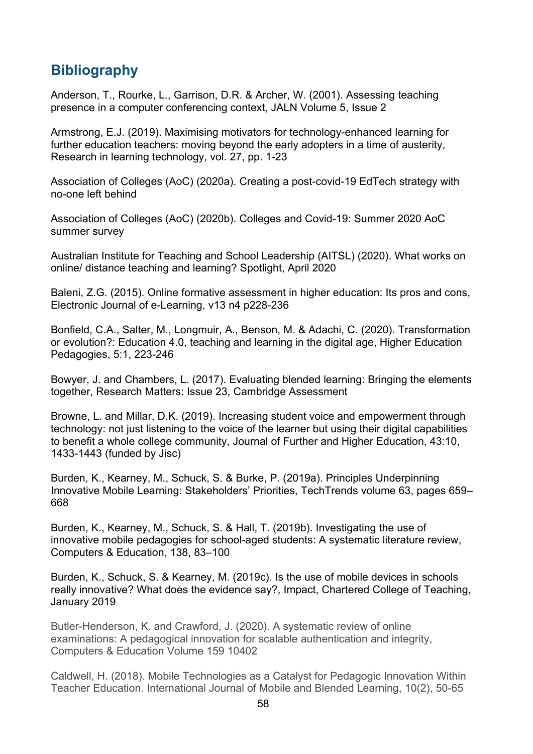## Bibliography

Anderson, T., Rourke, L., Garrison, D.R. & Archer, W. (2001). Assessing teaching presence in a computer conferencing context, JALN Volume 5, Issue 2

Armstrong, E.J. (2019). Maximising motivators for technology-enhanced learning for further education teachers: moving beyond the early adopters in a time of austerity, Research in learning technology, vol. 27, pp. 1-23

Association of Colleges (AoC) (2020a). Creating a post-covid-19 EdTech strategy with no-one left behind

Association of Colleges (AoC) (2020b). Colleges and Covid-19: Summer 2020 AoC summer survey

Australian Institute for Teaching and School Leadership (AITSL) (2020). What works on online/ distance teaching and learning? Spotlight, April 2020

Baleni, Z.G. (2015). Online formative assessment in higher education: Its pros and cons, Electronic Journal of e-Learning, v13 n4 p228-236

Bonfield, C.A., Salter, M., Longmuir, A., Benson, M. & Adachi, C. (2020). Transformation or evolution?: Education 4.0, teaching and learning in the digital age, Higher Education Pedagogies, 5:1, 223-246

Bowyer, J. and Chambers, L. (2017). Evaluating blended learning: Bringing the elements together, Research Matters: Issue 23, Cambridge Assessment

Browne, L. and Millar, D.K. (2019). Increasing student voice and empowerment through technology: not just listening to the voice of the learner but using their digital capabilities to benefit a whole college community, Journal of Further and Higher Education, 43:10, 1433-1443 (funded by Jisc)

Burden, K., Kearney, M., Schuck, S. & Burke, P. (2019a). Principles Underpinning Innovative Mobile Learning: Stakeholders' Priorities, TechTrends volume 63, pages 659–668

Burden, K., Kearney, M., Schuck, S. & Hall, T. (2019b). Investigating the use of innovative mobile pedagogies for school-aged students: A systematic literature review, Computers & Education, 138, 83–100

Burden, K., Schuck, S. & Kearney, M. (2019c). Is the use of mobile devices in schools really innovative? What does the evidence say?, Impact, Chartered College of Teaching, January 2019

Butler-Henderson, K. and Crawford, J. (2020). A systematic review of online examinations: A pedagogical innovation for scalable authentication and integrity, Computers & Education Volume 159 10402

Caldwell, H. (2018). Mobile Technologies as a Catalyst for Pedagogic Innovation Within Teacher Education. International Journal of Mobile and Blended Learning, 10(2), 50-65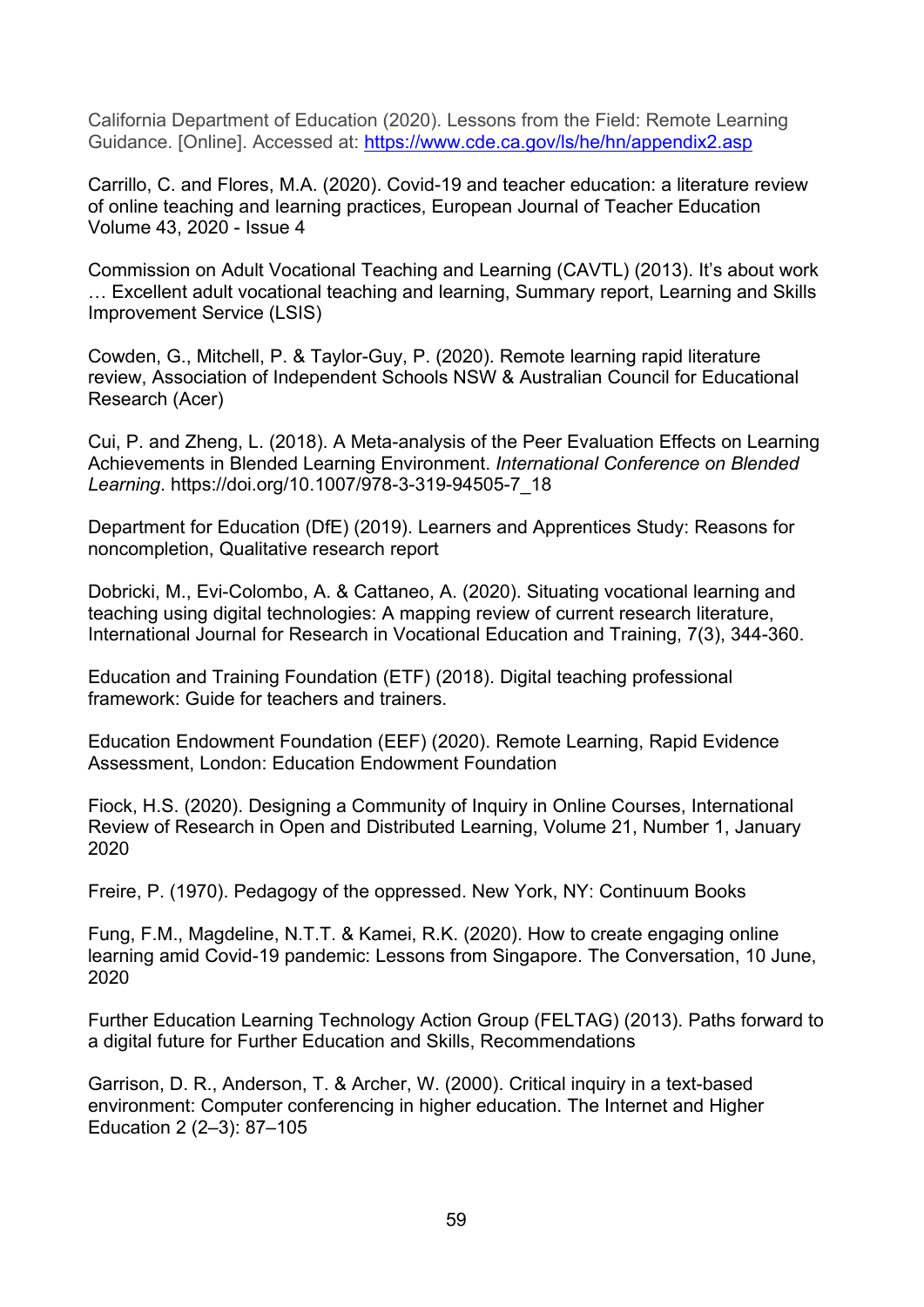California Department of Education (2020). Lessons from the Field: Remote Learning Guidance. [Online]. Accessed at: https://www.cde.ca.gov/ls/he/hn/appendix2.asp

Carrillo, C. and Flores, M.A. (2020). Covid-19 and teacher education: a literature review of online teaching and learning practices, European Journal of Teacher Education Volume 43, 2020 - Issue 4

Commission on Adult Vocational Teaching and Learning (CAVTL) (2013). It's about work … Excellent adult vocational teaching and learning, Summary report, Learning and Skills Improvement Service (LSIS)

Cowden, G., Mitchell, P. & Taylor-Guy, P. (2020). Remote learning rapid literature review, Association of Independent Schools NSW & Australian Council for Educational Research (Acer)

Cui, P. and Zheng, L. (2018). A Meta-analysis of the Peer Evaluation Effects on Learning Achievements in Blended Learning Environment. *International Conference on Blended Learning*. https://doi.org/10.1007/978-3-319-94505-7_18

Department for Education (DfE) (2019). Learners and Apprentices Study: Reasons for noncompletion, Qualitative research report

Dobricki, M., Evi-Colombo, A. & Cattaneo, A. (2020). Situating vocational learning and teaching using digital technologies: A mapping review of current research literature, International Journal for Research in Vocational Education and Training, 7(3), 344-360.

Education and Training Foundation (ETF) (2018). Digital teaching professional framework: Guide for teachers and trainers.

Education Endowment Foundation (EEF) (2020). Remote Learning, Rapid Evidence Assessment, London: Education Endowment Foundation

Fiock, H.S. (2020). Designing a Community of Inquiry in Online Courses, International Review of Research in Open and Distributed Learning, Volume 21, Number 1, January 2020

Freire, P. (1970). Pedagogy of the oppressed. New York, NY: Continuum Books

Fung, F.M., Magdeline, N.T.T. & Kamei, R.K. (2020). How to create engaging online learning amid Covid-19 pandemic: Lessons from Singapore. The Conversation, 10 June, 2020

Further Education Learning Technology Action Group (FELTAG) (2013). Paths forward to a digital future for Further Education and Skills, Recommendations

Garrison, D. R., Anderson, T. & Archer, W. (2000). Critical inquiry in a text-based environment: Computer conferencing in higher education. The Internet and Higher Education 2 (2–3): 87–105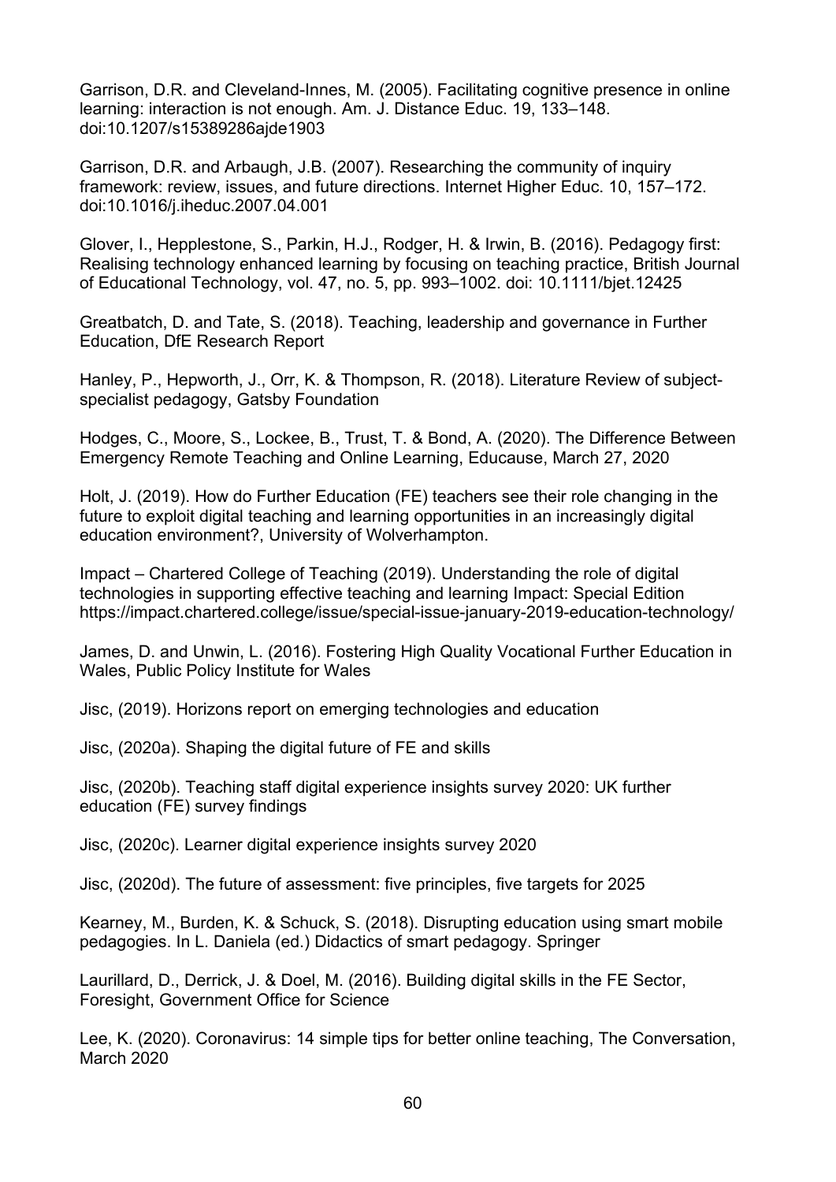Garrison, D.R. and Cleveland-Innes, M. (2005). Facilitating cognitive presence in online learning: interaction is not enough. Am. J. Distance Educ. 19, 133–148. doi:10.1207/s15389286ajde1903

Garrison, D.R. and Arbaugh, J.B. (2007). Researching the community of inquiry framework: review, issues, and future directions. Internet Higher Educ. 10, 157–172. doi:10.1016/j.iheduc.2007.04.001

Glover, I., Hepplestone, S., Parkin, H.J., Rodger, H. & Irwin, B. (2016). Pedagogy first: Realising technology enhanced learning by focusing on teaching practice, British Journal of Educational Technology, vol. 47, no. 5, pp. 993–1002. doi: 10.1111/bjet.12425

Greatbatch, D. and Tate, S. (2018). Teaching, leadership and governance in Further Education, DfE Research Report

Hanley, P., Hepworth, J., Orr, K. & Thompson, R. (2018). Literature Review of subject-specialist pedagogy, Gatsby Foundation

Hodges, C., Moore, S., Lockee, B., Trust, T. & Bond, A. (2020). The Difference Between Emergency Remote Teaching and Online Learning, Educause, March 27, 2020

Holt, J. (2019). How do Further Education (FE) teachers see their role changing in the future to exploit digital teaching and learning opportunities in an increasingly digital education environment?, University of Wolverhampton.

Impact – Chartered College of Teaching (2019). Understanding the role of digital technologies in supporting effective teaching and learning Impact: Special Edition https://impact.chartered.college/issue/special-issue-january-2019-education-technology/

James, D. and Unwin, L. (2016). Fostering High Quality Vocational Further Education in Wales, Public Policy Institute for Wales

Jisc, (2019). Horizons report on emerging technologies and education

Jisc, (2020a). Shaping the digital future of FE and skills

Jisc, (2020b). Teaching staff digital experience insights survey 2020: UK further education (FE) survey findings

Jisc, (2020c). Learner digital experience insights survey 2020

Jisc, (2020d). The future of assessment: five principles, five targets for 2025

Kearney, M., Burden, K. & Schuck, S. (2018). Disrupting education using smart mobile pedagogies. In L. Daniela (ed.) Didactics of smart pedagogy. Springer

Laurillard, D., Derrick, J. & Doel, M. (2016). Building digital skills in the FE Sector, Foresight, Government Office for Science

Lee, K. (2020). Coronavirus: 14 simple tips for better online teaching, The Conversation, March 2020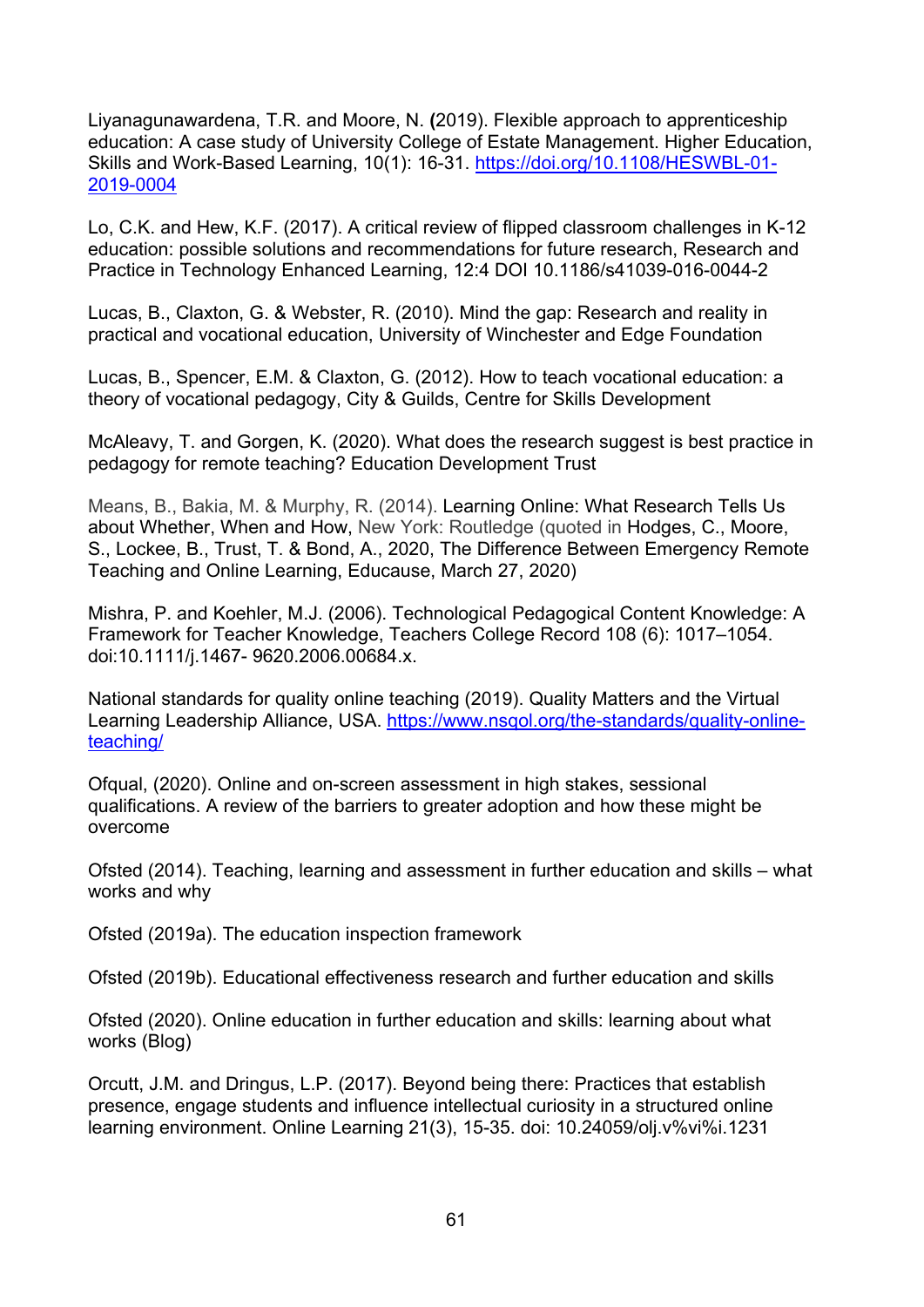Liyanagunawardena, T.R. and Moore, N. (2019). Flexible approach to apprenticeship education: A case study of University College of Estate Management. Higher Education, Skills and Work-Based Learning, 10(1): 16-31. [https://doi.org/10.1108/HESWBL-01-2019-0004](https://doi.org/10.1108/HESWBL-01-2019-0004)

Lo, C.K. and Hew, K.F. (2017). A critical review of flipped classroom challenges in K-12 education: possible solutions and recommendations for future research, Research and Practice in Technology Enhanced Learning, 12:4 DOI 10.1186/s41039-016-0044-2

Lucas, B., Claxton, G. & Webster, R. (2010). Mind the gap: Research and reality in practical and vocational education, University of Winchester and Edge Foundation

Lucas, B., Spencer, E.M. & Claxton, G. (2012). How to teach vocational education: a theory of vocational pedagogy, City & Guilds, Centre for Skills Development

McAleavy, T. and Gorgen, K. (2020). What does the research suggest is best practice in pedagogy for remote teaching? Education Development Trust

Means, B., Bakia, M. & Murphy, R. (2014). Learning Online: What Research Tells Us about Whether, When and How, New York: Routledge (quoted in Hodges, C., Moore, S., Lockee, B., Trust, T. & Bond, A., 2020, The Difference Between Emergency Remote Teaching and Online Learning, Educause, March 27, 2020)

Mishra, P. and Koehler, M.J. (2006). Technological Pedagogical Content Knowledge: A Framework for Teacher Knowledge, Teachers College Record 108 (6): 1017–1054. doi:10.1111/j.1467- 9620.2006.00684.x.

National standards for quality online teaching (2019). Quality Matters and the Virtual Learning Leadership Alliance, USA. [https://www.nsqol.org/the-standards/quality-online-teaching/](https://www.nsqol.org/the-standards/quality-online-teaching/)

Ofqual, (2020). Online and on-screen assessment in high stakes, sessional qualifications. A review of the barriers to greater adoption and how these might be overcome

Ofsted (2014). Teaching, learning and assessment in further education and skills – what works and why

Ofsted (2019a). The education inspection framework

Ofsted (2019b). Educational effectiveness research and further education and skills

Ofsted (2020). Online education in further education and skills: learning about what works (Blog)

Orcutt, J.M. and Dringus, L.P. (2017). Beyond being there: Practices that establish presence, engage students and influence intellectual curiosity in a structured online learning environment. Online Learning 21(3), 15-35. doi: 10.24059/olj.v%vi%i.1231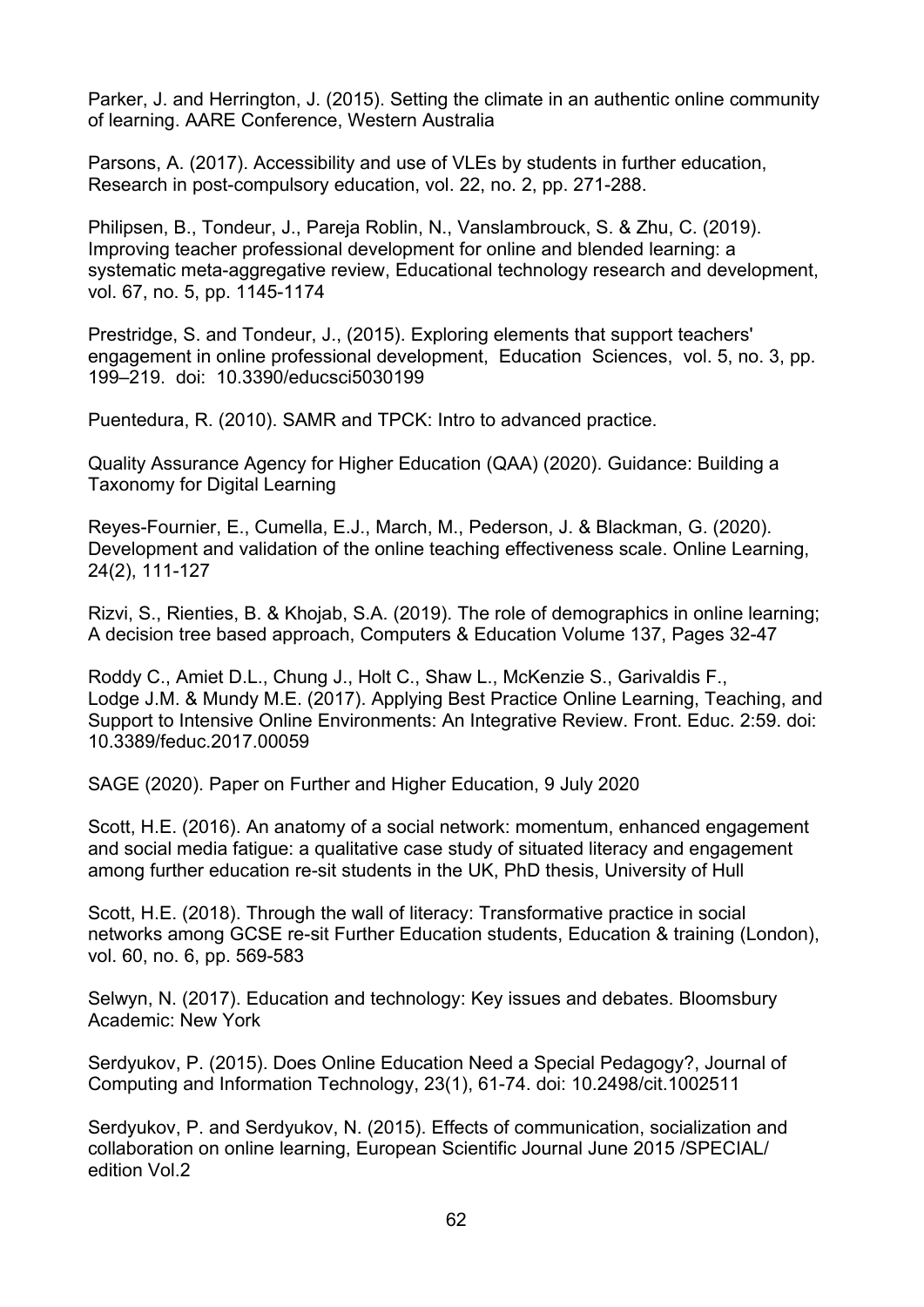Parker, J. and Herrington, J. (2015). Setting the climate in an authentic online community of learning. AARE Conference, Western Australia

Parsons, A. (2017). Accessibility and use of VLEs by students in further education, Research in post-compulsory education, vol. 22, no. 2, pp. 271-288.

Philipsen, B., Tondeur, J., Pareja Roblin, N., Vanslambrouck, S. & Zhu, C. (2019). Improving teacher professional development for online and blended learning: a systematic meta-aggregative review, Educational technology research and development, vol. 67, no. 5, pp. 1145-1174

Prestridge, S. and Tondeur, J., (2015). Exploring elements that support teachers' engagement in online professional development, Education Sciences, vol. 5, no. 3, pp. 199–219. doi: 10.3390/educsci5030199

Puentedura, R. (2010). SAMR and TPCK: Intro to advanced practice.

Quality Assurance Agency for Higher Education (QAA) (2020). Guidance: Building a Taxonomy for Digital Learning

Reyes-Fournier, E., Cumella, E.J., March, M., Pederson, J. & Blackman, G. (2020). Development and validation of the online teaching effectiveness scale. Online Learning, 24(2), 111-127

Rizvi, S., Rienties, B. & Khojab, S.A. (2019). The role of demographics in online learning; A decision tree based approach, Computers & Education Volume 137, Pages 32-47

Roddy C., Amiet D.L., Chung J., Holt C., Shaw L., McKenzie S., Garivaldis F., Lodge J.M. & Mundy M.E. (2017). Applying Best Practice Online Learning, Teaching, and Support to Intensive Online Environments: An Integrative Review. Front. Educ. 2:59. doi: 10.3389/feduc.2017.00059

SAGE (2020). Paper on Further and Higher Education, 9 July 2020

Scott, H.E. (2016). An anatomy of a social network: momentum, enhanced engagement and social media fatigue: a qualitative case study of situated literacy and engagement among further education re-sit students in the UK, PhD thesis, University of Hull

Scott, H.E. (2018). Through the wall of literacy: Transformative practice in social networks among GCSE re-sit Further Education students, Education & training (London), vol. 60, no. 6, pp. 569-583

Selwyn, N. (2017). Education and technology: Key issues and debates. Bloomsbury Academic: New York

Serdyukov, P. (2015). Does Online Education Need a Special Pedagogy?, Journal of Computing and Information Technology, 23(1), 61-74. doi: 10.2498/cit.1002511

Serdyukov, P. and Serdyukov, N. (2015). Effects of communication, socialization and collaboration on online learning, European Scientific Journal June 2015 /SPECIAL/ edition Vol.2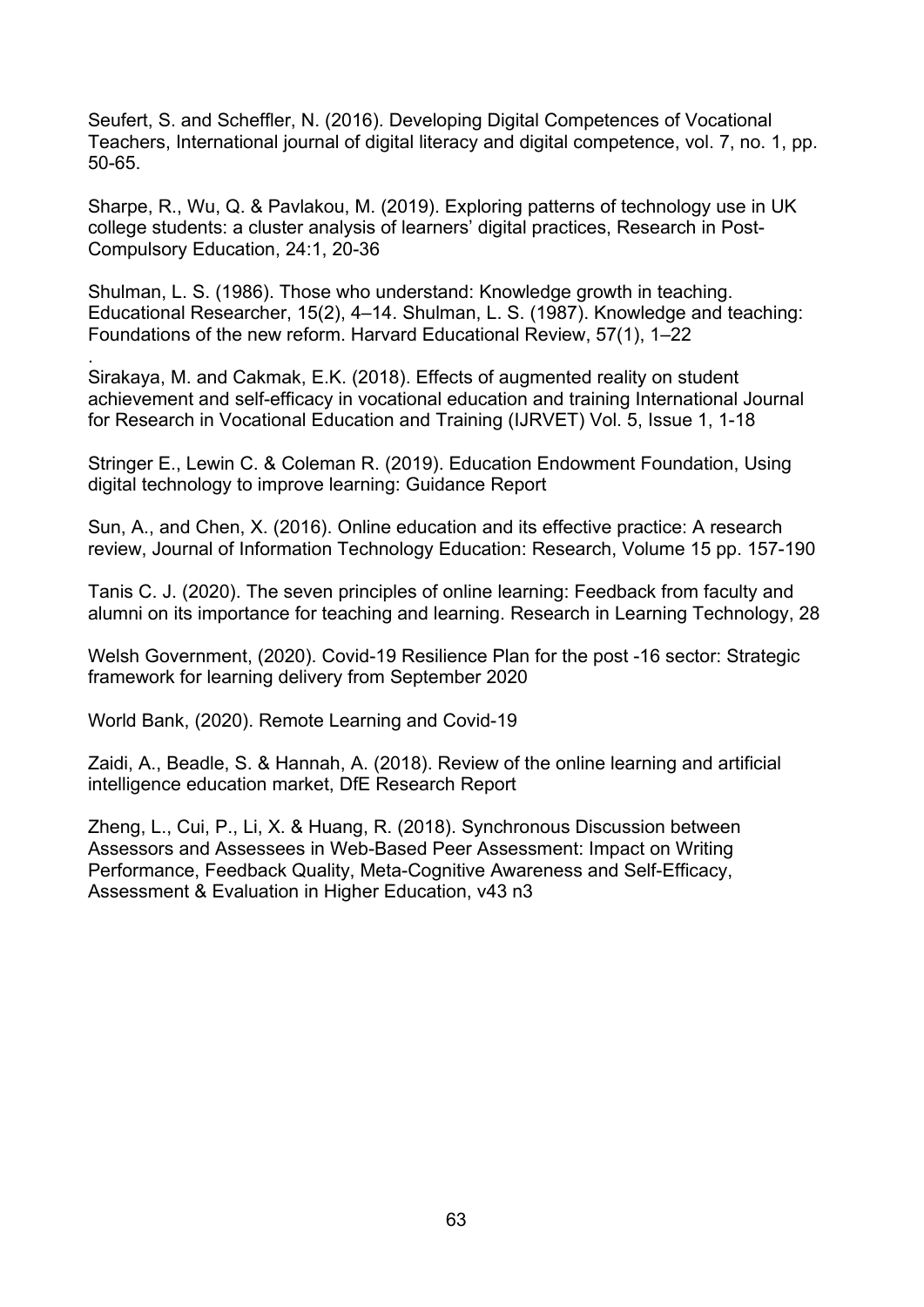Seufert, S. and Scheffler, N. (2016). Developing Digital Competences of Vocational Teachers, International journal of digital literacy and digital competence, vol. 7, no. 1, pp. 50-65.

Sharpe, R., Wu, Q. & Pavlakou, M. (2019). Exploring patterns of technology use in UK college students: a cluster analysis of learners' digital practices, Research in Post-Compulsory Education, 24:1, 20-36

Shulman, L. S. (1986). Those who understand: Knowledge growth in teaching. Educational Researcher, 15(2), 4–14. Shulman, L. S. (1987). Knowledge and teaching: Foundations of the new reform. Harvard Educational Review, 57(1), 1–22
.

Sirakaya, M. and Cakmak, E.K. (2018). Effects of augmented reality on student achievement and self-efficacy in vocational education and training International Journal for Research in Vocational Education and Training (IJRVET) Vol. 5, Issue 1, 1-18

Stringer E., Lewin C. & Coleman R. (2019). Education Endowment Foundation, Using digital technology to improve learning: Guidance Report

Sun, A., and Chen, X. (2016). Online education and its effective practice: A research review, Journal of Information Technology Education: Research, Volume 15 pp. 157-190

Tanis C. J. (2020). The seven principles of online learning: Feedback from faculty and alumni on its importance for teaching and learning. Research in Learning Technology, 28

Welsh Government, (2020). Covid-19 Resilience Plan for the post -16 sector: Strategic framework for learning delivery from September 2020

World Bank, (2020). Remote Learning and Covid-19

Zaidi, A., Beadle, S. & Hannah, A. (2018). Review of the online learning and artificial intelligence education market, DfE Research Report

Zheng, L., Cui, P., Li, X. & Huang, R. (2018). Synchronous Discussion between Assessors and Assessees in Web-Based Peer Assessment: Impact on Writing Performance, Feedback Quality, Meta-Cognitive Awareness and Self-Efficacy, Assessment & Evaluation in Higher Education, v43 n3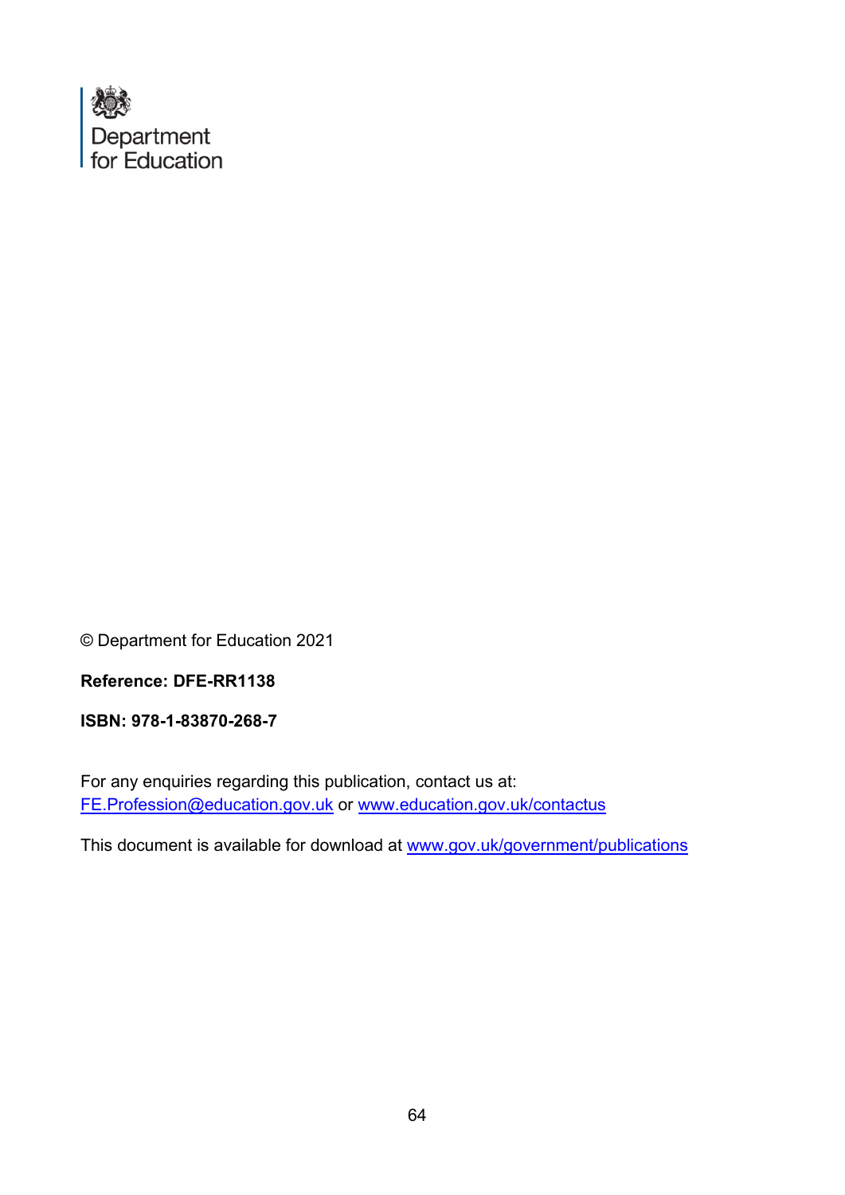Department for Education

© Department for Education 2021

**Reference: DFE-RR1138**

**ISBN: 978-1-83870-268-7**

For any enquiries regarding this publication, contact us at: FE.Profession@education.gov.uk or www.education.gov.uk/contactus

This document is available for download at www.gov.uk/government/publications